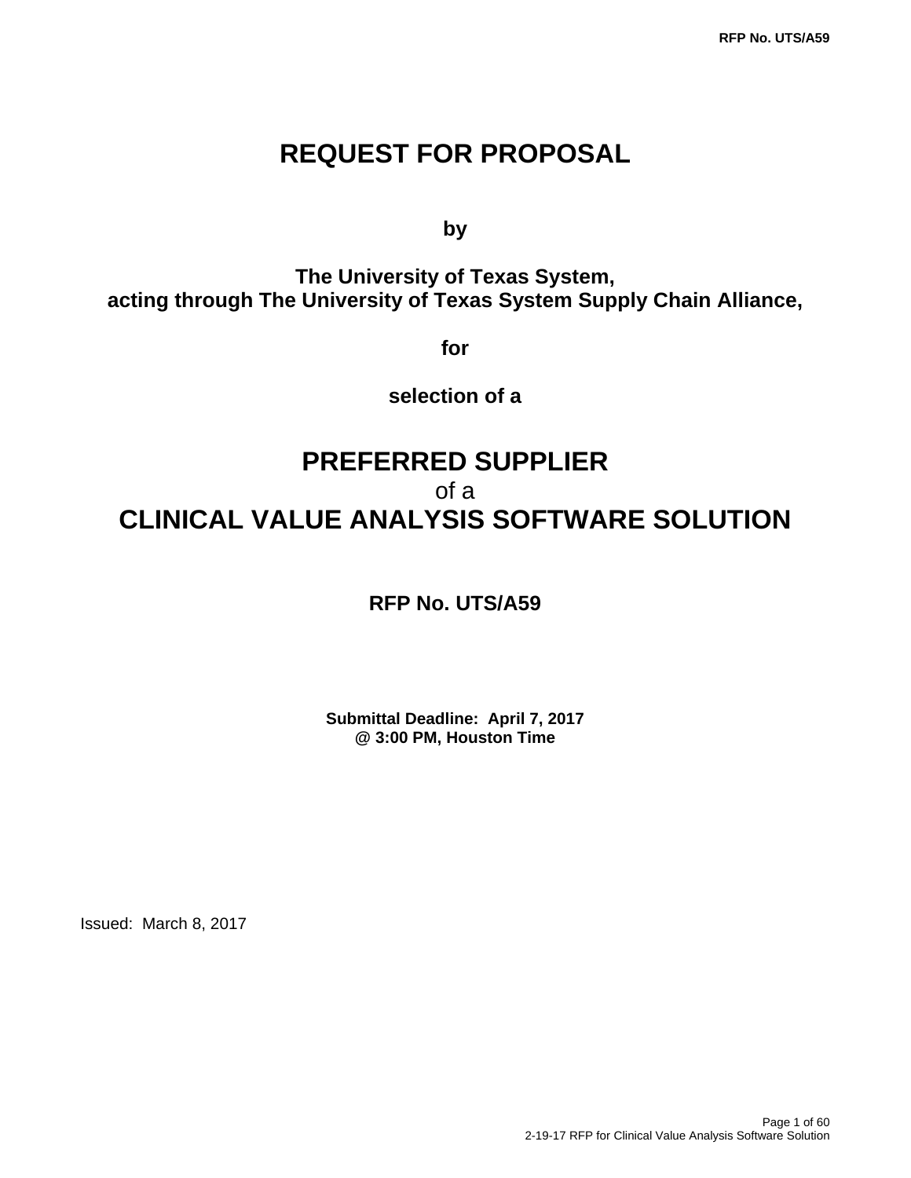# REQUEST FOR PROPOSAL

**by**

**The University of Texas System,**
**acting through The University of Texas System Supply Chain Alliance,**

**for**

**selection of a**

# PREFERRED SUPPLIER
of a
# CLINICAL VALUE ANALYSIS SOFTWARE SOLUTION

**RFP No. UTS/A59**

**Submittal Deadline: April 7, 2017**
**@ 3:00 PM, Houston Time**

Issued: March 8, 2017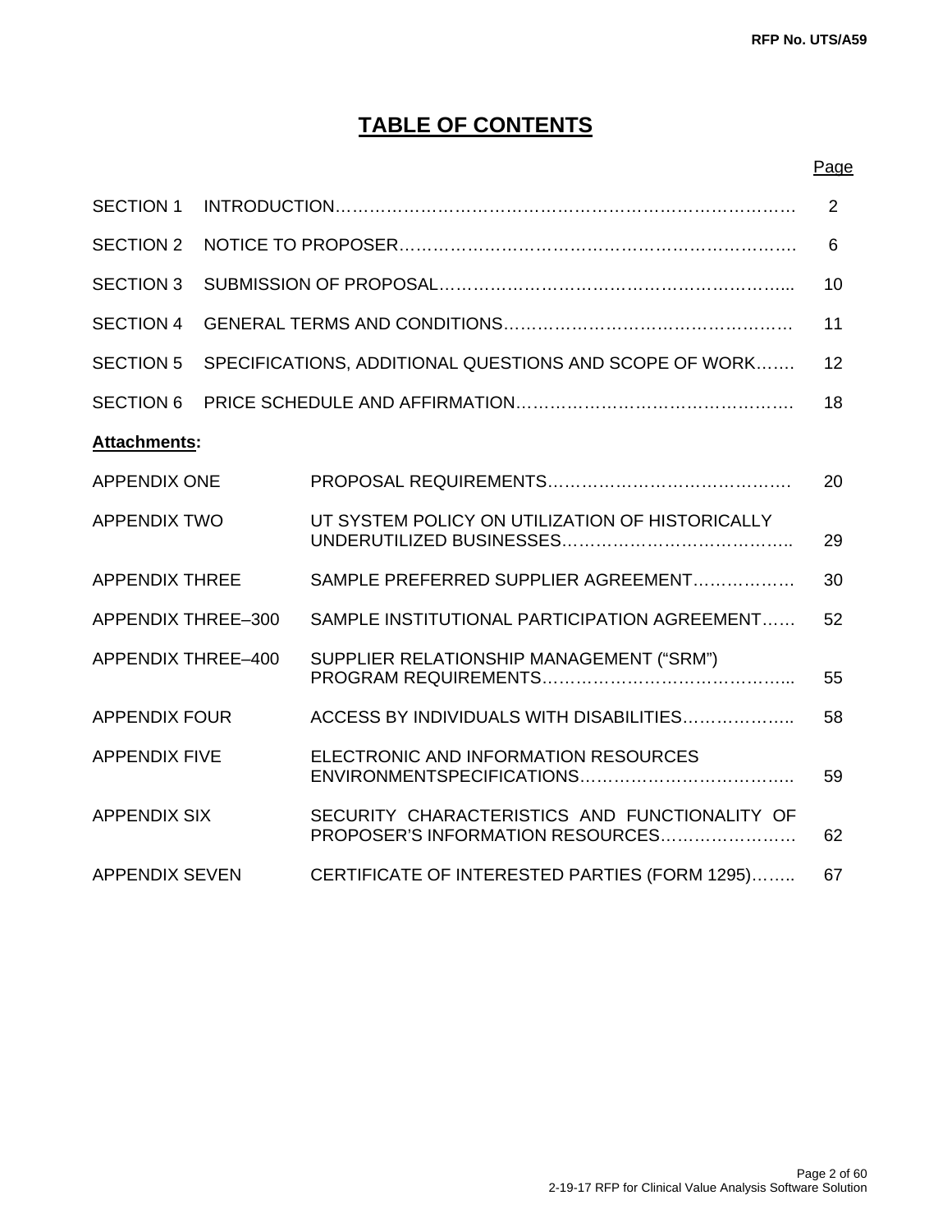# TABLE OF CONTENTS

| | | Page |
|---|---|---|
| SECTION 1 | INTRODUCTION………………………………………………………………………… | 2 |
| SECTION 2 | NOTICE TO PROPOSER…………………………………………………………… | 6 |
| SECTION 3 | SUBMISSION OF PROPOSAL…………………………………………………….. | 10 |
| SECTION 4 | GENERAL TERMS AND CONDITIONS………………………………………… | 11 |
| SECTION 5 | SPECIFICATIONS, ADDITIONAL QUESTIONS AND SCOPE OF WORK……. | 12 |
| SECTION 6 | PRICE SCHEDULE AND AFFIRMATION………………………………………. | 18 |

**Attachments:**

| | | |
|---|---|---|
| APPENDIX ONE | PROPOSAL REQUIREMENTS……………………………………. | 20 |
| APPENDIX TWO | UT SYSTEM POLICY ON UTILIZATION OF HISTORICALLY UNDERUTILIZED BUSINESSES………………………………….. | 29 |
| APPENDIX THREE | SAMPLE PREFERRED SUPPLIER AGREEMENT……………… | 30 |
| APPENDIX THREE–300 | SAMPLE INSTITUTIONAL PARTICIPATION AGREEMENT……. | 52 |
| APPENDIX THREE–400 | SUPPLIER RELATIONSHIP MANAGEMENT ("SRM") PROGRAM REQUIREMENTS…………………………………….. | 55 |
| APPENDIX FOUR | ACCESS BY INDIVIDUALS WITH DISABILITIES……………….. | 58 |
| APPENDIX FIVE | ELECTRONIC AND INFORMATION RESOURCES ENVIRONMENTSPECIFICATIONS………………………………. | 59 |
| APPENDIX SIX | SECURITY CHARACTERISTICS AND FUNCTIONALITY OF PROPOSER'S INFORMATION RESOURCES……………………. | 62 |
| APPENDIX SEVEN | CERTIFICATE OF INTERESTED PARTIES (FORM 1295)…….. | 67 |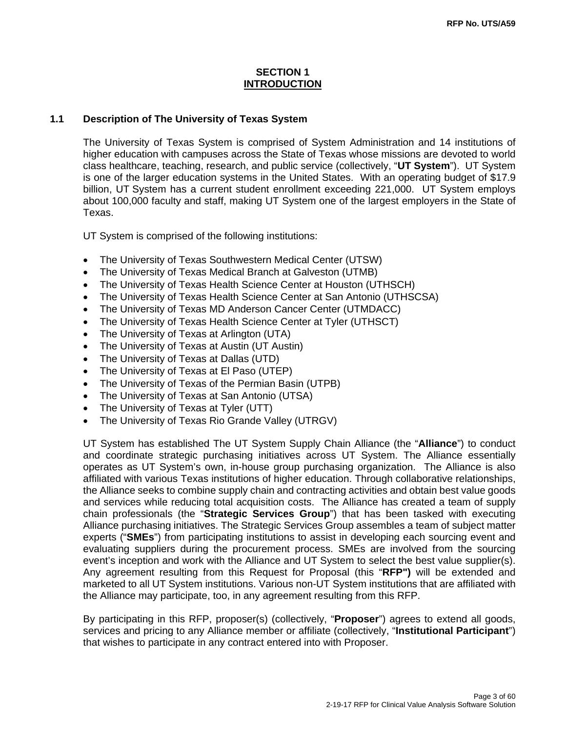# SECTION 1
## INTRODUCTION

### 1.1 Description of The University of Texas System

The University of Texas System is comprised of System Administration and 14 institutions of higher education with campuses across the State of Texas whose missions are devoted to world class healthcare, teaching, research, and public service (collectively, "**UT System**"). UT System is one of the larger education systems in the United States. With an operating budget of $17.9 billion, UT System has a current student enrollment exceeding 221,000. UT System employs about 100,000 faculty and staff, making UT System one of the largest employers in the State of Texas.

UT System is comprised of the following institutions:

- The University of Texas Southwestern Medical Center (UTSW)
- The University of Texas Medical Branch at Galveston (UTMB)
- The University of Texas Health Science Center at Houston (UTHSCH)
- The University of Texas Health Science Center at San Antonio (UTHSCSA)
- The University of Texas MD Anderson Cancer Center (UTMDACC)
- The University of Texas Health Science Center at Tyler (UTHSCT)
- The University of Texas at Arlington (UTA)
- The University of Texas at Austin (UT Austin)
- The University of Texas at Dallas (UTD)
- The University of Texas at El Paso (UTEP)
- The University of Texas of the Permian Basin (UTPB)
- The University of Texas at San Antonio (UTSA)
- The University of Texas at Tyler (UTT)
- The University of Texas Rio Grande Valley (UTRGV)

UT System has established The UT System Supply Chain Alliance (the "**Alliance**") to conduct and coordinate strategic purchasing initiatives across UT System. The Alliance essentially operates as UT System's own, in-house group purchasing organization. The Alliance is also affiliated with various Texas institutions of higher education. Through collaborative relationships, the Alliance seeks to combine supply chain and contracting activities and obtain best value goods and services while reducing total acquisition costs. The Alliance has created a team of supply chain professionals (the "**Strategic Services Group**") that has been tasked with executing Alliance purchasing initiatives. The Strategic Services Group assembles a team of subject matter experts ("**SMEs**") from participating institutions to assist in developing each sourcing event and evaluating suppliers during the procurement process. SMEs are involved from the sourcing event's inception and work with the Alliance and UT System to select the best value supplier(s). Any agreement resulting from this Request for Proposal (this "**RFP")** will be extended and marketed to all UT System institutions. Various non-UT System institutions that are affiliated with the Alliance may participate, too, in any agreement resulting from this RFP.

By participating in this RFP, proposer(s) (collectively, "**Proposer**") agrees to extend all goods, services and pricing to any Alliance member or affiliate (collectively, "**Institutional Participant**") that wishes to participate in any contract entered into with Proposer.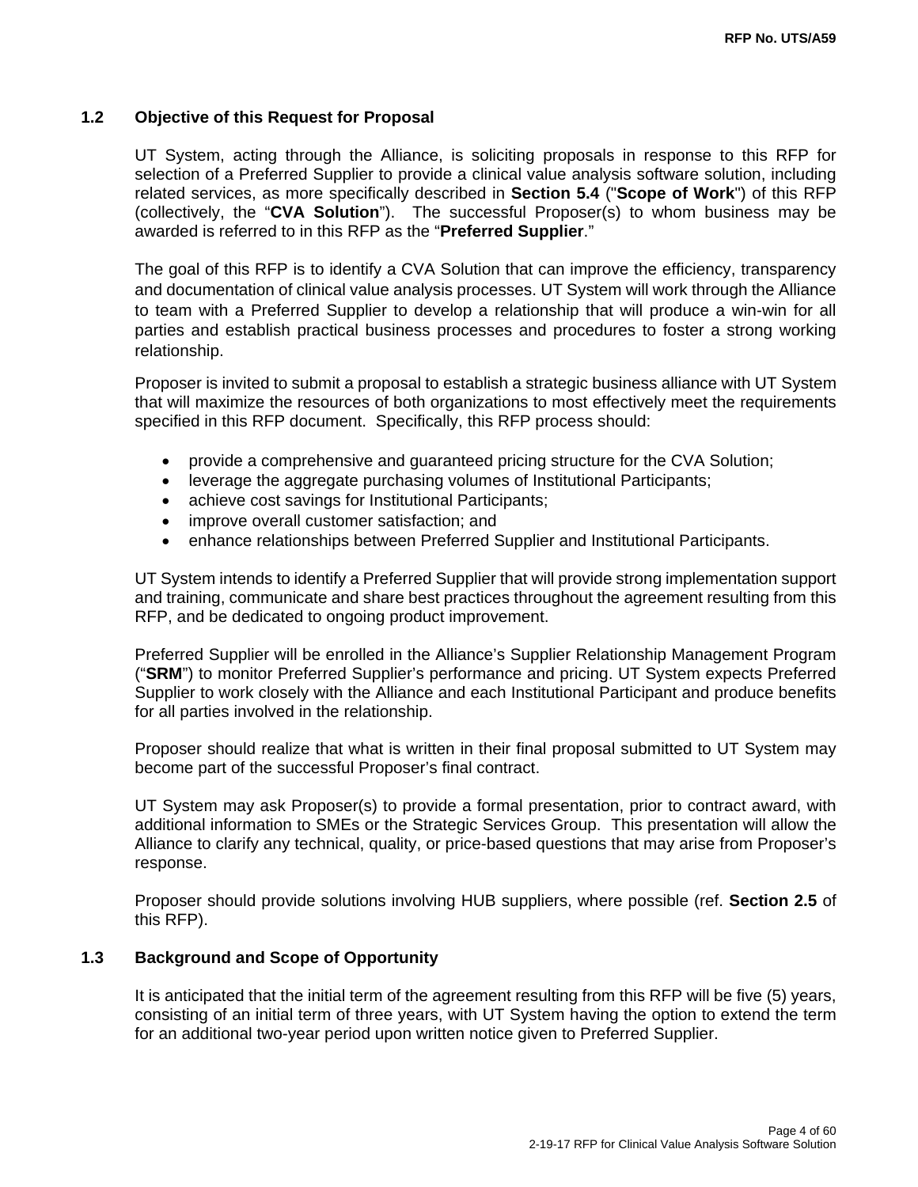### 1.2 Objective of this Request for Proposal

UT System, acting through the Alliance, is soliciting proposals in response to this RFP for selection of a Preferred Supplier to provide a clinical value analysis software solution, including related services, as more specifically described in **Section 5.4** ("**Scope of Work**") of this RFP (collectively, the "**CVA Solution**"). The successful Proposer(s) to whom business may be awarded is referred to in this RFP as the "**Preferred Supplier**."

The goal of this RFP is to identify a CVA Solution that can improve the efficiency, transparency and documentation of clinical value analysis processes. UT System will work through the Alliance to team with a Preferred Supplier to develop a relationship that will produce a win-win for all parties and establish practical business processes and procedures to foster a strong working relationship.

Proposer is invited to submit a proposal to establish a strategic business alliance with UT System that will maximize the resources of both organizations to most effectively meet the requirements specified in this RFP document. Specifically, this RFP process should:

- provide a comprehensive and guaranteed pricing structure for the CVA Solution;
- leverage the aggregate purchasing volumes of Institutional Participants;
- achieve cost savings for Institutional Participants;
- improve overall customer satisfaction; and
- enhance relationships between Preferred Supplier and Institutional Participants.

UT System intends to identify a Preferred Supplier that will provide strong implementation support and training, communicate and share best practices throughout the agreement resulting from this RFP, and be dedicated to ongoing product improvement.

Preferred Supplier will be enrolled in the Alliance's Supplier Relationship Management Program ("**SRM**") to monitor Preferred Supplier's performance and pricing. UT System expects Preferred Supplier to work closely with the Alliance and each Institutional Participant and produce benefits for all parties involved in the relationship.

Proposer should realize that what is written in their final proposal submitted to UT System may become part of the successful Proposer's final contract.

UT System may ask Proposer(s) to provide a formal presentation, prior to contract award, with additional information to SMEs or the Strategic Services Group. This presentation will allow the Alliance to clarify any technical, quality, or price-based questions that may arise from Proposer's response.

Proposer should provide solutions involving HUB suppliers, where possible (ref. **Section 2.5** of this RFP).

### 1.3 Background and Scope of Opportunity

It is anticipated that the initial term of the agreement resulting from this RFP will be five (5) years, consisting of an initial term of three years, with UT System having the option to extend the term for an additional two-year period upon written notice given to Preferred Supplier.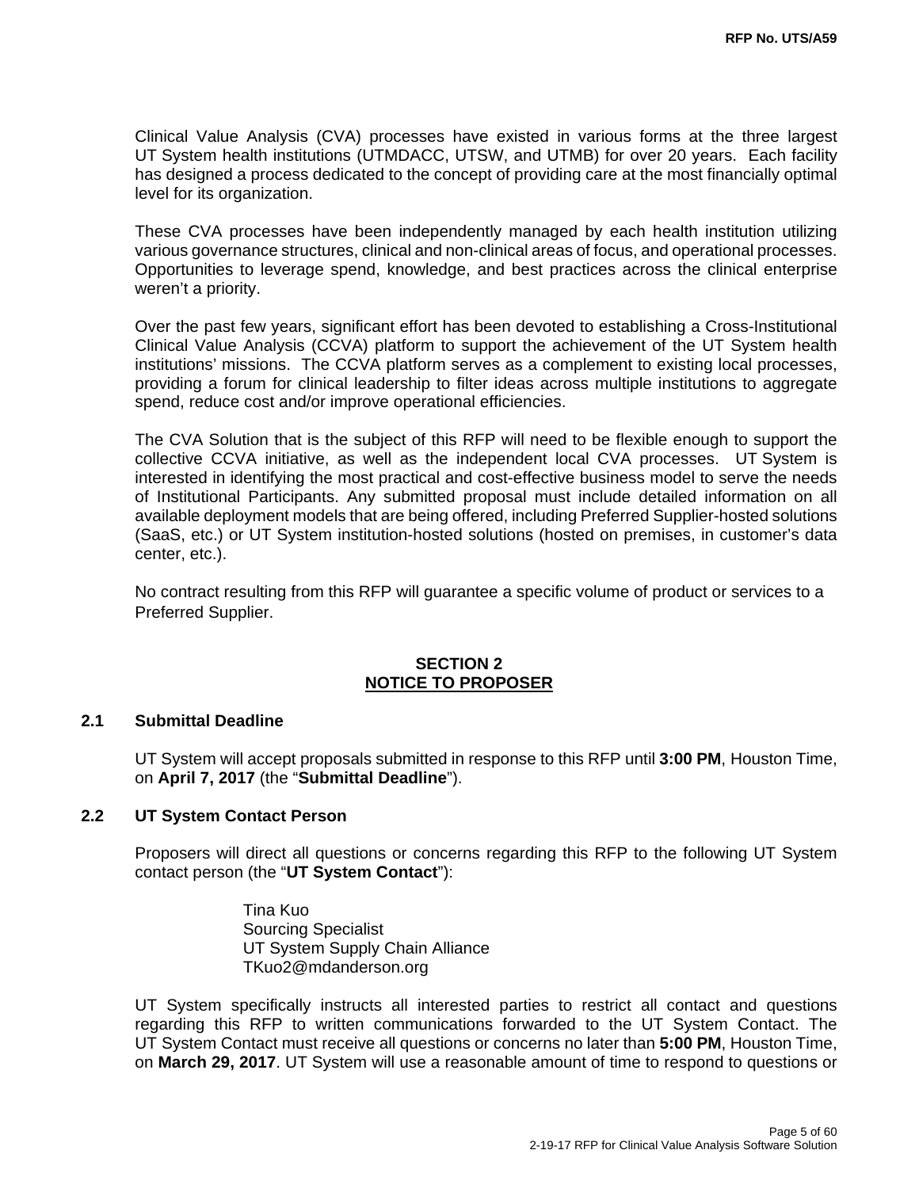Clinical Value Analysis (CVA) processes have existed in various forms at the three largest UT System health institutions (UTMDACC, UTSW, and UTMB) for over 20 years. Each facility has designed a process dedicated to the concept of providing care at the most financially optimal level for its organization.

These CVA processes have been independently managed by each health institution utilizing various governance structures, clinical and non-clinical areas of focus, and operational processes. Opportunities to leverage spend, knowledge, and best practices across the clinical enterprise weren't a priority.

Over the past few years, significant effort has been devoted to establishing a Cross-Institutional Clinical Value Analysis (CCVA) platform to support the achievement of the UT System health institutions' missions. The CCVA platform serves as a complement to existing local processes, providing a forum for clinical leadership to filter ideas across multiple institutions to aggregate spend, reduce cost and/or improve operational efficiencies.

The CVA Solution that is the subject of this RFP will need to be flexible enough to support the collective CCVA initiative, as well as the independent local CVA processes. UT System is interested in identifying the most practical and cost-effective business model to serve the needs of Institutional Participants. Any submitted proposal must include detailed information on all available deployment models that are being offered, including Preferred Supplier-hosted solutions (SaaS, etc.) or UT System institution-hosted solutions (hosted on premises, in customer's data center, etc.).

No contract resulting from this RFP will guarantee a specific volume of product or services to a Preferred Supplier.

## SECTION 2
## NOTICE TO PROPOSER

### 2.1 Submittal Deadline

UT System will accept proposals submitted in response to this RFP until **3:00 PM**, Houston Time, on **April 7, 2017** (the "**Submittal Deadline**").

### 2.2 UT System Contact Person

Proposers will direct all questions or concerns regarding this RFP to the following UT System contact person (the "**UT System Contact**"):

Tina Kuo
Sourcing Specialist
UT System Supply Chain Alliance
TKuo2@mdanderson.org

UT System specifically instructs all interested parties to restrict all contact and questions regarding this RFP to written communications forwarded to the UT System Contact. The UT System Contact must receive all questions or concerns no later than **5:00 PM**, Houston Time, on **March 29, 2017**. UT System will use a reasonable amount of time to respond to questions or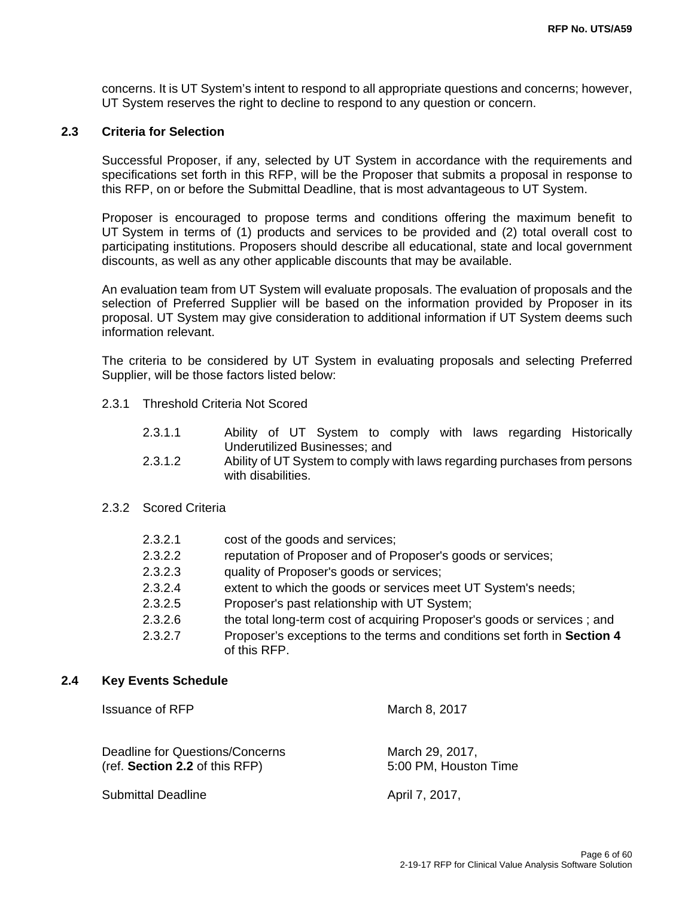concerns. It is UT System's intent to respond to all appropriate questions and concerns; however, UT System reserves the right to decline to respond to any question or concern.

## 2.3 Criteria for Selection

Successful Proposer, if any, selected by UT System in accordance with the requirements and specifications set forth in this RFP, will be the Proposer that submits a proposal in response to this RFP, on or before the Submittal Deadline, that is most advantageous to UT System.

Proposer is encouraged to propose terms and conditions offering the maximum benefit to UT System in terms of (1) products and services to be provided and (2) total overall cost to participating institutions. Proposers should describe all educational, state and local government discounts, as well as any other applicable discounts that may be available.

An evaluation team from UT System will evaluate proposals. The evaluation of proposals and the selection of Preferred Supplier will be based on the information provided by Proposer in its proposal. UT System may give consideration to additional information if UT System deems such information relevant.

The criteria to be considered by UT System in evaluating proposals and selecting Preferred Supplier, will be those factors listed below:

2.3.1 Threshold Criteria Not Scored

- 2.3.1.1 Ability of UT System to comply with laws regarding Historically Underutilized Businesses; and
- 2.3.1.2 Ability of UT System to comply with laws regarding purchases from persons with disabilities.

2.3.2 Scored Criteria

- 2.3.2.1 cost of the goods and services;
- 2.3.2.2 reputation of Proposer and of Proposer's goods or services;
- 2.3.2.3 quality of Proposer's goods or services;
- 2.3.2.4 extent to which the goods or services meet UT System's needs;
- 2.3.2.5 Proposer's past relationship with UT System;
- 2.3.2.6 the total long-term cost of acquiring Proposer's goods or services ; and
- 2.3.2.7 Proposer's exceptions to the terms and conditions set forth in **Section 4** of this RFP.

## 2.4 Key Events Schedule

| | |
|---|---|
| Issuance of RFP | March 8, 2017 |
| Deadline for Questions/Concerns (ref. **Section 2.2** of this RFP) | March 29, 2017, 5:00 PM, Houston Time |
| Submittal Deadline | April 7, 2017, |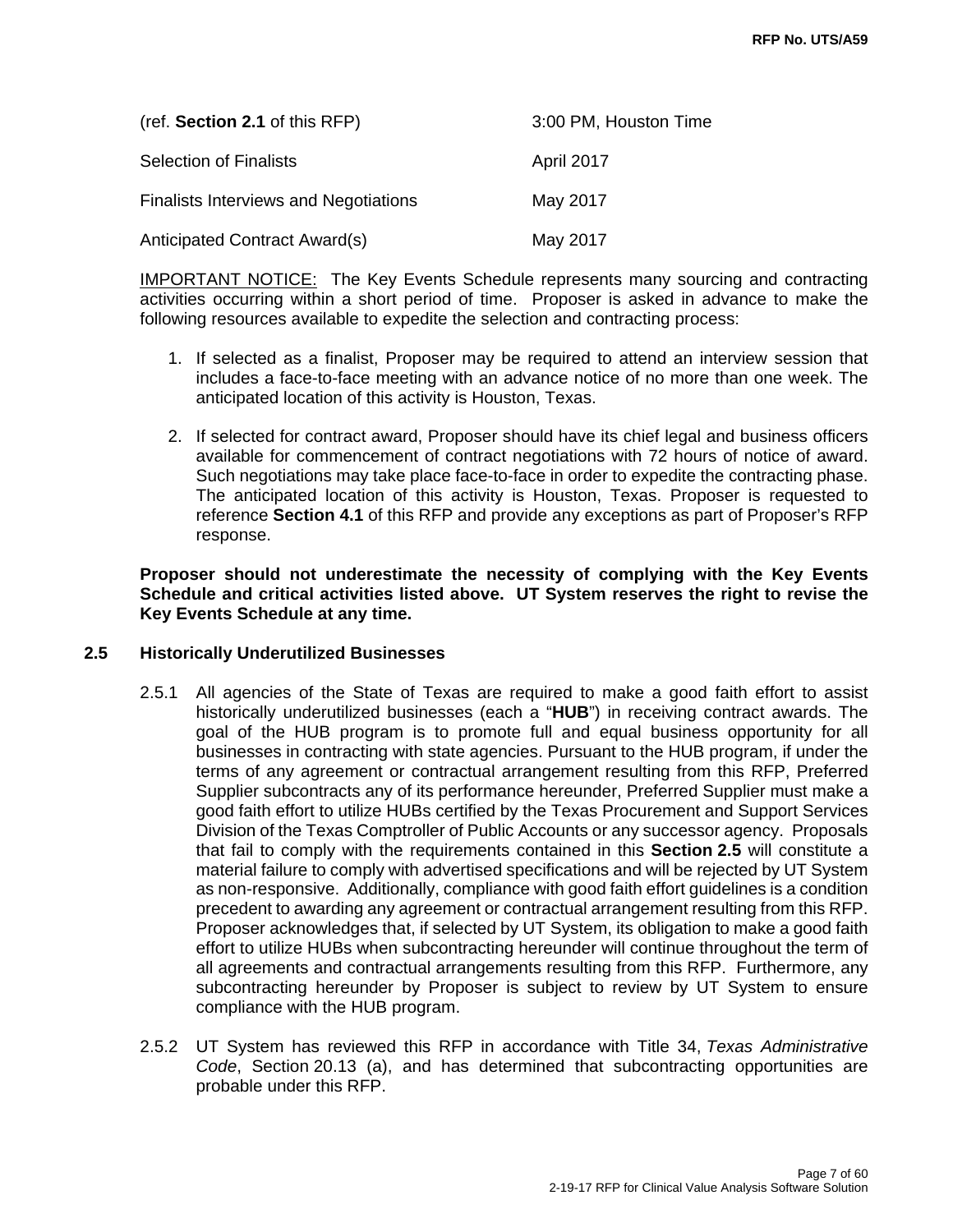| | |
|---|---|
| (ref. **Section 2.1** of this RFP) | 3:00 PM, Houston Time |
| Selection of Finalists | April 2017 |
| Finalists Interviews and Negotiations | May 2017 |
| Anticipated Contract Award(s) | May 2017 |

IMPORTANT NOTICE: The Key Events Schedule represents many sourcing and contracting activities occurring within a short period of time. Proposer is asked in advance to make the following resources available to expedite the selection and contracting process:

1. If selected as a finalist, Proposer may be required to attend an interview session that includes a face-to-face meeting with an advance notice of no more than one week. The anticipated location of this activity is Houston, Texas.

2. If selected for contract award, Proposer should have its chief legal and business officers available for commencement of contract negotiations with 72 hours of notice of award. Such negotiations may take place face-to-face in order to expedite the contracting phase. The anticipated location of this activity is Houston, Texas. Proposer is requested to reference **Section 4.1** of this RFP and provide any exceptions as part of Proposer's RFP response.

**Proposer should not underestimate the necessity of complying with the Key Events Schedule and critical activities listed above. UT System reserves the right to revise the Key Events Schedule at any time.**

## 2.5 Historically Underutilized Businesses

2.5.1 All agencies of the State of Texas are required to make a good faith effort to assist historically underutilized businesses (each a "**HUB**") in receiving contract awards. The goal of the HUB program is to promote full and equal business opportunity for all businesses in contracting with state agencies. Pursuant to the HUB program, if under the terms of any agreement or contractual arrangement resulting from this RFP, Preferred Supplier subcontracts any of its performance hereunder, Preferred Supplier must make a good faith effort to utilize HUBs certified by the Texas Procurement and Support Services Division of the Texas Comptroller of Public Accounts or any successor agency. Proposals that fail to comply with the requirements contained in this **Section 2.5** will constitute a material failure to comply with advertised specifications and will be rejected by UT System as non-responsive. Additionally, compliance with good faith effort guidelines is a condition precedent to awarding any agreement or contractual arrangement resulting from this RFP. Proposer acknowledges that, if selected by UT System, its obligation to make a good faith effort to utilize HUBs when subcontracting hereunder will continue throughout the term of all agreements and contractual arrangements resulting from this RFP. Furthermore, any subcontracting hereunder by Proposer is subject to review by UT System to ensure compliance with the HUB program.

2.5.2 UT System has reviewed this RFP in accordance with Title 34, *Texas Administrative Code*, Section 20.13 (a), and has determined that subcontracting opportunities are probable under this RFP.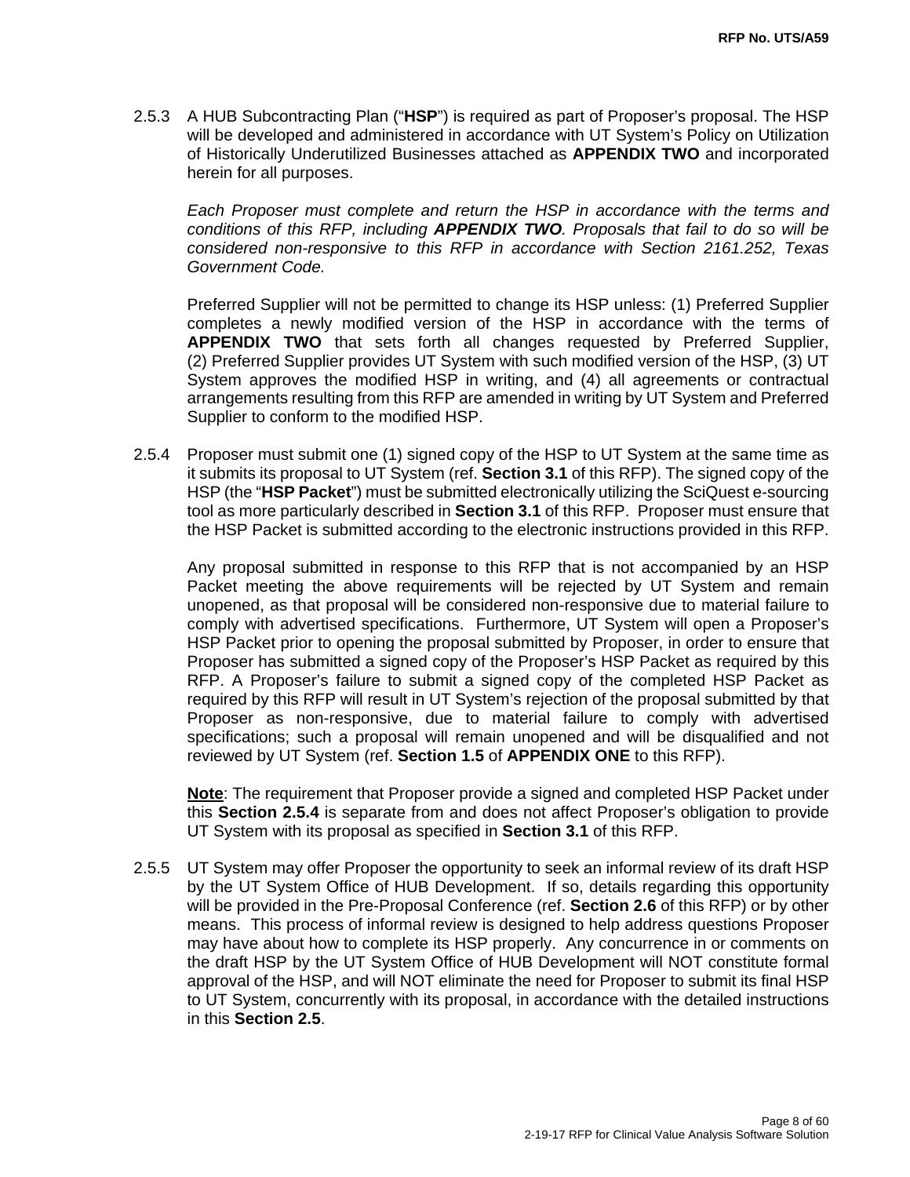2.5.3 A HUB Subcontracting Plan ("**HSP**") is required as part of Proposer's proposal. The HSP will be developed and administered in accordance with UT System's Policy on Utilization of Historically Underutilized Businesses attached as **APPENDIX TWO** and incorporated herein for all purposes.

*Each Proposer must complete and return the HSP in accordance with the terms and conditions of this RFP, including **APPENDIX TWO**. Proposals that fail to do so will be considered non-responsive to this RFP in accordance with Section 2161.252, Texas Government Code.*

Preferred Supplier will not be permitted to change its HSP unless: (1) Preferred Supplier completes a newly modified version of the HSP in accordance with the terms of **APPENDIX TWO** that sets forth all changes requested by Preferred Supplier, (2) Preferred Supplier provides UT System with such modified version of the HSP, (3) UT System approves the modified HSP in writing, and (4) all agreements or contractual arrangements resulting from this RFP are amended in writing by UT System and Preferred Supplier to conform to the modified HSP.

2.5.4 Proposer must submit one (1) signed copy of the HSP to UT System at the same time as it submits its proposal to UT System (ref. **Section 3.1** of this RFP). The signed copy of the HSP (the "**HSP Packet**") must be submitted electronically utilizing the SciQuest e-sourcing tool as more particularly described in **Section 3.1** of this RFP. Proposer must ensure that the HSP Packet is submitted according to the electronic instructions provided in this RFP.

Any proposal submitted in response to this RFP that is not accompanied by an HSP Packet meeting the above requirements will be rejected by UT System and remain unopened, as that proposal will be considered non-responsive due to material failure to comply with advertised specifications. Furthermore, UT System will open a Proposer's HSP Packet prior to opening the proposal submitted by Proposer, in order to ensure that Proposer has submitted a signed copy of the Proposer's HSP Packet as required by this RFP. A Proposer's failure to submit a signed copy of the completed HSP Packet as required by this RFP will result in UT System's rejection of the proposal submitted by that Proposer as non-responsive, due to material failure to comply with advertised specifications; such a proposal will remain unopened and will be disqualified and not reviewed by UT System (ref. **Section 1.5** of **APPENDIX ONE** to this RFP).

**Note**: The requirement that Proposer provide a signed and completed HSP Packet under this **Section 2.5.4** is separate from and does not affect Proposer's obligation to provide UT System with its proposal as specified in **Section 3.1** of this RFP.

2.5.5 UT System may offer Proposer the opportunity to seek an informal review of its draft HSP by the UT System Office of HUB Development. If so, details regarding this opportunity will be provided in the Pre-Proposal Conference (ref. **Section 2.6** of this RFP) or by other means. This process of informal review is designed to help address questions Proposer may have about how to complete its HSP properly. Any concurrence in or comments on the draft HSP by the UT System Office of HUB Development will NOT constitute formal approval of the HSP, and will NOT eliminate the need for Proposer to submit its final HSP to UT System, concurrently with its proposal, in accordance with the detailed instructions in this **Section 2.5**.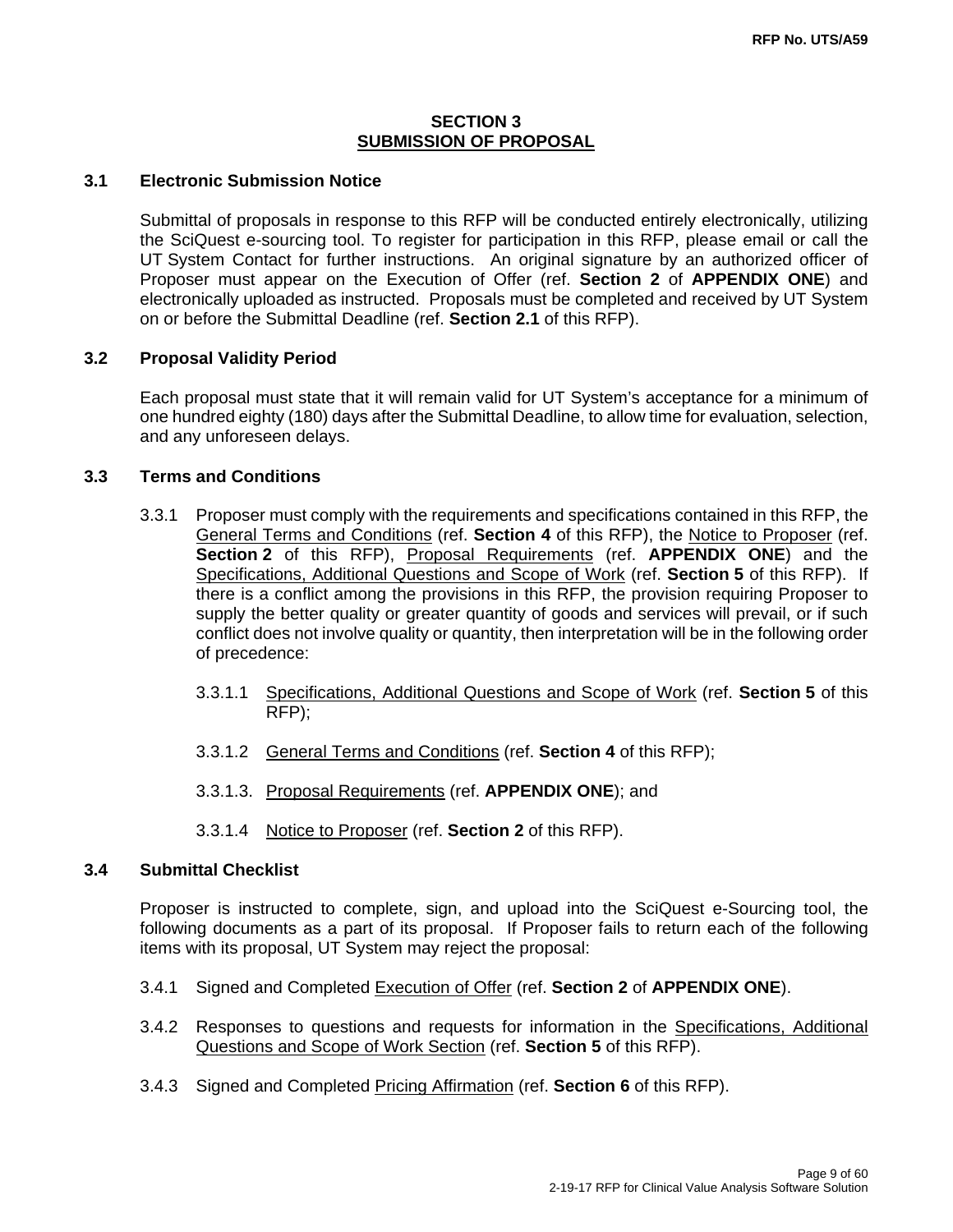## SECTION 3
## SUBMISSION OF PROPOSAL

### 3.1 Electronic Submission Notice

Submittal of proposals in response to this RFP will be conducted entirely electronically, utilizing the SciQuest e-sourcing tool. To register for participation in this RFP, please email or call the UT System Contact for further instructions. An original signature by an authorized officer of Proposer must appear on the Execution of Offer (ref. **Section 2** of **APPENDIX ONE**) and electronically uploaded as instructed. Proposals must be completed and received by UT System on or before the Submittal Deadline (ref. **Section 2.1** of this RFP).

### 3.2 Proposal Validity Period

Each proposal must state that it will remain valid for UT System's acceptance for a minimum of one hundred eighty (180) days after the Submittal Deadline, to allow time for evaluation, selection, and any unforeseen delays.

### 3.3 Terms and Conditions

3.3.1 Proposer must comply with the requirements and specifications contained in this RFP, the General Terms and Conditions (ref. **Section 4** of this RFP), the Notice to Proposer (ref. **Section 2** of this RFP), Proposal Requirements (ref. **APPENDIX ONE**) and the Specifications, Additional Questions and Scope of Work (ref. **Section 5** of this RFP). If there is a conflict among the provisions in this RFP, the provision requiring Proposer to supply the better quality or greater quantity of goods and services will prevail, or if such conflict does not involve quality or quantity, then interpretation will be in the following order of precedence:

3.3.1.1 Specifications, Additional Questions and Scope of Work (ref. **Section 5** of this RFP);

3.3.1.2 General Terms and Conditions (ref. **Section 4** of this RFP);

3.3.1.3. Proposal Requirements (ref. **APPENDIX ONE**); and

3.3.1.4 Notice to Proposer (ref. **Section 2** of this RFP).

### 3.4 Submittal Checklist

Proposer is instructed to complete, sign, and upload into the SciQuest e-Sourcing tool, the following documents as a part of its proposal. If Proposer fails to return each of the following items with its proposal, UT System may reject the proposal:

3.4.1 Signed and Completed Execution of Offer (ref. **Section 2** of **APPENDIX ONE**).

3.4.2 Responses to questions and requests for information in the Specifications, Additional Questions and Scope of Work Section (ref. **Section 5** of this RFP).

3.4.3 Signed and Completed Pricing Affirmation (ref. **Section 6** of this RFP).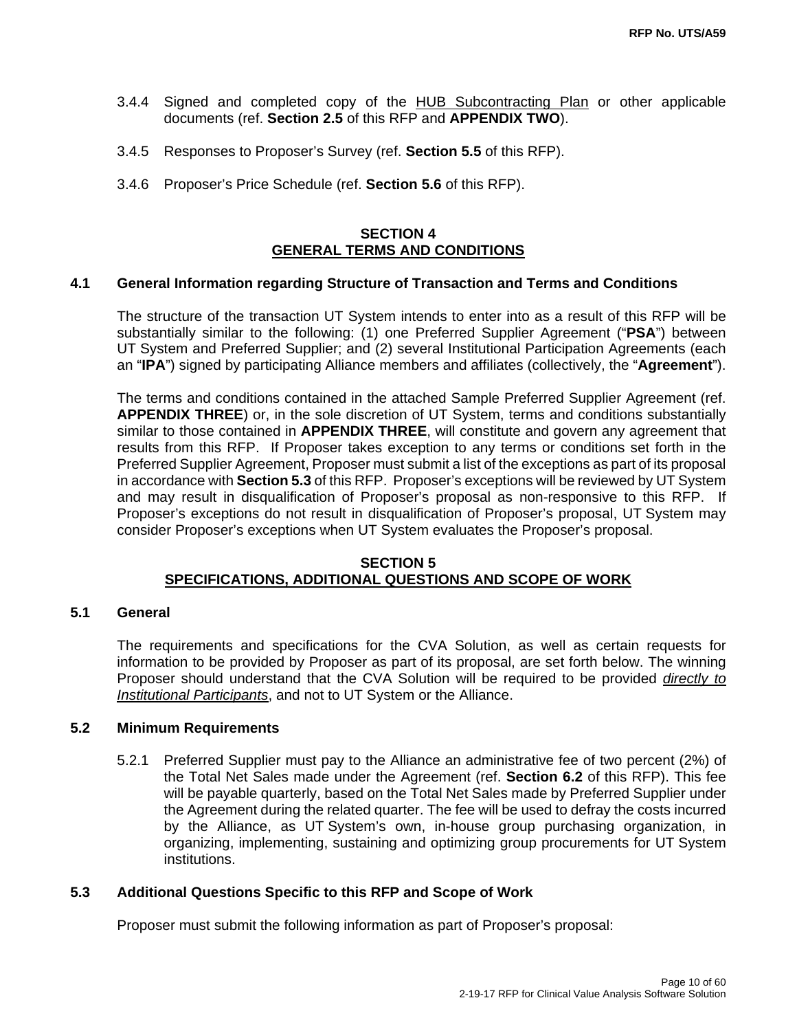3.4.4 Signed and completed copy of the HUB Subcontracting Plan or other applicable documents (ref. **Section 2.5** of this RFP and **APPENDIX TWO**).

3.4.5 Responses to Proposer's Survey (ref. **Section 5.5** of this RFP).

3.4.6 Proposer's Price Schedule (ref. **Section 5.6** of this RFP).

## SECTION 4
## GENERAL TERMS AND CONDITIONS

### 4.1 General Information regarding Structure of Transaction and Terms and Conditions

The structure of the transaction UT System intends to enter into as a result of this RFP will be substantially similar to the following: (1) one Preferred Supplier Agreement ("**PSA**") between UT System and Preferred Supplier; and (2) several Institutional Participation Agreements (each an "**IPA**") signed by participating Alliance members and affiliates (collectively, the "**Agreement**").

The terms and conditions contained in the attached Sample Preferred Supplier Agreement (ref. **APPENDIX THREE**) or, in the sole discretion of UT System, terms and conditions substantially similar to those contained in **APPENDIX THREE**, will constitute and govern any agreement that results from this RFP. If Proposer takes exception to any terms or conditions set forth in the Preferred Supplier Agreement, Proposer must submit a list of the exceptions as part of its proposal in accordance with **Section 5.3** of this RFP. Proposer's exceptions will be reviewed by UT System and may result in disqualification of Proposer's proposal as non-responsive to this RFP. If Proposer's exceptions do not result in disqualification of Proposer's proposal, UT System may consider Proposer's exceptions when UT System evaluates the Proposer's proposal.

## SECTION 5
## SPECIFICATIONS, ADDITIONAL QUESTIONS AND SCOPE OF WORK

### 5.1 General

The requirements and specifications for the CVA Solution, as well as certain requests for information to be provided by Proposer as part of its proposal, are set forth below. The winning Proposer should understand that the CVA Solution will be required to be provided ***directly to Institutional Participants***, and not to UT System or the Alliance.

### 5.2 Minimum Requirements

5.2.1 Preferred Supplier must pay to the Alliance an administrative fee of two percent (2%) of the Total Net Sales made under the Agreement (ref. **Section 6.2** of this RFP). This fee will be payable quarterly, based on the Total Net Sales made by Preferred Supplier under the Agreement during the related quarter. The fee will be used to defray the costs incurred by the Alliance, as UT System's own, in-house group purchasing organization, in organizing, implementing, sustaining and optimizing group procurements for UT System institutions.

### 5.3 Additional Questions Specific to this RFP and Scope of Work

Proposer must submit the following information as part of Proposer's proposal: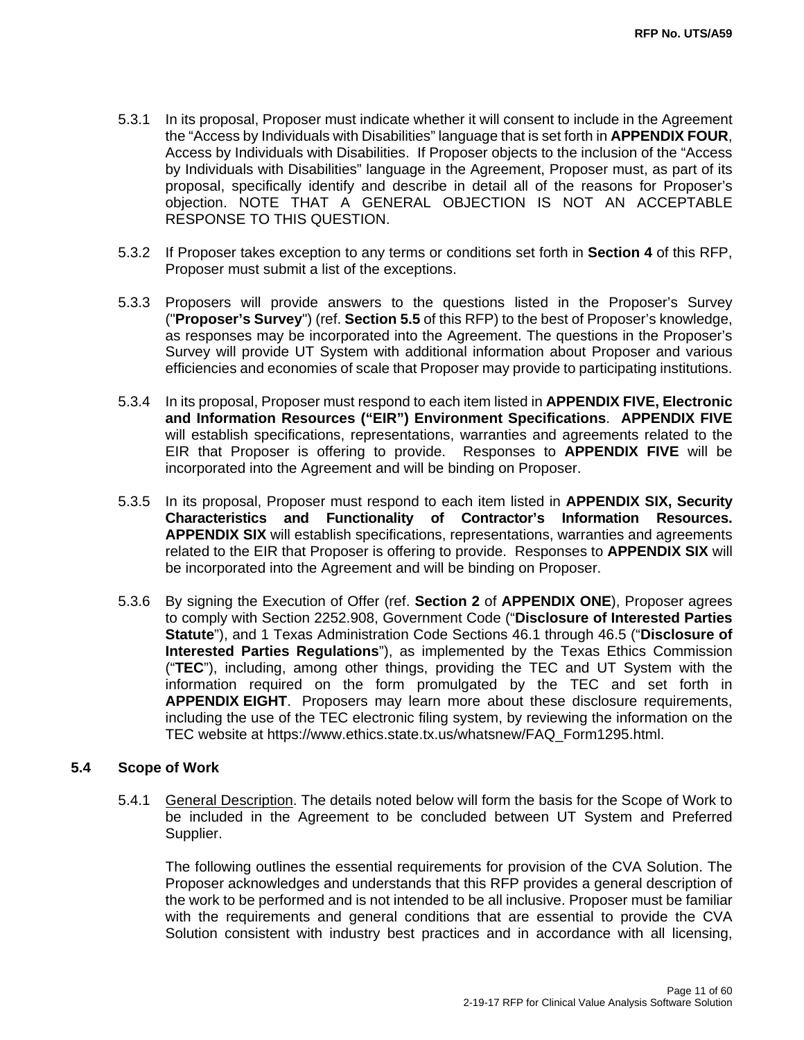5.3.1 In its proposal, Proposer must indicate whether it will consent to include in the Agreement the "Access by Individuals with Disabilities" language that is set forth in **APPENDIX FOUR**, Access by Individuals with Disabilities. If Proposer objects to the inclusion of the "Access by Individuals with Disabilities" language in the Agreement, Proposer must, as part of its proposal, specifically identify and describe in detail all of the reasons for Proposer's objection. NOTE THAT A GENERAL OBJECTION IS NOT AN ACCEPTABLE RESPONSE TO THIS QUESTION.

5.3.2 If Proposer takes exception to any terms or conditions set forth in **Section 4** of this RFP, Proposer must submit a list of the exceptions.

5.3.3 Proposers will provide answers to the questions listed in the Proposer's Survey ("**Proposer's Survey**") (ref. **Section 5.5** of this RFP) to the best of Proposer's knowledge, as responses may be incorporated into the Agreement. The questions in the Proposer's Survey will provide UT System with additional information about Proposer and various efficiencies and economies of scale that Proposer may provide to participating institutions.

5.3.4 In its proposal, Proposer must respond to each item listed in **APPENDIX FIVE, Electronic and Information Resources ("EIR") Environment Specifications**. **APPENDIX FIVE** will establish specifications, representations, warranties and agreements related to the EIR that Proposer is offering to provide. Responses to **APPENDIX FIVE** will be incorporated into the Agreement and will be binding on Proposer.

5.3.5 In its proposal, Proposer must respond to each item listed in **APPENDIX SIX, Security Characteristics and Functionality of Contractor's Information Resources. APPENDIX SIX** will establish specifications, representations, warranties and agreements related to the EIR that Proposer is offering to provide. Responses to **APPENDIX SIX** will be incorporated into the Agreement and will be binding on Proposer.

5.3.6 By signing the Execution of Offer (ref. **Section 2** of **APPENDIX ONE**), Proposer agrees to comply with Section 2252.908, Government Code ("**Disclosure of Interested Parties Statute**"), and 1 Texas Administration Code Sections 46.1 through 46.5 ("**Disclosure of Interested Parties Regulations**"), as implemented by the Texas Ethics Commission ("**TEC**"), including, among other things, providing the TEC and UT System with the information required on the form promulgated by the TEC and set forth in **APPENDIX EIGHT**. Proposers may learn more about these disclosure requirements, including the use of the TEC electronic filing system, by reviewing the information on the TEC website at https://www.ethics.state.tx.us/whatsnew/FAQ_Form1295.html.

### 5.4 Scope of Work

5.4.1 General Description. The details noted below will form the basis for the Scope of Work to be included in the Agreement to be concluded between UT System and Preferred Supplier.

The following outlines the essential requirements for provision of the CVA Solution. The Proposer acknowledges and understands that this RFP provides a general description of the work to be performed and is not intended to be all inclusive. Proposer must be familiar with the requirements and general conditions that are essential to provide the CVA Solution consistent with industry best practices and in accordance with all licensing,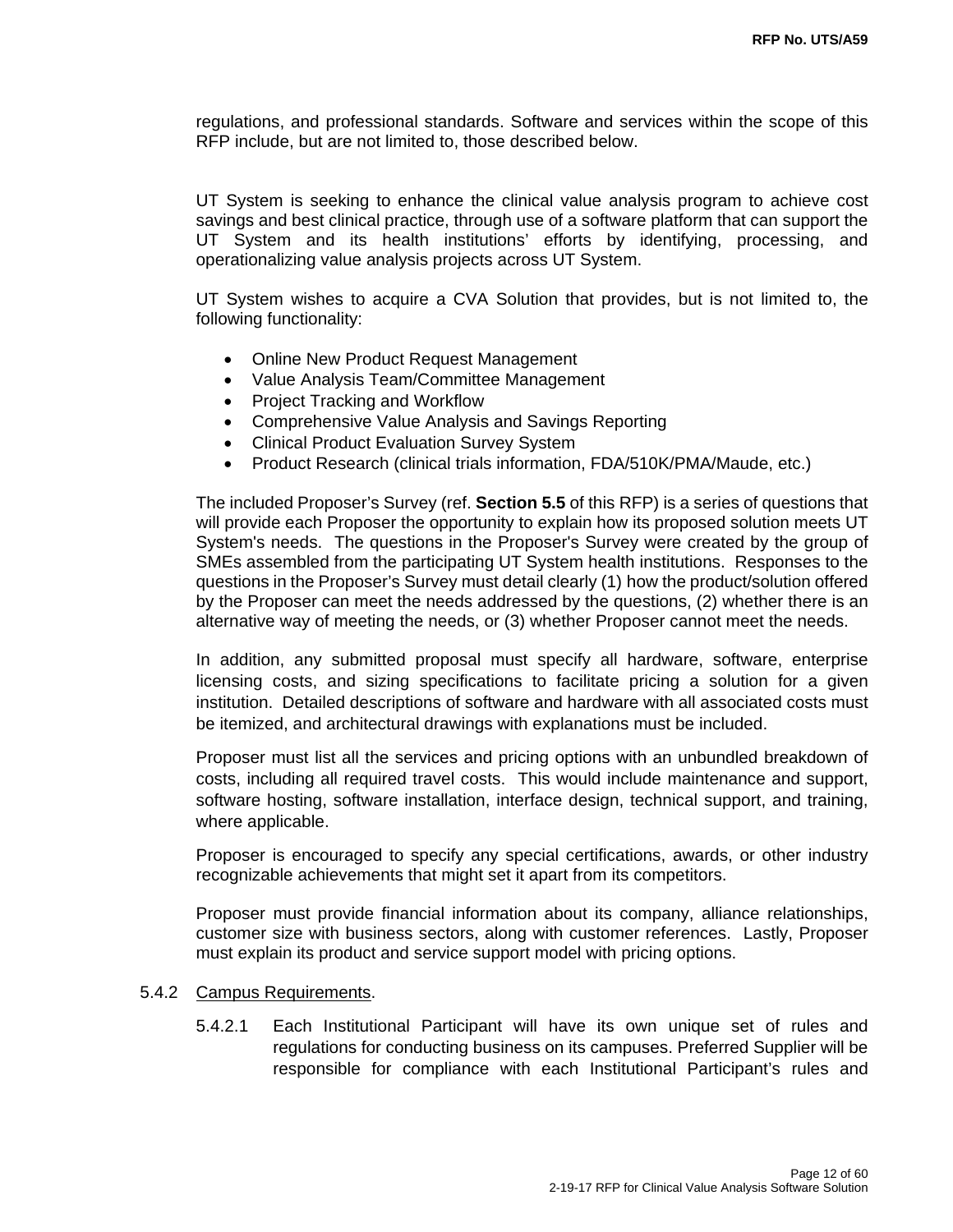regulations, and professional standards. Software and services within the scope of this RFP include, but are not limited to, those described below.

UT System is seeking to enhance the clinical value analysis program to achieve cost savings and best clinical practice, through use of a software platform that can support the UT System and its health institutions' efforts by identifying, processing, and operationalizing value analysis projects across UT System.

UT System wishes to acquire a CVA Solution that provides, but is not limited to, the following functionality:

- Online New Product Request Management
- Value Analysis Team/Committee Management
- Project Tracking and Workflow
- Comprehensive Value Analysis and Savings Reporting
- Clinical Product Evaluation Survey System
- Product Research (clinical trials information, FDA/510K/PMA/Maude, etc.)

The included Proposer's Survey (ref. **Section 5.5** of this RFP) is a series of questions that will provide each Proposer the opportunity to explain how its proposed solution meets UT System's needs. The questions in the Proposer's Survey were created by the group of SMEs assembled from the participating UT System health institutions. Responses to the questions in the Proposer's Survey must detail clearly (1) how the product/solution offered by the Proposer can meet the needs addressed by the questions, (2) whether there is an alternative way of meeting the needs, or (3) whether Proposer cannot meet the needs.

In addition, any submitted proposal must specify all hardware, software, enterprise licensing costs, and sizing specifications to facilitate pricing a solution for a given institution. Detailed descriptions of software and hardware with all associated costs must be itemized, and architectural drawings with explanations must be included.

Proposer must list all the services and pricing options with an unbundled breakdown of costs, including all required travel costs. This would include maintenance and support, software hosting, software installation, interface design, technical support, and training, where applicable.

Proposer is encouraged to specify any special certifications, awards, or other industry recognizable achievements that might set it apart from its competitors.

Proposer must provide financial information about its company, alliance relationships, customer size with business sectors, along with customer references. Lastly, Proposer must explain its product and service support model with pricing options.

5.4.2 Campus Requirements.

5.4.2.1 Each Institutional Participant will have its own unique set of rules and regulations for conducting business on its campuses. Preferred Supplier will be responsible for compliance with each Institutional Participant's rules and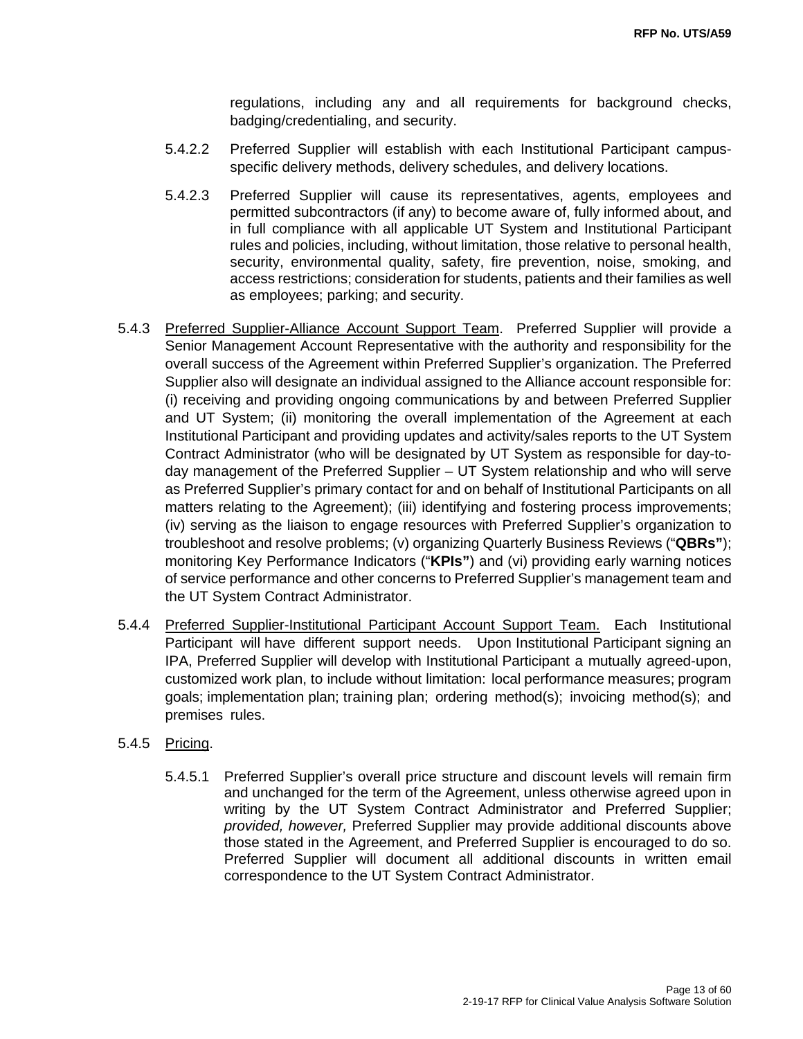regulations, including any and all requirements for background checks, badging/credentialing, and security.

5.4.2.2 Preferred Supplier will establish with each Institutional Participant campus-specific delivery methods, delivery schedules, and delivery locations.

5.4.2.3 Preferred Supplier will cause its representatives, agents, employees and permitted subcontractors (if any) to become aware of, fully informed about, and in full compliance with all applicable UT System and Institutional Participant rules and policies, including, without limitation, those relative to personal health, security, environmental quality, safety, fire prevention, noise, smoking, and access restrictions; consideration for students, patients and their families as well as employees; parking; and security.

5.4.3 Preferred Supplier-Alliance Account Support Team. Preferred Supplier will provide a Senior Management Account Representative with the authority and responsibility for the overall success of the Agreement within Preferred Supplier's organization. The Preferred Supplier also will designate an individual assigned to the Alliance account responsible for: (i) receiving and providing ongoing communications by and between Preferred Supplier and UT System; (ii) monitoring the overall implementation of the Agreement at each Institutional Participant and providing updates and activity/sales reports to the UT System Contract Administrator (who will be designated by UT System as responsible for day-to-day management of the Preferred Supplier – UT System relationship and who will serve as Preferred Supplier's primary contact for and on behalf of Institutional Participants on all matters relating to the Agreement); (iii) identifying and fostering process improvements; (iv) serving as the liaison to engage resources with Preferred Supplier's organization to troubleshoot and resolve problems; (v) organizing Quarterly Business Reviews ("**QBRs"**); monitoring Key Performance Indicators ("**KPIs"**) and (vi) providing early warning notices of service performance and other concerns to Preferred Supplier's management team and the UT System Contract Administrator.

5.4.4 Preferred Supplier-Institutional Participant Account Support Team. Each Institutional Participant will have different support needs. Upon Institutional Participant signing an IPA, Preferred Supplier will develop with Institutional Participant a mutually agreed-upon, customized work plan, to include without limitation: local performance measures; program goals; implementation plan; training plan; ordering method(s); invoicing method(s); and premises rules.

5.4.5 Pricing.

5.4.5.1 Preferred Supplier's overall price structure and discount levels will remain firm and unchanged for the term of the Agreement, unless otherwise agreed upon in writing by the UT System Contract Administrator and Preferred Supplier; *provided, however,* Preferred Supplier may provide additional discounts above those stated in the Agreement, and Preferred Supplier is encouraged to do so. Preferred Supplier will document all additional discounts in written email correspondence to the UT System Contract Administrator.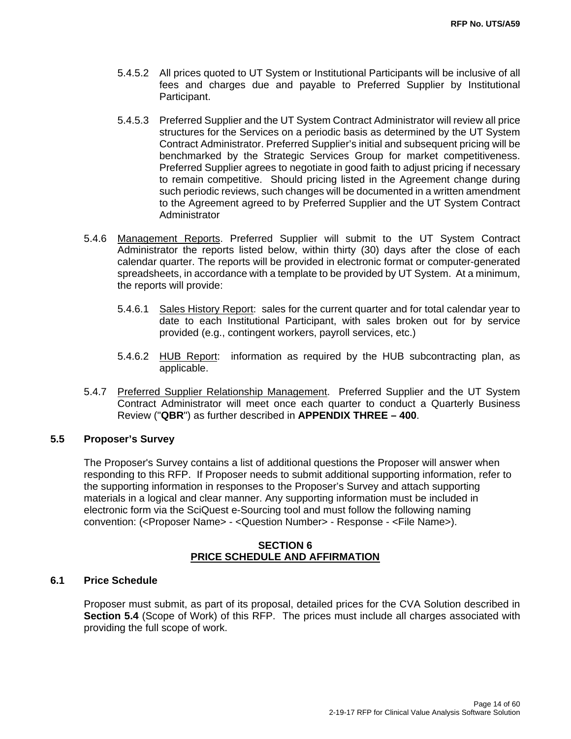5.4.5.2 All prices quoted to UT System or Institutional Participants will be inclusive of all fees and charges due and payable to Preferred Supplier by Institutional Participant.

5.4.5.3 Preferred Supplier and the UT System Contract Administrator will review all price structures for the Services on a periodic basis as determined by the UT System Contract Administrator. Preferred Supplier's initial and subsequent pricing will be benchmarked by the Strategic Services Group for market competitiveness. Preferred Supplier agrees to negotiate in good faith to adjust pricing if necessary to remain competitive. Should pricing listed in the Agreement change during such periodic reviews, such changes will be documented in a written amendment to the Agreement agreed to by Preferred Supplier and the UT System Contract Administrator

5.4.6 Management Reports. Preferred Supplier will submit to the UT System Contract Administrator the reports listed below, within thirty (30) days after the close of each calendar quarter. The reports will be provided in electronic format or computer-generated spreadsheets, in accordance with a template to be provided by UT System. At a minimum, the reports will provide:

5.4.6.1 Sales History Report: sales for the current quarter and for total calendar year to date to each Institutional Participant, with sales broken out for by service provided (e.g., contingent workers, payroll services, etc.)

5.4.6.2 HUB Report: information as required by the HUB subcontracting plan, as applicable.

5.4.7 Preferred Supplier Relationship Management. Preferred Supplier and the UT System Contract Administrator will meet once each quarter to conduct a Quarterly Business Review ("**QBR**") as further described in **APPENDIX THREE – 400**.

### 5.5 Proposer's Survey

The Proposer's Survey contains a list of additional questions the Proposer will answer when responding to this RFP. If Proposer needs to submit additional supporting information, refer to the supporting information in responses to the Proposer's Survey and attach supporting materials in a logical and clear manner. Any supporting information must be included in electronic form via the SciQuest e-Sourcing tool and must follow the following naming convention: (<Proposer Name> - <Question Number> - Response - <File Name>).

## SECTION 6
## PRICE SCHEDULE AND AFFIRMATION

### 6.1 Price Schedule

Proposer must submit, as part of its proposal, detailed prices for the CVA Solution described in **Section 5.4** (Scope of Work) of this RFP. The prices must include all charges associated with providing the full scope of work.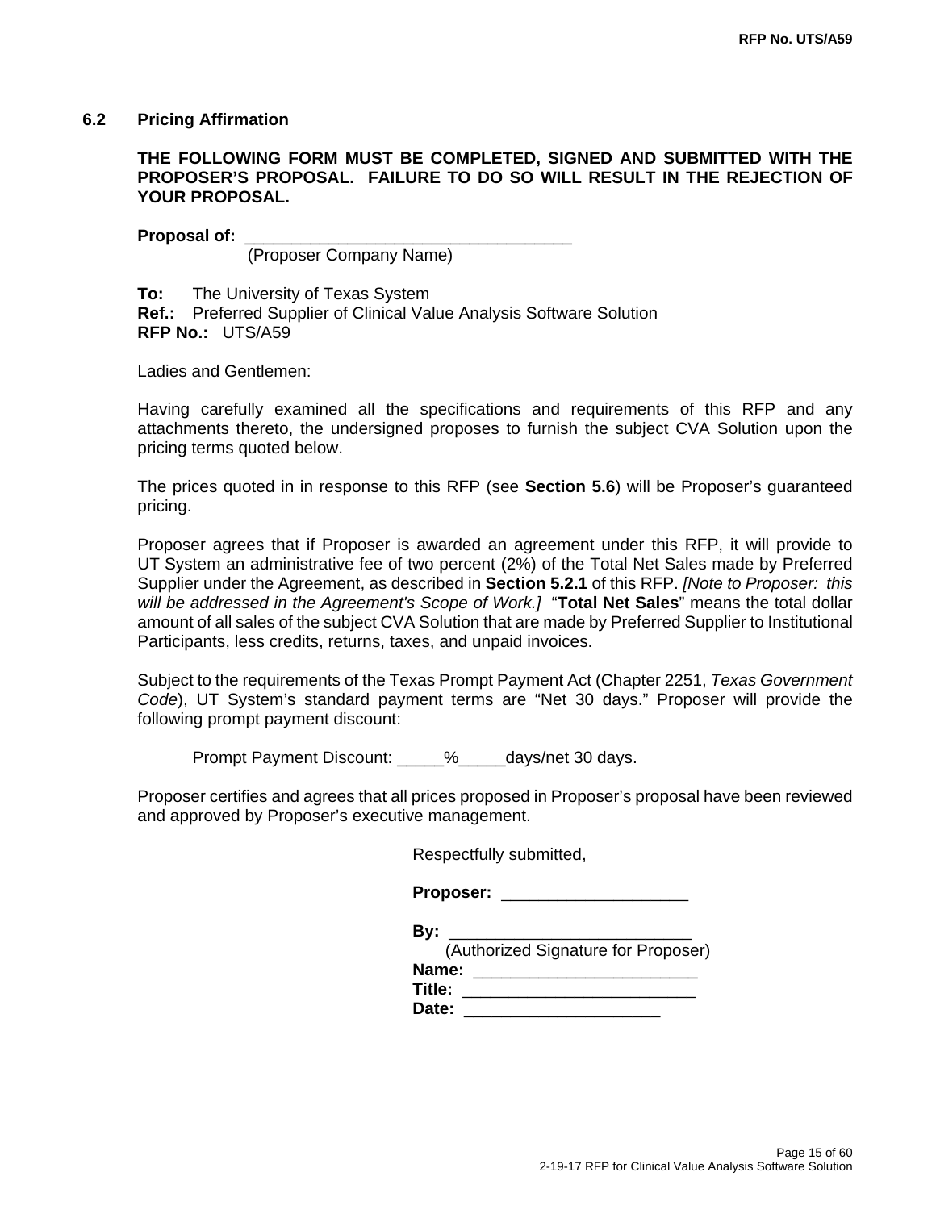## 6.2 Pricing Affirmation

**THE FOLLOWING FORM MUST BE COMPLETED, SIGNED AND SUBMITTED WITH THE PROPOSER'S PROPOSAL. FAILURE TO DO SO WILL RESULT IN THE REJECTION OF YOUR PROPOSAL.**

**Proposal of:** ___________________________________
(Proposer Company Name)

**To:** The University of Texas System
**Ref.:** Preferred Supplier of Clinical Value Analysis Software Solution
**RFP No.:** UTS/A59

Ladies and Gentlemen:

Having carefully examined all the specifications and requirements of this RFP and any attachments thereto, the undersigned proposes to furnish the subject CVA Solution upon the pricing terms quoted below.

The prices quoted in in response to this RFP (see **Section 5.6**) will be Proposer's guaranteed pricing.

Proposer agrees that if Proposer is awarded an agreement under this RFP, it will provide to UT System an administrative fee of two percent (2%) of the Total Net Sales made by Preferred Supplier under the Agreement, as described in **Section 5.2.1** of this RFP. *[Note to Proposer: this will be addressed in the Agreement's Scope of Work.]* "**Total Net Sales**" means the total dollar amount of all sales of the subject CVA Solution that are made by Preferred Supplier to Institutional Participants, less credits, returns, taxes, and unpaid invoices.

Subject to the requirements of the Texas Prompt Payment Act (Chapter 2251, *Texas Government Code*), UT System's standard payment terms are "Net 30 days." Proposer will provide the following prompt payment discount:

Prompt Payment Discount: _____%_____days/net 30 days.

Proposer certifies and agrees that all prices proposed in Proposer's proposal have been reviewed and approved by Proposer's executive management.

Respectfully submitted,

**Proposer:** ____________________

**By:** __________________________
(Authorized Signature for Proposer)
**Name:** ________________________
**Title:** _________________________
**Date:** _____________________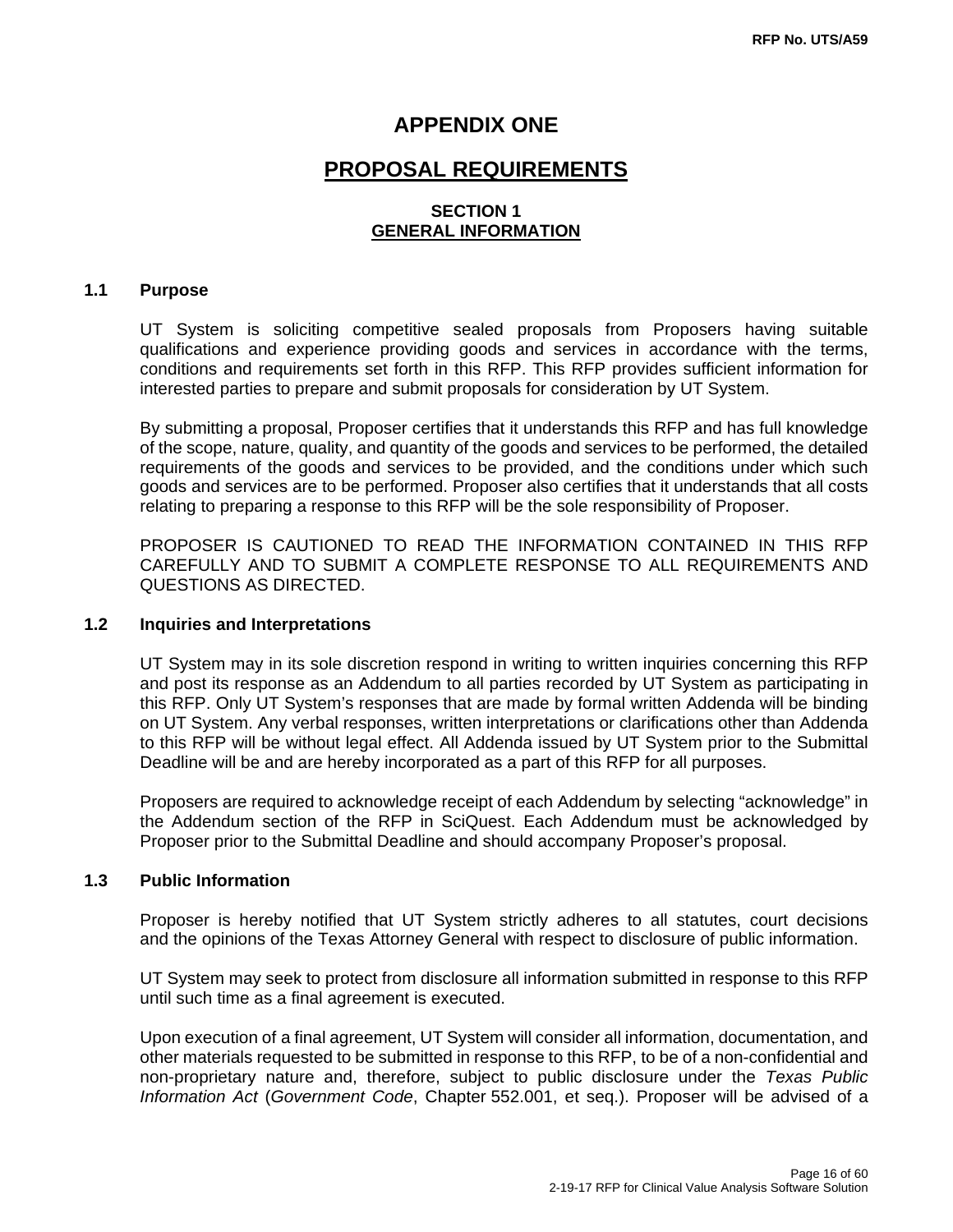# APPENDIX ONE

## PROPOSAL REQUIREMENTS

### SECTION 1
### GENERAL INFORMATION

**1.1 Purpose**

UT System is soliciting competitive sealed proposals from Proposers having suitable qualifications and experience providing goods and services in accordance with the terms, conditions and requirements set forth in this RFP. This RFP provides sufficient information for interested parties to prepare and submit proposals for consideration by UT System.

By submitting a proposal, Proposer certifies that it understands this RFP and has full knowledge of the scope, nature, quality, and quantity of the goods and services to be performed, the detailed requirements of the goods and services to be provided, and the conditions under which such goods and services are to be performed. Proposer also certifies that it understands that all costs relating to preparing a response to this RFP will be the sole responsibility of Proposer.

PROPOSER IS CAUTIONED TO READ THE INFORMATION CONTAINED IN THIS RFP CAREFULLY AND TO SUBMIT A COMPLETE RESPONSE TO ALL REQUIREMENTS AND QUESTIONS AS DIRECTED.

**1.2 Inquiries and Interpretations**

UT System may in its sole discretion respond in writing to written inquiries concerning this RFP and post its response as an Addendum to all parties recorded by UT System as participating in this RFP. Only UT System's responses that are made by formal written Addenda will be binding on UT System. Any verbal responses, written interpretations or clarifications other than Addenda to this RFP will be without legal effect. All Addenda issued by UT System prior to the Submittal Deadline will be and are hereby incorporated as a part of this RFP for all purposes.

Proposers are required to acknowledge receipt of each Addendum by selecting "acknowledge" in the Addendum section of the RFP in SciQuest. Each Addendum must be acknowledged by Proposer prior to the Submittal Deadline and should accompany Proposer's proposal.

**1.3 Public Information**

Proposer is hereby notified that UT System strictly adheres to all statutes, court decisions and the opinions of the Texas Attorney General with respect to disclosure of public information.

UT System may seek to protect from disclosure all information submitted in response to this RFP until such time as a final agreement is executed.

Upon execution of a final agreement, UT System will consider all information, documentation, and other materials requested to be submitted in response to this RFP, to be of a non-confidential and non-proprietary nature and, therefore, subject to public disclosure under the *Texas Public Information Act* (*Government Code*, Chapter 552.001, et seq.). Proposer will be advised of a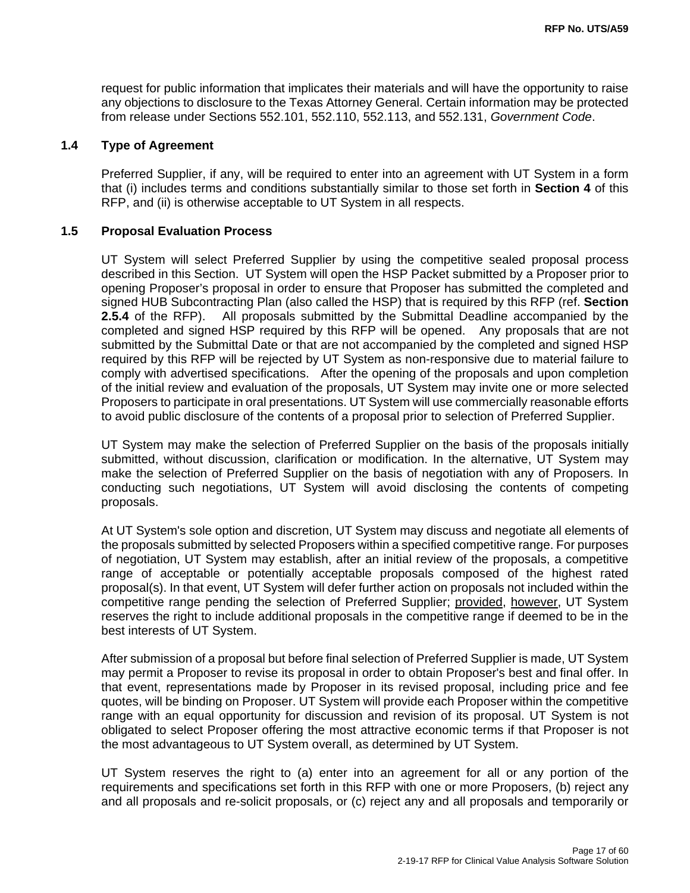request for public information that implicates their materials and will have the opportunity to raise any objections to disclosure to the Texas Attorney General. Certain information may be protected from release under Sections 552.101, 552.110, 552.113, and 552.131, *Government Code*.

### 1.4 Type of Agreement

Preferred Supplier, if any, will be required to enter into an agreement with UT System in a form that (i) includes terms and conditions substantially similar to those set forth in **Section 4** of this RFP, and (ii) is otherwise acceptable to UT System in all respects.

### 1.5 Proposal Evaluation Process

UT System will select Preferred Supplier by using the competitive sealed proposal process described in this Section. UT System will open the HSP Packet submitted by a Proposer prior to opening Proposer's proposal in order to ensure that Proposer has submitted the completed and signed HUB Subcontracting Plan (also called the HSP) that is required by this RFP (ref. **Section 2.5.4** of the RFP). All proposals submitted by the Submittal Deadline accompanied by the completed and signed HSP required by this RFP will be opened. Any proposals that are not submitted by the Submittal Date or that are not accompanied by the completed and signed HSP required by this RFP will be rejected by UT System as non-responsive due to material failure to comply with advertised specifications. After the opening of the proposals and upon completion of the initial review and evaluation of the proposals, UT System may invite one or more selected Proposers to participate in oral presentations. UT System will use commercially reasonable efforts to avoid public disclosure of the contents of a proposal prior to selection of Preferred Supplier.

UT System may make the selection of Preferred Supplier on the basis of the proposals initially submitted, without discussion, clarification or modification. In the alternative, UT System may make the selection of Preferred Supplier on the basis of negotiation with any of Proposers. In conducting such negotiations, UT System will avoid disclosing the contents of competing proposals.

At UT System's sole option and discretion, UT System may discuss and negotiate all elements of the proposals submitted by selected Proposers within a specified competitive range. For purposes of negotiation, UT System may establish, after an initial review of the proposals, a competitive range of acceptable or potentially acceptable proposals composed of the highest rated proposal(s). In that event, UT System will defer further action on proposals not included within the competitive range pending the selection of Preferred Supplier; provided, however, UT System reserves the right to include additional proposals in the competitive range if deemed to be in the best interests of UT System.

After submission of a proposal but before final selection of Preferred Supplier is made, UT System may permit a Proposer to revise its proposal in order to obtain Proposer's best and final offer. In that event, representations made by Proposer in its revised proposal, including price and fee quotes, will be binding on Proposer. UT System will provide each Proposer within the competitive range with an equal opportunity for discussion and revision of its proposal. UT System is not obligated to select Proposer offering the most attractive economic terms if that Proposer is not the most advantageous to UT System overall, as determined by UT System.

UT System reserves the right to (a) enter into an agreement for all or any portion of the requirements and specifications set forth in this RFP with one or more Proposers, (b) reject any and all proposals and re-solicit proposals, or (c) reject any and all proposals and temporarily or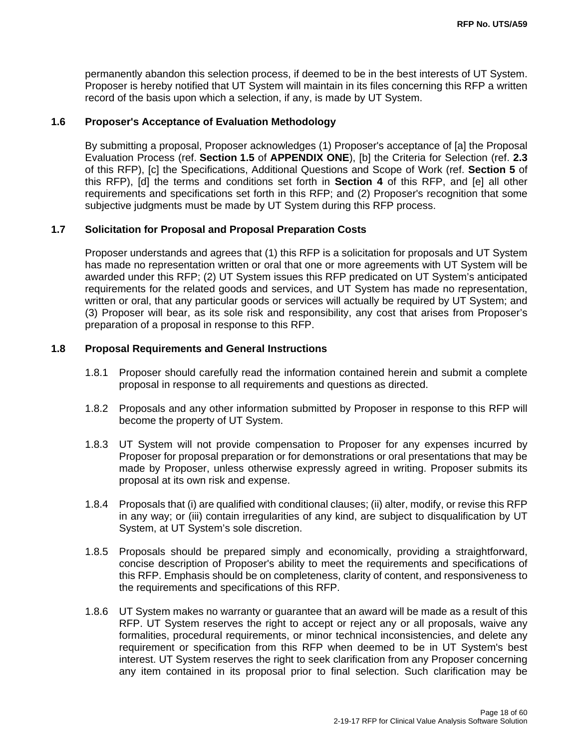permanently abandon this selection process, if deemed to be in the best interests of UT System. Proposer is hereby notified that UT System will maintain in its files concerning this RFP a written record of the basis upon which a selection, if any, is made by UT System.

### 1.6 Proposer's Acceptance of Evaluation Methodology

By submitting a proposal, Proposer acknowledges (1) Proposer's acceptance of [a] the Proposal Evaluation Process (ref. **Section 1.5** of **APPENDIX ONE**), [b] the Criteria for Selection (ref. **2.3** of this RFP), [c] the Specifications, Additional Questions and Scope of Work (ref. **Section 5** of this RFP), [d] the terms and conditions set forth in **Section 4** of this RFP, and [e] all other requirements and specifications set forth in this RFP; and (2) Proposer's recognition that some subjective judgments must be made by UT System during this RFP process.

### 1.7 Solicitation for Proposal and Proposal Preparation Costs

Proposer understands and agrees that (1) this RFP is a solicitation for proposals and UT System has made no representation written or oral that one or more agreements with UT System will be awarded under this RFP; (2) UT System issues this RFP predicated on UT System's anticipated requirements for the related goods and services, and UT System has made no representation, written or oral, that any particular goods or services will actually be required by UT System; and (3) Proposer will bear, as its sole risk and responsibility, any cost that arises from Proposer's preparation of a proposal in response to this RFP.

### 1.8 Proposal Requirements and General Instructions

1.8.1 Proposer should carefully read the information contained herein and submit a complete proposal in response to all requirements and questions as directed.

1.8.2 Proposals and any other information submitted by Proposer in response to this RFP will become the property of UT System.

1.8.3 UT System will not provide compensation to Proposer for any expenses incurred by Proposer for proposal preparation or for demonstrations or oral presentations that may be made by Proposer, unless otherwise expressly agreed in writing. Proposer submits its proposal at its own risk and expense.

1.8.4 Proposals that (i) are qualified with conditional clauses; (ii) alter, modify, or revise this RFP in any way; or (iii) contain irregularities of any kind, are subject to disqualification by UT System, at UT System's sole discretion.

1.8.5 Proposals should be prepared simply and economically, providing a straightforward, concise description of Proposer's ability to meet the requirements and specifications of this RFP. Emphasis should be on completeness, clarity of content, and responsiveness to the requirements and specifications of this RFP.

1.8.6 UT System makes no warranty or guarantee that an award will be made as a result of this RFP. UT System reserves the right to accept or reject any or all proposals, waive any formalities, procedural requirements, or minor technical inconsistencies, and delete any requirement or specification from this RFP when deemed to be in UT System's best interest. UT System reserves the right to seek clarification from any Proposer concerning any item contained in its proposal prior to final selection. Such clarification may be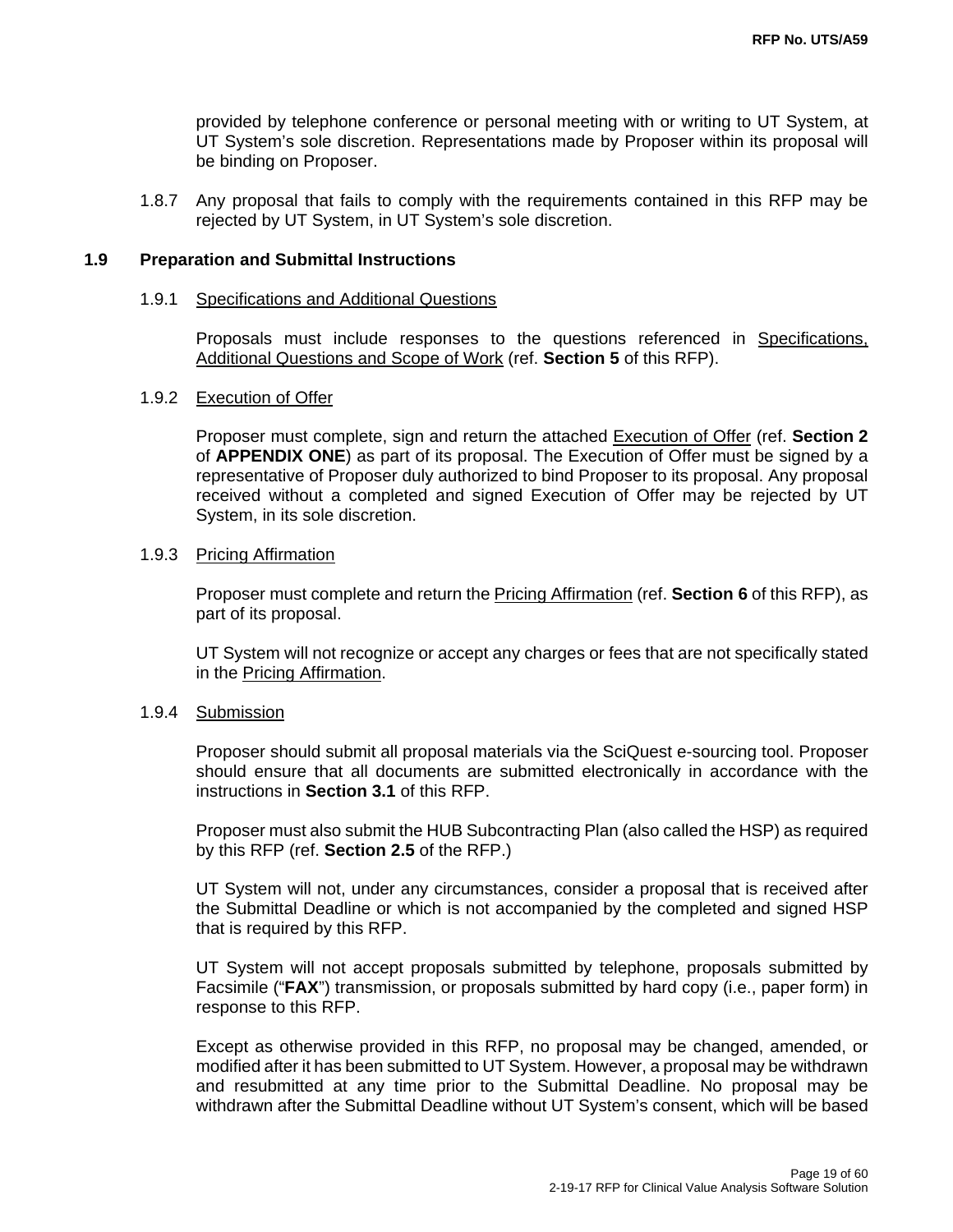provided by telephone conference or personal meeting with or writing to UT System, at UT System's sole discretion. Representations made by Proposer within its proposal will be binding on Proposer.

1.8.7 Any proposal that fails to comply with the requirements contained in this RFP may be rejected by UT System, in UT System's sole discretion.

## 1.9 Preparation and Submittal Instructions

### 1.9.1 Specifications and Additional Questions

Proposals must include responses to the questions referenced in Specifications, Additional Questions and Scope of Work (ref. **Section 5** of this RFP).

### 1.9.2 Execution of Offer

Proposer must complete, sign and return the attached Execution of Offer (ref. **Section 2** of **APPENDIX ONE**) as part of its proposal. The Execution of Offer must be signed by a representative of Proposer duly authorized to bind Proposer to its proposal. Any proposal received without a completed and signed Execution of Offer may be rejected by UT System, in its sole discretion.

### 1.9.3 Pricing Affirmation

Proposer must complete and return the Pricing Affirmation (ref. **Section 6** of this RFP), as part of its proposal.

UT System will not recognize or accept any charges or fees that are not specifically stated in the Pricing Affirmation.

### 1.9.4 Submission

Proposer should submit all proposal materials via the SciQuest e-sourcing tool. Proposer should ensure that all documents are submitted electronically in accordance with the instructions in **Section 3.1** of this RFP.

Proposer must also submit the HUB Subcontracting Plan (also called the HSP) as required by this RFP (ref. **Section 2.5** of the RFP.)

UT System will not, under any circumstances, consider a proposal that is received after the Submittal Deadline or which is not accompanied by the completed and signed HSP that is required by this RFP.

UT System will not accept proposals submitted by telephone, proposals submitted by Facsimile ("**FAX**") transmission, or proposals submitted by hard copy (i.e., paper form) in response to this RFP.

Except as otherwise provided in this RFP, no proposal may be changed, amended, or modified after it has been submitted to UT System. However, a proposal may be withdrawn and resubmitted at any time prior to the Submittal Deadline. No proposal may be withdrawn after the Submittal Deadline without UT System's consent, which will be based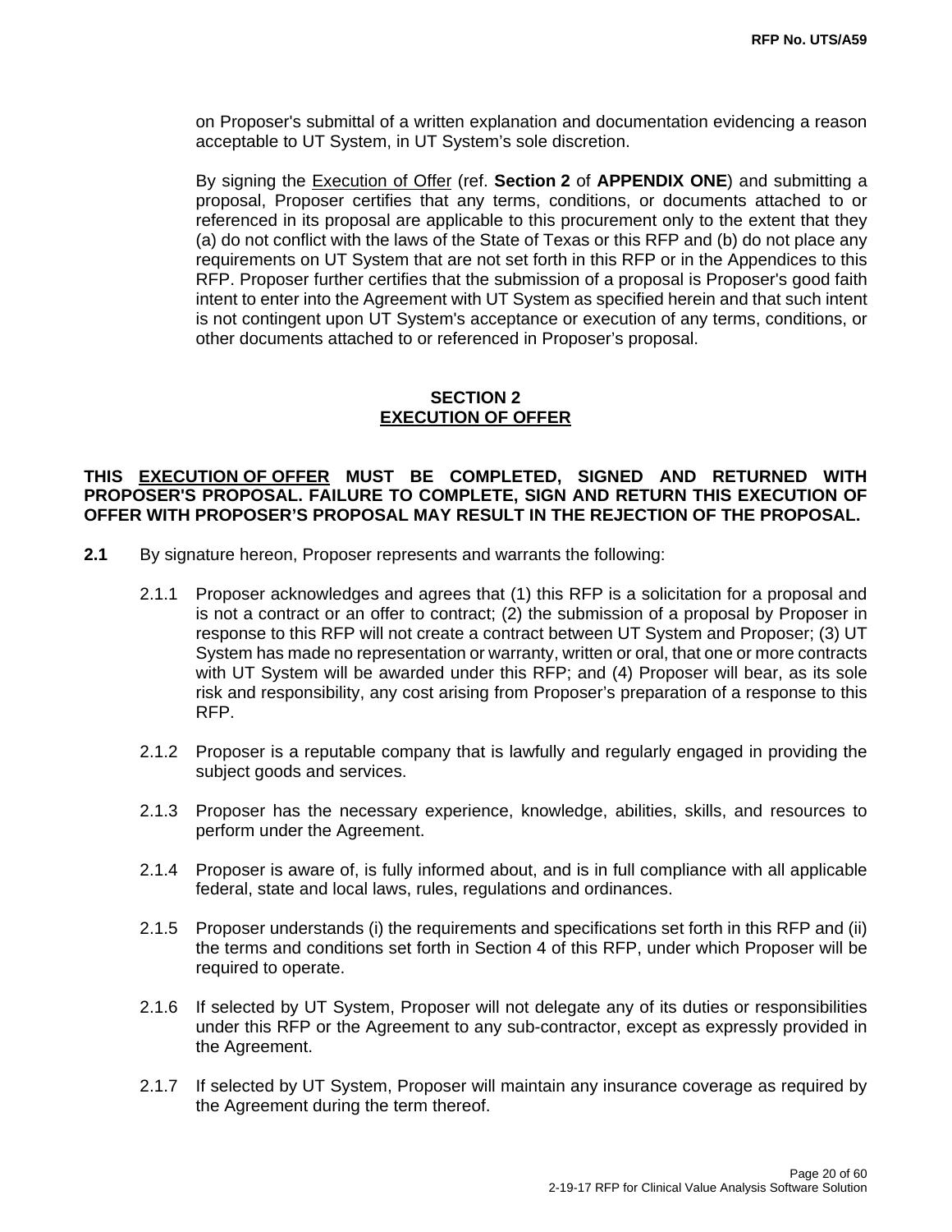on Proposer's submittal of a written explanation and documentation evidencing a reason acceptable to UT System, in UT System's sole discretion.

By signing the Execution of Offer (ref. **Section 2** of **APPENDIX ONE**) and submitting a proposal, Proposer certifies that any terms, conditions, or documents attached to or referenced in its proposal are applicable to this procurement only to the extent that they (a) do not conflict with the laws of the State of Texas or this RFP and (b) do not place any requirements on UT System that are not set forth in this RFP or in the Appendices to this RFP. Proposer further certifies that the submission of a proposal is Proposer's good faith intent to enter into the Agreement with UT System as specified herein and that such intent is not contingent upon UT System's acceptance or execution of any terms, conditions, or other documents attached to or referenced in Proposer's proposal.

## SECTION 2
## EXECUTION OF OFFER

**THIS EXECUTION OF OFFER MUST BE COMPLETED, SIGNED AND RETURNED WITH PROPOSER'S PROPOSAL. FAILURE TO COMPLETE, SIGN AND RETURN THIS EXECUTION OF OFFER WITH PROPOSER'S PROPOSAL MAY RESULT IN THE REJECTION OF THE PROPOSAL.**

**2.1** By signature hereon, Proposer represents and warrants the following:

2.1.1 Proposer acknowledges and agrees that (1) this RFP is a solicitation for a proposal and is not a contract or an offer to contract; (2) the submission of a proposal by Proposer in response to this RFP will not create a contract between UT System and Proposer; (3) UT System has made no representation or warranty, written or oral, that one or more contracts with UT System will be awarded under this RFP; and (4) Proposer will bear, as its sole risk and responsibility, any cost arising from Proposer's preparation of a response to this RFP.

2.1.2 Proposer is a reputable company that is lawfully and regularly engaged in providing the subject goods and services.

2.1.3 Proposer has the necessary experience, knowledge, abilities, skills, and resources to perform under the Agreement.

2.1.4 Proposer is aware of, is fully informed about, and is in full compliance with all applicable federal, state and local laws, rules, regulations and ordinances.

2.1.5 Proposer understands (i) the requirements and specifications set forth in this RFP and (ii) the terms and conditions set forth in Section 4 of this RFP, under which Proposer will be required to operate.

2.1.6 If selected by UT System, Proposer will not delegate any of its duties or responsibilities under this RFP or the Agreement to any sub-contractor, except as expressly provided in the Agreement.

2.1.7 If selected by UT System, Proposer will maintain any insurance coverage as required by the Agreement during the term thereof.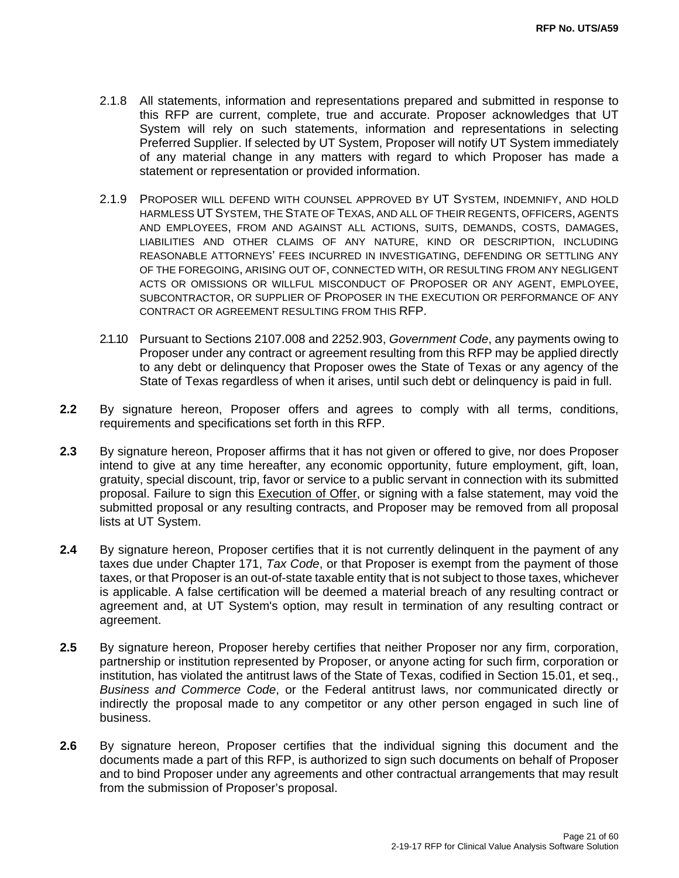2.1.8 All statements, information and representations prepared and submitted in response to this RFP are current, complete, true and accurate. Proposer acknowledges that UT System will rely on such statements, information and representations in selecting Preferred Supplier. If selected by UT System, Proposer will notify UT System immediately of any material change in any matters with regard to which Proposer has made a statement or representation or provided information.

2.1.9 PROPOSER WILL DEFEND WITH COUNSEL APPROVED BY UT SYSTEM, INDEMNIFY, AND HOLD HARMLESS UT SYSTEM, THE STATE OF TEXAS, AND ALL OF THEIR REGENTS, OFFICERS, AGENTS AND EMPLOYEES, FROM AND AGAINST ALL ACTIONS, SUITS, DEMANDS, COSTS, DAMAGES, LIABILITIES AND OTHER CLAIMS OF ANY NATURE, KIND OR DESCRIPTION, INCLUDING REASONABLE ATTORNEYS' FEES INCURRED IN INVESTIGATING, DEFENDING OR SETTLING ANY OF THE FOREGOING, ARISING OUT OF, CONNECTED WITH, OR RESULTING FROM ANY NEGLIGENT ACTS OR OMISSIONS OR WILLFUL MISCONDUCT OF PROPOSER OR ANY AGENT, EMPLOYEE, SUBCONTRACTOR, OR SUPPLIER OF PROPOSER IN THE EXECUTION OR PERFORMANCE OF ANY CONTRACT OR AGREEMENT RESULTING FROM THIS RFP.

2.1.10 Pursuant to Sections 2107.008 and 2252.903, *Government Code*, any payments owing to Proposer under any contract or agreement resulting from this RFP may be applied directly to any debt or delinquency that Proposer owes the State of Texas or any agency of the State of Texas regardless of when it arises, until such debt or delinquency is paid in full.

**2.2** By signature hereon, Proposer offers and agrees to comply with all terms, conditions, requirements and specifications set forth in this RFP.

**2.3** By signature hereon, Proposer affirms that it has not given or offered to give, nor does Proposer intend to give at any time hereafter, any economic opportunity, future employment, gift, loan, gratuity, special discount, trip, favor or service to a public servant in connection with its submitted proposal. Failure to sign this <u>Execution of Offer</u>, or signing with a false statement, may void the submitted proposal or any resulting contracts, and Proposer may be removed from all proposal lists at UT System.

**2.4** By signature hereon, Proposer certifies that it is not currently delinquent in the payment of any taxes due under Chapter 171, *Tax Code*, or that Proposer is exempt from the payment of those taxes, or that Proposer is an out-of-state taxable entity that is not subject to those taxes, whichever is applicable. A false certification will be deemed a material breach of any resulting contract or agreement and, at UT System's option, may result in termination of any resulting contract or agreement.

**2.5** By signature hereon, Proposer hereby certifies that neither Proposer nor any firm, corporation, partnership or institution represented by Proposer, or anyone acting for such firm, corporation or institution, has violated the antitrust laws of the State of Texas, codified in Section 15.01, et seq., *Business and Commerce Code*, or the Federal antitrust laws, nor communicated directly or indirectly the proposal made to any competitor or any other person engaged in such line of business.

**2.6** By signature hereon, Proposer certifies that the individual signing this document and the documents made a part of this RFP, is authorized to sign such documents on behalf of Proposer and to bind Proposer under any agreements and other contractual arrangements that may result from the submission of Proposer's proposal.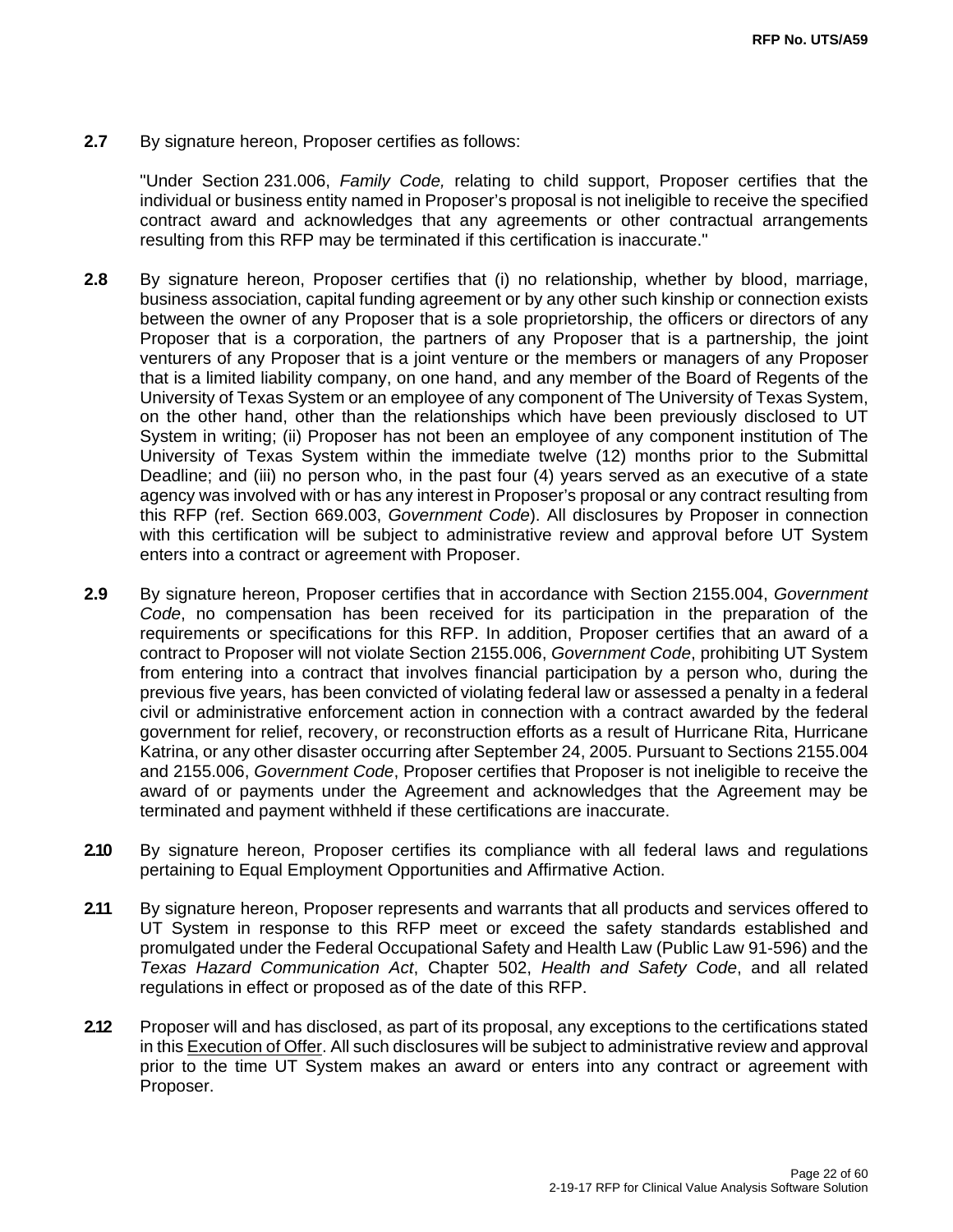**2.7** By signature hereon, Proposer certifies as follows:

"Under Section 231.006, *Family Code,* relating to child support, Proposer certifies that the individual or business entity named in Proposer's proposal is not ineligible to receive the specified contract award and acknowledges that any agreements or other contractual arrangements resulting from this RFP may be terminated if this certification is inaccurate."

**2.8** By signature hereon, Proposer certifies that (i) no relationship, whether by blood, marriage, business association, capital funding agreement or by any other such kinship or connection exists between the owner of any Proposer that is a sole proprietorship, the officers or directors of any Proposer that is a corporation, the partners of any Proposer that is a partnership, the joint venturers of any Proposer that is a joint venture or the members or managers of any Proposer that is a limited liability company, on one hand, and any member of the Board of Regents of the University of Texas System or an employee of any component of The University of Texas System, on the other hand, other than the relationships which have been previously disclosed to UT System in writing; (ii) Proposer has not been an employee of any component institution of The University of Texas System within the immediate twelve (12) months prior to the Submittal Deadline; and (iii) no person who, in the past four (4) years served as an executive of a state agency was involved with or has any interest in Proposer's proposal or any contract resulting from this RFP (ref. Section 669.003, *Government Code*). All disclosures by Proposer in connection with this certification will be subject to administrative review and approval before UT System enters into a contract or agreement with Proposer.

**2.9** By signature hereon, Proposer certifies that in accordance with Section 2155.004, *Government Code*, no compensation has been received for its participation in the preparation of the requirements or specifications for this RFP. In addition, Proposer certifies that an award of a contract to Proposer will not violate Section 2155.006, *Government Code*, prohibiting UT System from entering into a contract that involves financial participation by a person who, during the previous five years, has been convicted of violating federal law or assessed a penalty in a federal civil or administrative enforcement action in connection with a contract awarded by the federal government for relief, recovery, or reconstruction efforts as a result of Hurricane Rita, Hurricane Katrina, or any other disaster occurring after September 24, 2005. Pursuant to Sections 2155.004 and 2155.006, *Government Code*, Proposer certifies that Proposer is not ineligible to receive the award of or payments under the Agreement and acknowledges that the Agreement may be terminated and payment withheld if these certifications are inaccurate.

**2.10** By signature hereon, Proposer certifies its compliance with all federal laws and regulations pertaining to Equal Employment Opportunities and Affirmative Action.

**2.11** By signature hereon, Proposer represents and warrants that all products and services offered to UT System in response to this RFP meet or exceed the safety standards established and promulgated under the Federal Occupational Safety and Health Law (Public Law 91-596) and the *Texas Hazard Communication Act*, Chapter 502, *Health and Safety Code*, and all related regulations in effect or proposed as of the date of this RFP.

**2.12** Proposer will and has disclosed, as part of its proposal, any exceptions to the certifications stated in this Execution of Offer. All such disclosures will be subject to administrative review and approval prior to the time UT System makes an award or enters into any contract or agreement with Proposer.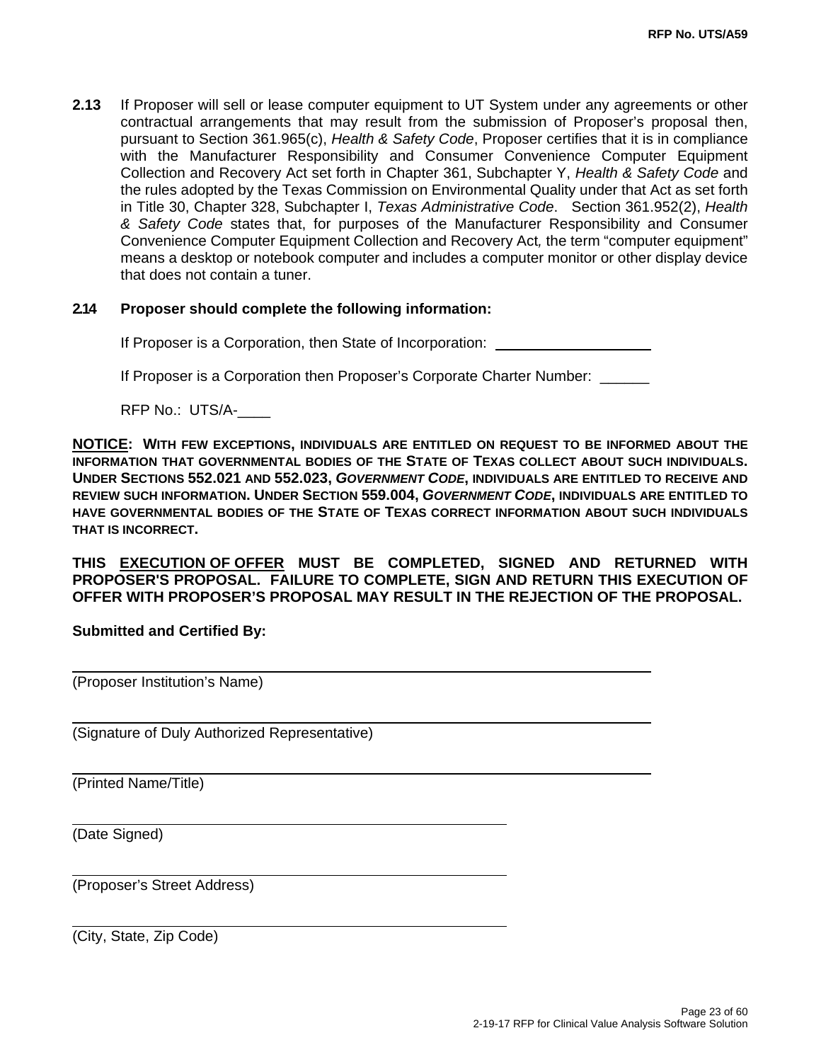**2.13** If Proposer will sell or lease computer equipment to UT System under any agreements or other contractual arrangements that may result from the submission of Proposer's proposal then, pursuant to Section 361.965(c), *Health & Safety Code*, Proposer certifies that it is in compliance with the Manufacturer Responsibility and Consumer Convenience Computer Equipment Collection and Recovery Act set forth in Chapter 361, Subchapter Y, *Health & Safety Code* and the rules adopted by the Texas Commission on Environmental Quality under that Act as set forth in Title 30, Chapter 328, Subchapter I, *Texas Administrative Code*. Section 361.952(2), *Health & Safety Code* states that, for purposes of the Manufacturer Responsibility and Consumer Convenience Computer Equipment Collection and Recovery Act, the term "computer equipment" means a desktop or notebook computer and includes a computer monitor or other display device that does not contain a tuner.

**2.14 Proposer should complete the following information:**

If Proposer is a Corporation, then State of Incorporation: ____________________

If Proposer is a Corporation then Proposer's Corporate Charter Number: ______

RFP No.: UTS/A-____

**NOTICE: WITH FEW EXCEPTIONS, INDIVIDUALS ARE ENTITLED ON REQUEST TO BE INFORMED ABOUT THE INFORMATION THAT GOVERNMENTAL BODIES OF THE STATE OF TEXAS COLLECT ABOUT SUCH INDIVIDUALS. UNDER SECTIONS 552.021 AND 552.023, *GOVERNMENT CODE*, INDIVIDUALS ARE ENTITLED TO RECEIVE AND REVIEW SUCH INFORMATION. UNDER SECTION 559.004, *GOVERNMENT CODE*, INDIVIDUALS ARE ENTITLED TO HAVE GOVERNMENTAL BODIES OF THE STATE OF TEXAS CORRECT INFORMATION ABOUT SUCH INDIVIDUALS THAT IS INCORRECT.**

**THIS EXECUTION OF OFFER MUST BE COMPLETED, SIGNED AND RETURNED WITH PROPOSER'S PROPOSAL. FAILURE TO COMPLETE, SIGN AND RETURN THIS EXECUTION OF OFFER WITH PROPOSER'S PROPOSAL MAY RESULT IN THE REJECTION OF THE PROPOSAL.**

**Submitted and Certified By:**

______________________________________________________________
(Proposer Institution's Name)

______________________________________________________________
(Signature of Duly Authorized Representative)

______________________________________________________________
(Printed Name/Title)

______________________________________________
(Date Signed)

______________________________________________
(Proposer's Street Address)

______________________________________________
(City, State, Zip Code)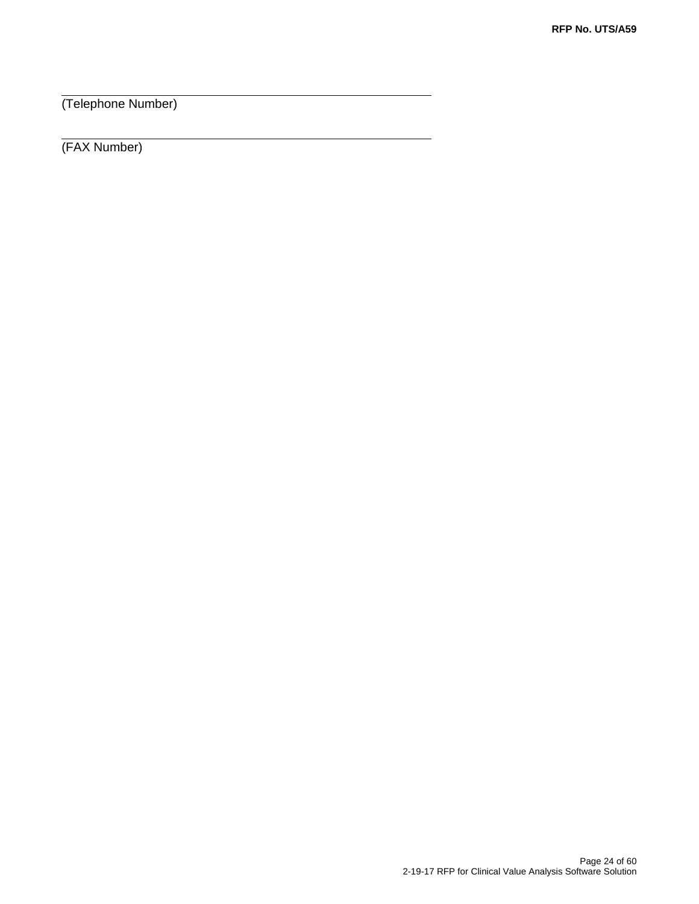\_\_\_\_\_\_\_\_\_\_\_\_\_\_\_\_\_\_\_\_\_\_\_\_\_\_\_\_\_\_\_\_\_\_\_\_\_\_\_\_\_\_\_\_\_\_\_\_\_\_\_\_\_\_\_\_
(Telephone Number)

\_\_\_\_\_\_\_\_\_\_\_\_\_\_\_\_\_\_\_\_\_\_\_\_\_\_\_\_\_\_\_\_\_\_\_\_\_\_\_\_\_\_\_\_\_\_\_\_\_\_\_\_\_\_\_\_
(FAX Number)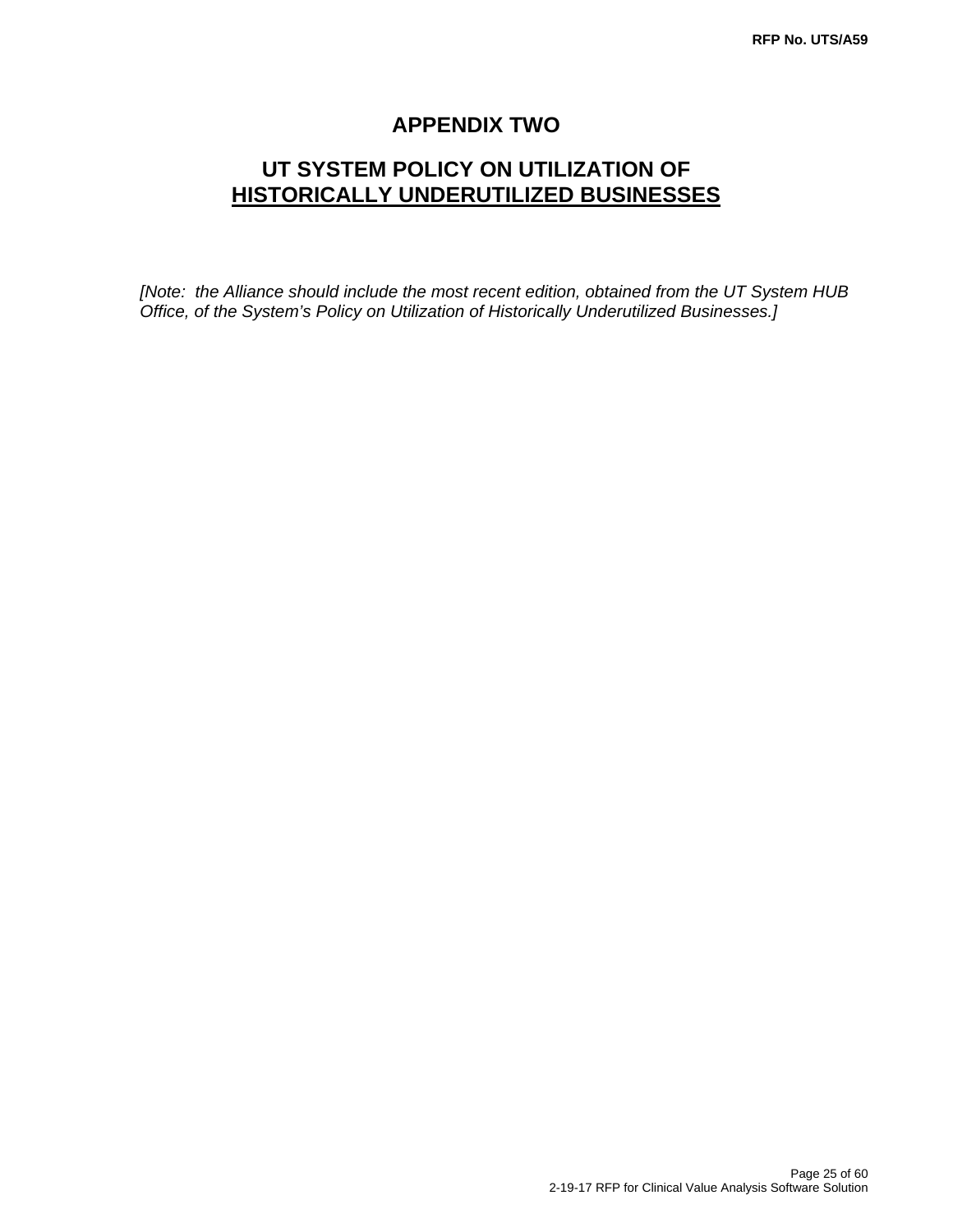# APPENDIX TWO

## UT SYSTEM POLICY ON UTILIZATION OF HISTORICALLY UNDERUTILIZED BUSINESSES

*[Note: the Alliance should include the most recent edition, obtained from the UT System HUB Office, of the System's Policy on Utilization of Historically Underutilized Businesses.]*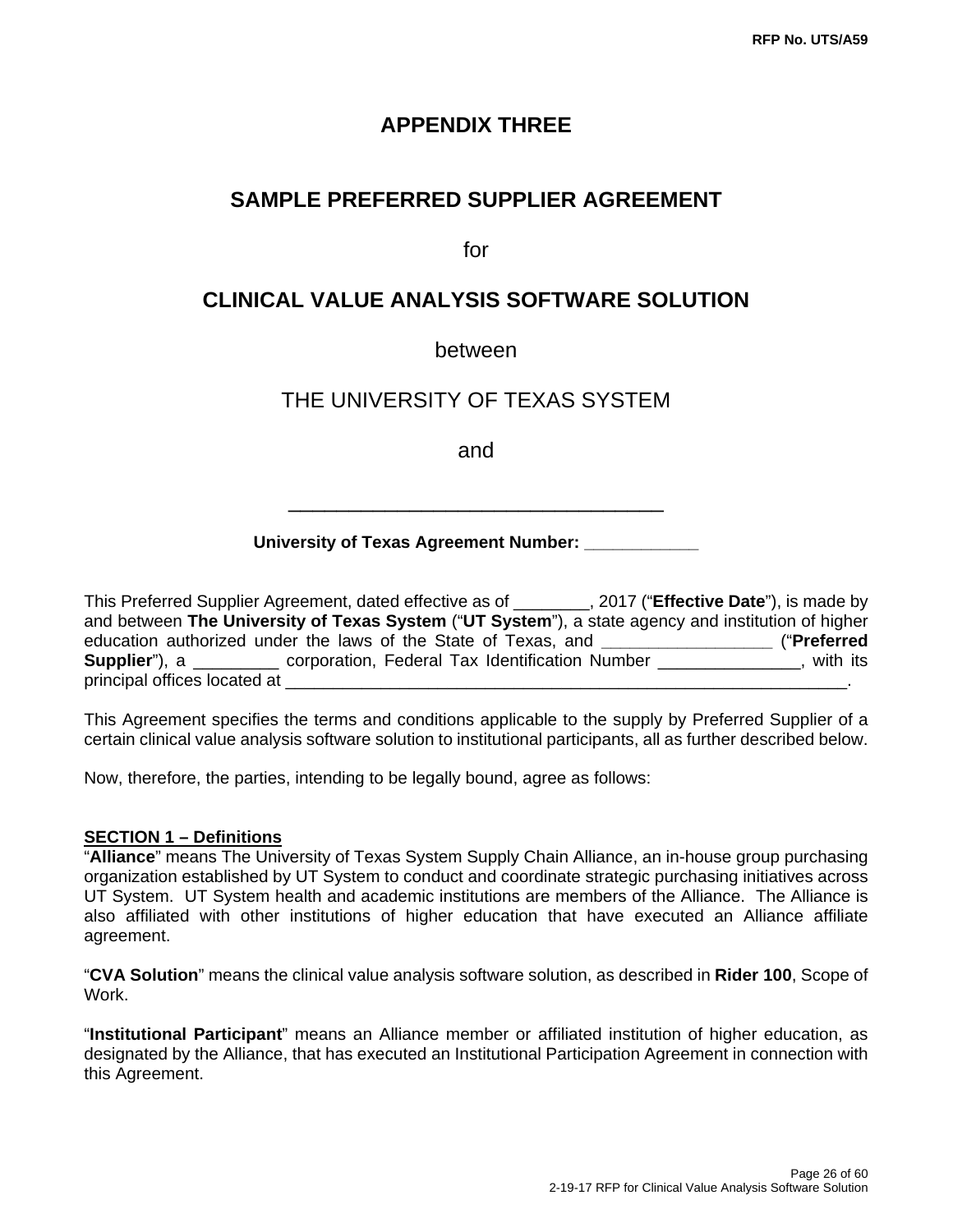# APPENDIX THREE

## SAMPLE PREFERRED SUPPLIER AGREEMENT

for

## CLINICAL VALUE ANALYSIS SOFTWARE SOLUTION

between

THE UNIVERSITY OF TEXAS SYSTEM

and

\_\_\_\_\_\_\_\_\_\_\_\_\_\_\_\_\_\_\_\_\_\_\_\_\_\_\_\_\_\_\_\_\_\_\_\_\_\_

**University of Texas Agreement Number: \_\_\_\_\_\_\_\_\_\_\_\_**

This Preferred Supplier Agreement, dated effective as of \_\_\_\_\_\_\_\_, 2017 ("**Effective Date**"), is made by and between **The University of Texas System** ("**UT System**"), a state agency and institution of higher education authorized under the laws of the State of Texas, and \_\_\_\_\_\_\_\_\_\_\_\_\_\_\_\_\_\_ ("**Preferred Supplier**"), a \_\_\_\_\_\_\_\_\_ corporation, Federal Tax Identification Number \_\_\_\_\_\_\_\_\_\_\_\_\_\_\_, with its principal offices located at \_\_\_\_\_\_\_\_\_\_\_\_\_\_\_\_\_\_\_\_\_\_\_\_\_\_\_\_\_\_\_\_\_\_\_\_\_\_\_\_\_\_\_\_\_\_\_\_\_\_\_\_\_\_\_\_\_\_\_\_\_\_\_.

This Agreement specifies the terms and conditions applicable to the supply by Preferred Supplier of a certain clinical value analysis software solution to institutional participants, all as further described below.

Now, therefore, the parties, intending to be legally bound, agree as follows:

**SECTION 1 – Definitions**

"**Alliance**" means The University of Texas System Supply Chain Alliance, an in-house group purchasing organization established by UT System to conduct and coordinate strategic purchasing initiatives across UT System. UT System health and academic institutions are members of the Alliance. The Alliance is also affiliated with other institutions of higher education that have executed an Alliance affiliate agreement.

"**CVA Solution**" means the clinical value analysis software solution, as described in **Rider 100**, Scope of Work.

"**Institutional Participant**" means an Alliance member or affiliated institution of higher education, as designated by the Alliance, that has executed an Institutional Participation Agreement in connection with this Agreement.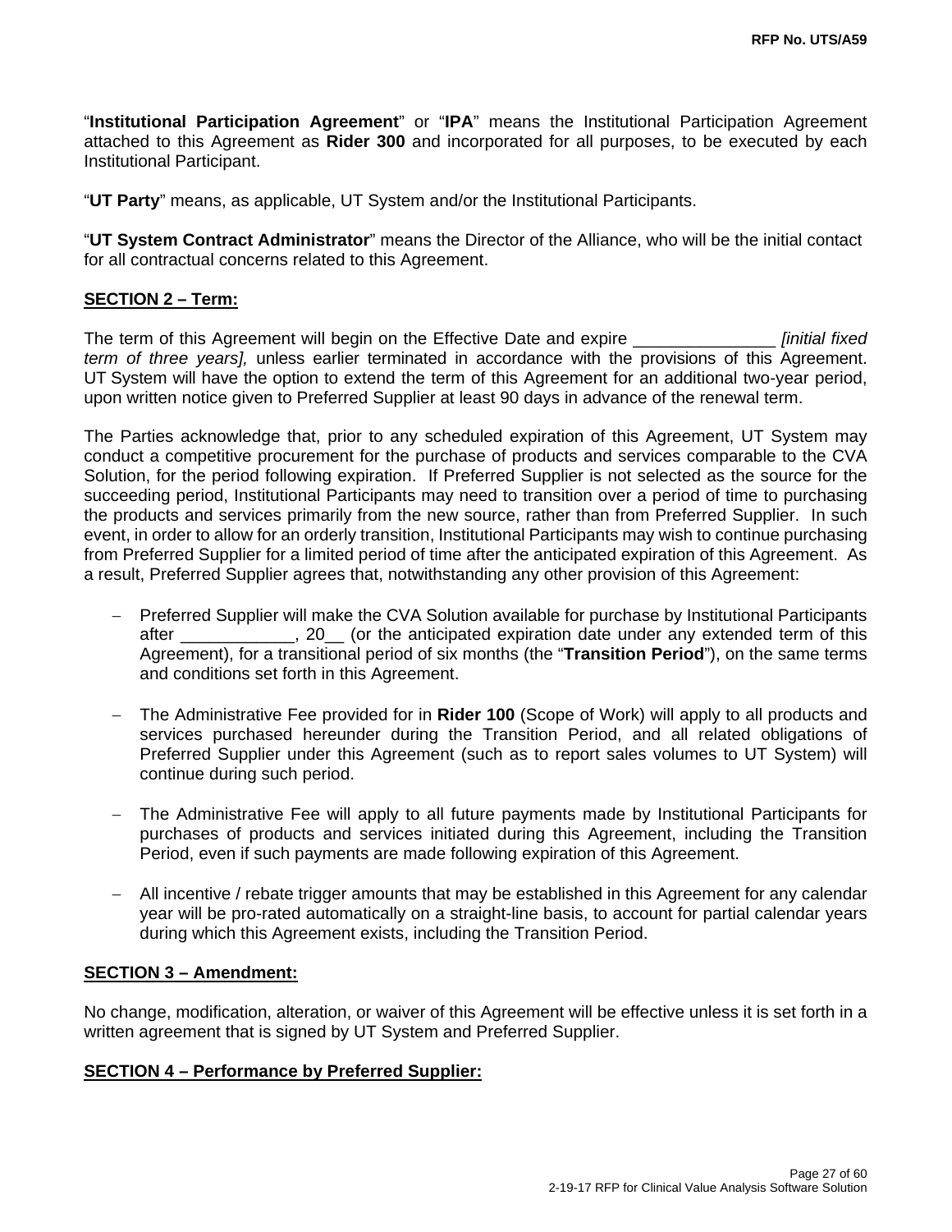"**Institutional Participation Agreement**" or "**IPA**" means the Institutional Participation Agreement attached to this Agreement as **Rider 300** and incorporated for all purposes, to be executed by each Institutional Participant.

"**UT Party**" means, as applicable, UT System and/or the Institutional Participants.

"**UT System Contract Administrator**" means the Director of the Alliance, who will be the initial contact for all contractual concerns related to this Agreement.

**SECTION 2 – Term:**

The term of this Agreement will begin on the Effective Date and expire _______________ *[initial fixed term of three years],* unless earlier terminated in accordance with the provisions of this Agreement. UT System will have the option to extend the term of this Agreement for an additional two-year period, upon written notice given to Preferred Supplier at least 90 days in advance of the renewal term.

The Parties acknowledge that, prior to any scheduled expiration of this Agreement, UT System may conduct a competitive procurement for the purchase of products and services comparable to the CVA Solution, for the period following expiration. If Preferred Supplier is not selected as the source for the succeeding period, Institutional Participants may need to transition over a period of time to purchasing the products and services primarily from the new source, rather than from Preferred Supplier. In such event, in order to allow for an orderly transition, Institutional Participants may wish to continue purchasing from Preferred Supplier for a limited period of time after the anticipated expiration of this Agreement. As a result, Preferred Supplier agrees that, notwithstanding any other provision of this Agreement:

- Preferred Supplier will make the CVA Solution available for purchase by Institutional Participants after ____________, 20__ (or the anticipated expiration date under any extended term of this Agreement), for a transitional period of six months (the "**Transition Period**"), on the same terms and conditions set forth in this Agreement.

- The Administrative Fee provided for in **Rider 100** (Scope of Work) will apply to all products and services purchased hereunder during the Transition Period, and all related obligations of Preferred Supplier under this Agreement (such as to report sales volumes to UT System) will continue during such period.

- The Administrative Fee will apply to all future payments made by Institutional Participants for purchases of products and services initiated during this Agreement, including the Transition Period, even if such payments are made following expiration of this Agreement.

- All incentive / rebate trigger amounts that may be established in this Agreement for any calendar year will be pro-rated automatically on a straight-line basis, to account for partial calendar years during which this Agreement exists, including the Transition Period.

**SECTION 3 – Amendment:**

No change, modification, alteration, or waiver of this Agreement will be effective unless it is set forth in a written agreement that is signed by UT System and Preferred Supplier.

**SECTION 4 – Performance by Preferred Supplier:**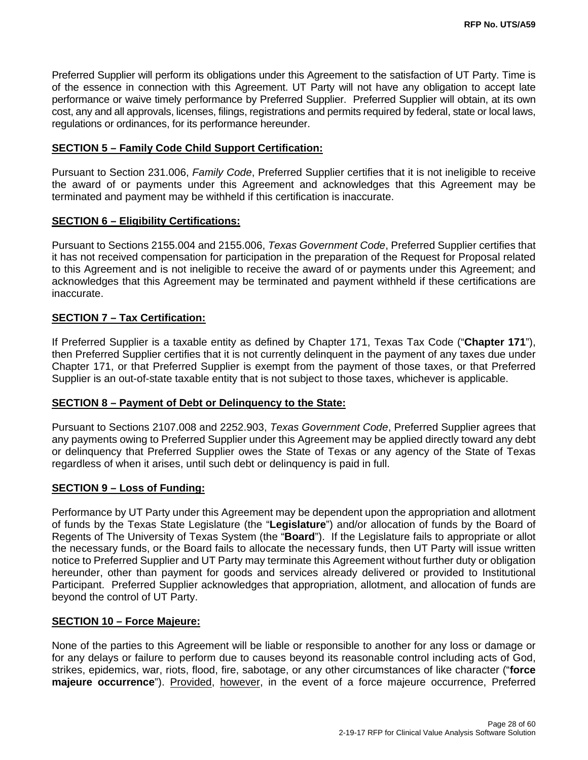Preferred Supplier will perform its obligations under this Agreement to the satisfaction of UT Party. Time is of the essence in connection with this Agreement. UT Party will not have any obligation to accept late performance or waive timely performance by Preferred Supplier. Preferred Supplier will obtain, at its own cost, any and all approvals, licenses, filings, registrations and permits required by federal, state or local laws, regulations or ordinances, for its performance hereunder.

**SECTION 5 – Family Code Child Support Certification:**

Pursuant to Section 231.006, *Family Code*, Preferred Supplier certifies that it is not ineligible to receive the award of or payments under this Agreement and acknowledges that this Agreement may be terminated and payment may be withheld if this certification is inaccurate.

**SECTION 6 – Eligibility Certifications:**

Pursuant to Sections 2155.004 and 2155.006, *Texas Government Code*, Preferred Supplier certifies that it has not received compensation for participation in the preparation of the Request for Proposal related to this Agreement and is not ineligible to receive the award of or payments under this Agreement; and acknowledges that this Agreement may be terminated and payment withheld if these certifications are inaccurate.

**SECTION 7 – Tax Certification:**

If Preferred Supplier is a taxable entity as defined by Chapter 171, Texas Tax Code ("**Chapter 171**"), then Preferred Supplier certifies that it is not currently delinquent in the payment of any taxes due under Chapter 171, or that Preferred Supplier is exempt from the payment of those taxes, or that Preferred Supplier is an out-of-state taxable entity that is not subject to those taxes, whichever is applicable.

**SECTION 8 – Payment of Debt or Delinquency to the State:**

Pursuant to Sections 2107.008 and 2252.903, *Texas Government Code*, Preferred Supplier agrees that any payments owing to Preferred Supplier under this Agreement may be applied directly toward any debt or delinquency that Preferred Supplier owes the State of Texas or any agency of the State of Texas regardless of when it arises, until such debt or delinquency is paid in full.

**SECTION 9 – Loss of Funding:**

Performance by UT Party under this Agreement may be dependent upon the appropriation and allotment of funds by the Texas State Legislature (the "**Legislature**") and/or allocation of funds by the Board of Regents of The University of Texas System (the "**Board**"). If the Legislature fails to appropriate or allot the necessary funds, or the Board fails to allocate the necessary funds, then UT Party will issue written notice to Preferred Supplier and UT Party may terminate this Agreement without further duty or obligation hereunder, other than payment for goods and services already delivered or provided to Institutional Participant. Preferred Supplier acknowledges that appropriation, allotment, and allocation of funds are beyond the control of UT Party.

**SECTION 10 – Force Majeure:**

None of the parties to this Agreement will be liable or responsible to another for any loss or damage or for any delays or failure to perform due to causes beyond its reasonable control including acts of God, strikes, epidemics, war, riots, flood, fire, sabotage, or any other circumstances of like character ("**force majeure occurrence**"). Provided, however, in the event of a force majeure occurrence, Preferred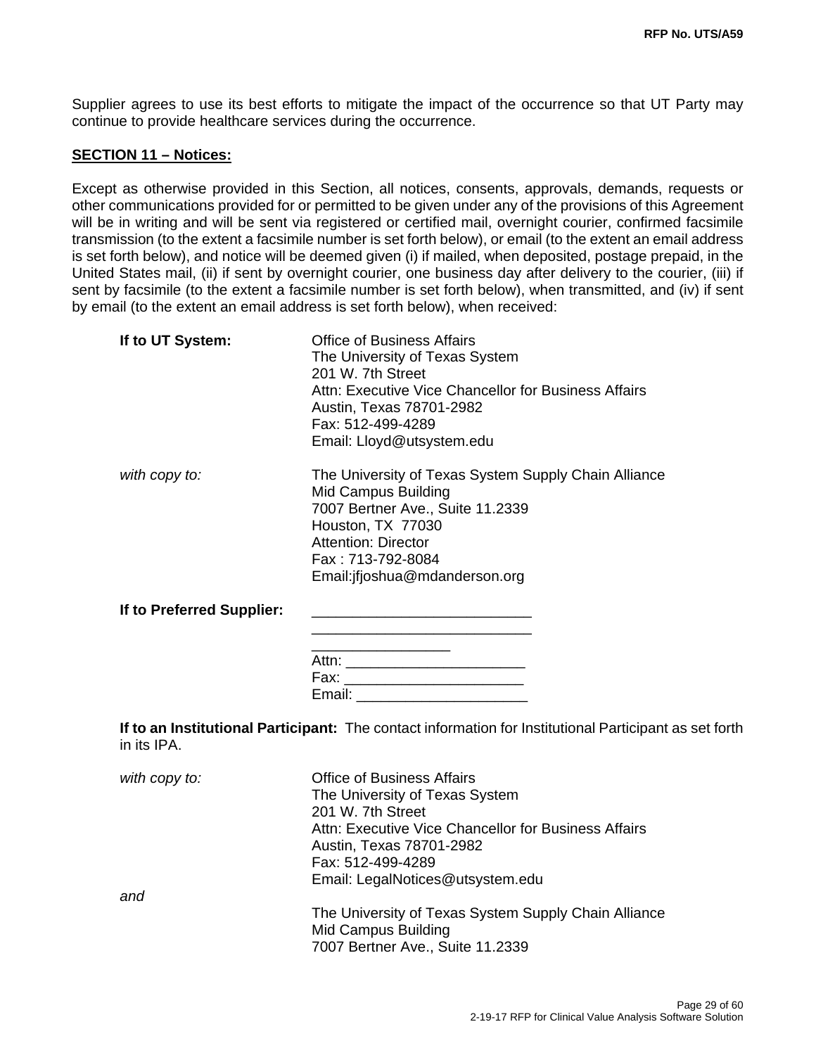Supplier agrees to use its best efforts to mitigate the impact of the occurrence so that UT Party may continue to provide healthcare services during the occurrence.

**SECTION 11 – Notices:**

Except as otherwise provided in this Section, all notices, consents, approvals, demands, requests or other communications provided for or permitted to be given under any of the provisions of this Agreement will be in writing and will be sent via registered or certified mail, overnight courier, confirmed facsimile transmission (to the extent a facsimile number is set forth below), or email (to the extent an email address is set forth below), and notice will be deemed given (i) if mailed, when deposited, postage prepaid, in the United States mail, (ii) if sent by overnight courier, one business day after delivery to the courier, (iii) if sent by facsimile (to the extent a facsimile number is set forth below), when transmitted, and (iv) if sent by email (to the extent an email address is set forth below), when received:

**If to UT System:**

Office of Business Affairs
The University of Texas System
201 W. 7th Street
Attn: Executive Vice Chancellor for Business Affairs
Austin, Texas 78701-2982
Fax: 512-499-4289
Email: Lloyd@utsystem.edu

*with copy to:*

The University of Texas System Supply Chain Alliance
Mid Campus Building
7007 Bertner Ave., Suite 11.2339
Houston, TX 77030
Attention: Director
Fax : 713-792-8084
Email:jfjoshua@mdanderson.org

**If to Preferred Supplier:**

___________________________
___________________________
_________________
Attn: ______________________
Fax: ______________________
Email: _____________________

**If to an Institutional Participant:** The contact information for Institutional Participant as set forth in its IPA.

*with copy to:*

Office of Business Affairs
The University of Texas System
201 W. 7th Street
Attn: Executive Vice Chancellor for Business Affairs
Austin, Texas 78701-2982
Fax: 512-499-4289
Email: LegalNotices@utsystem.edu

*and*

The University of Texas System Supply Chain Alliance
Mid Campus Building
7007 Bertner Ave., Suite 11.2339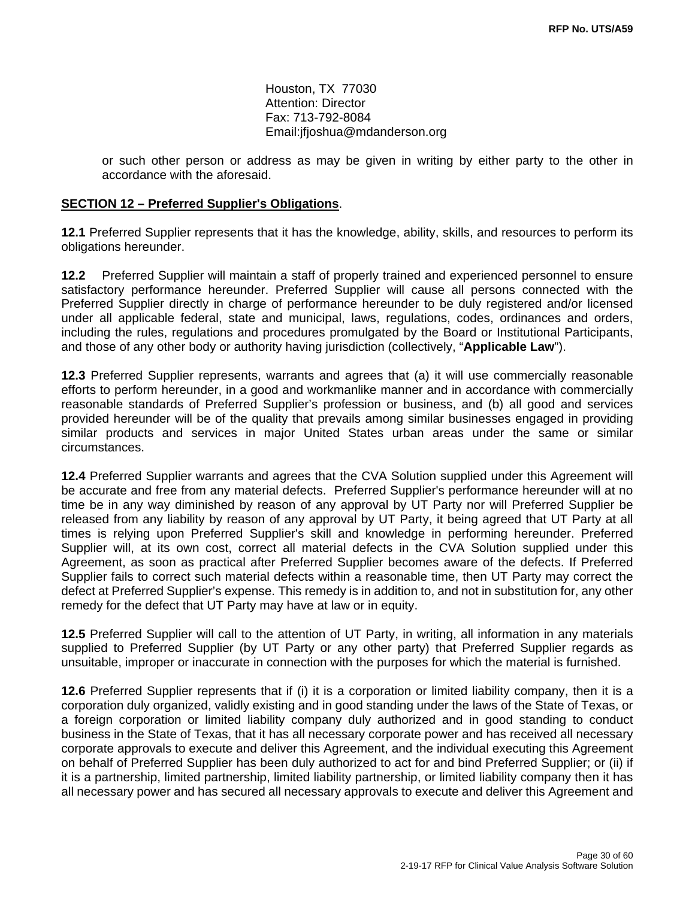Houston, TX 77030
Attention: Director
Fax: 713-792-8084
Email:jfjoshua@mdanderson.org

or such other person or address as may be given in writing by either party to the other in accordance with the aforesaid.

**SECTION 12 – Preferred Supplier's Obligations**.

**12.1** Preferred Supplier represents that it has the knowledge, ability, skills, and resources to perform its obligations hereunder.

**12.2** Preferred Supplier will maintain a staff of properly trained and experienced personnel to ensure satisfactory performance hereunder. Preferred Supplier will cause all persons connected with the Preferred Supplier directly in charge of performance hereunder to be duly registered and/or licensed under all applicable federal, state and municipal, laws, regulations, codes, ordinances and orders, including the rules, regulations and procedures promulgated by the Board or Institutional Participants, and those of any other body or authority having jurisdiction (collectively, "**Applicable Law**").

**12.3** Preferred Supplier represents, warrants and agrees that (a) it will use commercially reasonable efforts to perform hereunder, in a good and workmanlike manner and in accordance with commercially reasonable standards of Preferred Supplier's profession or business, and (b) all good and services provided hereunder will be of the quality that prevails among similar businesses engaged in providing similar products and services in major United States urban areas under the same or similar circumstances.

**12.4** Preferred Supplier warrants and agrees that the CVA Solution supplied under this Agreement will be accurate and free from any material defects. Preferred Supplier's performance hereunder will at no time be in any way diminished by reason of any approval by UT Party nor will Preferred Supplier be released from any liability by reason of any approval by UT Party, it being agreed that UT Party at all times is relying upon Preferred Supplier's skill and knowledge in performing hereunder. Preferred Supplier will, at its own cost, correct all material defects in the CVA Solution supplied under this Agreement, as soon as practical after Preferred Supplier becomes aware of the defects. If Preferred Supplier fails to correct such material defects within a reasonable time, then UT Party may correct the defect at Preferred Supplier's expense. This remedy is in addition to, and not in substitution for, any other remedy for the defect that UT Party may have at law or in equity.

**12.5** Preferred Supplier will call to the attention of UT Party, in writing, all information in any materials supplied to Preferred Supplier (by UT Party or any other party) that Preferred Supplier regards as unsuitable, improper or inaccurate in connection with the purposes for which the material is furnished.

**12.6** Preferred Supplier represents that if (i) it is a corporation or limited liability company, then it is a corporation duly organized, validly existing and in good standing under the laws of the State of Texas, or a foreign corporation or limited liability company duly authorized and in good standing to conduct business in the State of Texas, that it has all necessary corporate power and has received all necessary corporate approvals to execute and deliver this Agreement, and the individual executing this Agreement on behalf of Preferred Supplier has been duly authorized to act for and bind Preferred Supplier; or (ii) if it is a partnership, limited partnership, limited liability partnership, or limited liability company then it has all necessary power and has secured all necessary approvals to execute and deliver this Agreement and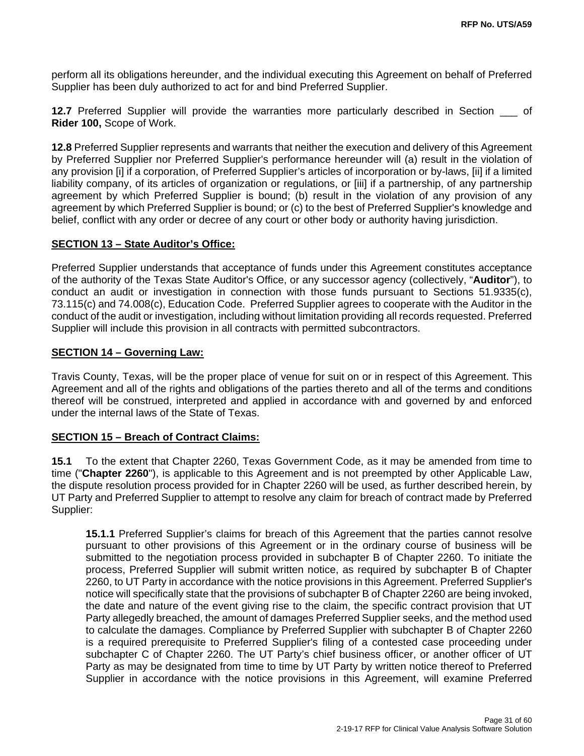perform all its obligations hereunder, and the individual executing this Agreement on behalf of Preferred Supplier has been duly authorized to act for and bind Preferred Supplier.

**12.7** Preferred Supplier will provide the warranties more particularly described in Section ___ of **Rider 100,** Scope of Work.

**12.8** Preferred Supplier represents and warrants that neither the execution and delivery of this Agreement by Preferred Supplier nor Preferred Supplier's performance hereunder will (a) result in the violation of any provision [i] if a corporation, of Preferred Supplier's articles of incorporation or by-laws, [ii] if a limited liability company, of its articles of organization or regulations, or [iii] if a partnership, of any partnership agreement by which Preferred Supplier is bound; (b) result in the violation of any provision of any agreement by which Preferred Supplier is bound; or (c) to the best of Preferred Supplier's knowledge and belief, conflict with any order or decree of any court or other body or authority having jurisdiction.

## SECTION 13 – State Auditor's Office:

Preferred Supplier understands that acceptance of funds under this Agreement constitutes acceptance of the authority of the Texas State Auditor's Office, or any successor agency (collectively, "**Auditor**"), to conduct an audit or investigation in connection with those funds pursuant to Sections 51.9335(c), 73.115(c) and 74.008(c), Education Code. Preferred Supplier agrees to cooperate with the Auditor in the conduct of the audit or investigation, including without limitation providing all records requested. Preferred Supplier will include this provision in all contracts with permitted subcontractors.

## SECTION 14 – Governing Law:

Travis County, Texas, will be the proper place of venue for suit on or in respect of this Agreement. This Agreement and all of the rights and obligations of the parties thereto and all of the terms and conditions thereof will be construed, interpreted and applied in accordance with and governed by and enforced under the internal laws of the State of Texas.

## SECTION 15 – Breach of Contract Claims:

**15.1** To the extent that Chapter 2260, Texas Government Code, as it may be amended from time to time ("**Chapter 2260**"), is applicable to this Agreement and is not preempted by other Applicable Law, the dispute resolution process provided for in Chapter 2260 will be used, as further described herein, by UT Party and Preferred Supplier to attempt to resolve any claim for breach of contract made by Preferred Supplier:

**15.1.1** Preferred Supplier's claims for breach of this Agreement that the parties cannot resolve pursuant to other provisions of this Agreement or in the ordinary course of business will be submitted to the negotiation process provided in subchapter B of Chapter 2260. To initiate the process, Preferred Supplier will submit written notice, as required by subchapter B of Chapter 2260, to UT Party in accordance with the notice provisions in this Agreement. Preferred Supplier's notice will specifically state that the provisions of subchapter B of Chapter 2260 are being invoked, the date and nature of the event giving rise to the claim, the specific contract provision that UT Party allegedly breached, the amount of damages Preferred Supplier seeks, and the method used to calculate the damages. Compliance by Preferred Supplier with subchapter B of Chapter 2260 is a required prerequisite to Preferred Supplier's filing of a contested case proceeding under subchapter C of Chapter 2260. The UT Party's chief business officer, or another officer of UT Party as may be designated from time to time by UT Party by written notice thereof to Preferred Supplier in accordance with the notice provisions in this Agreement, will examine Preferred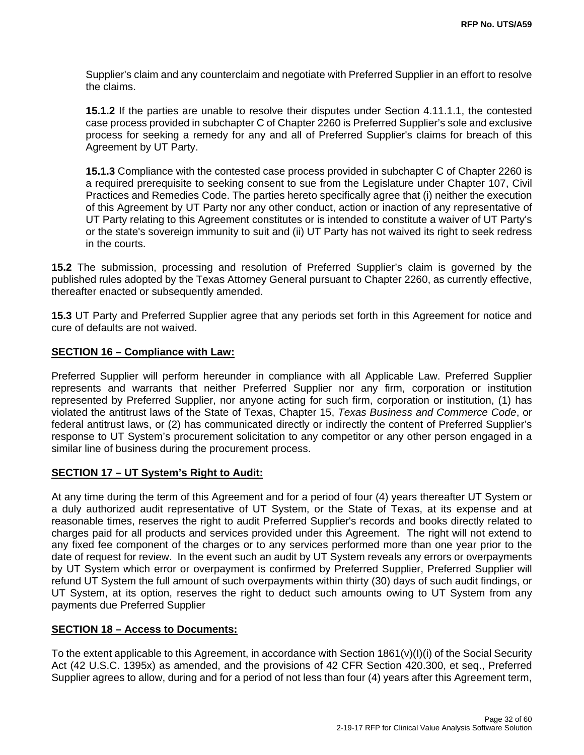Supplier's claim and any counterclaim and negotiate with Preferred Supplier in an effort to resolve the claims.

**15.1.2** If the parties are unable to resolve their disputes under Section 4.11.1.1, the contested case process provided in subchapter C of Chapter 2260 is Preferred Supplier's sole and exclusive process for seeking a remedy for any and all of Preferred Supplier's claims for breach of this Agreement by UT Party.

**15.1.3** Compliance with the contested case process provided in subchapter C of Chapter 2260 is a required prerequisite to seeking consent to sue from the Legislature under Chapter 107, Civil Practices and Remedies Code. The parties hereto specifically agree that (i) neither the execution of this Agreement by UT Party nor any other conduct, action or inaction of any representative of UT Party relating to this Agreement constitutes or is intended to constitute a waiver of UT Party's or the state's sovereign immunity to suit and (ii) UT Party has not waived its right to seek redress in the courts.

**15.2** The submission, processing and resolution of Preferred Supplier's claim is governed by the published rules adopted by the Texas Attorney General pursuant to Chapter 2260, as currently effective, thereafter enacted or subsequently amended.

**15.3** UT Party and Preferred Supplier agree that any periods set forth in this Agreement for notice and cure of defaults are not waived.

## SECTION 16 – Compliance with Law:

Preferred Supplier will perform hereunder in compliance with all Applicable Law. Preferred Supplier represents and warrants that neither Preferred Supplier nor any firm, corporation or institution represented by Preferred Supplier, nor anyone acting for such firm, corporation or institution, (1) has violated the antitrust laws of the State of Texas, Chapter 15, *Texas Business and Commerce Code*, or federal antitrust laws, or (2) has communicated directly or indirectly the content of Preferred Supplier's response to UT System's procurement solicitation to any competitor or any other person engaged in a similar line of business during the procurement process.

## SECTION 17 – UT System's Right to Audit:

At any time during the term of this Agreement and for a period of four (4) years thereafter UT System or a duly authorized audit representative of UT System, or the State of Texas, at its expense and at reasonable times, reserves the right to audit Preferred Supplier's records and books directly related to charges paid for all products and services provided under this Agreement. The right will not extend to any fixed fee component of the charges or to any services performed more than one year prior to the date of request for review. In the event such an audit by UT System reveals any errors or overpayments by UT System which error or overpayment is confirmed by Preferred Supplier, Preferred Supplier will refund UT System the full amount of such overpayments within thirty (30) days of such audit findings, or UT System, at its option, reserves the right to deduct such amounts owing to UT System from any payments due Preferred Supplier

## SECTION 18 – Access to Documents:

To the extent applicable to this Agreement, in accordance with Section 1861(v)(I)(i) of the Social Security Act (42 U.S.C. 1395x) as amended, and the provisions of 42 CFR Section 420.300, et seq., Preferred Supplier agrees to allow, during and for a period of not less than four (4) years after this Agreement term,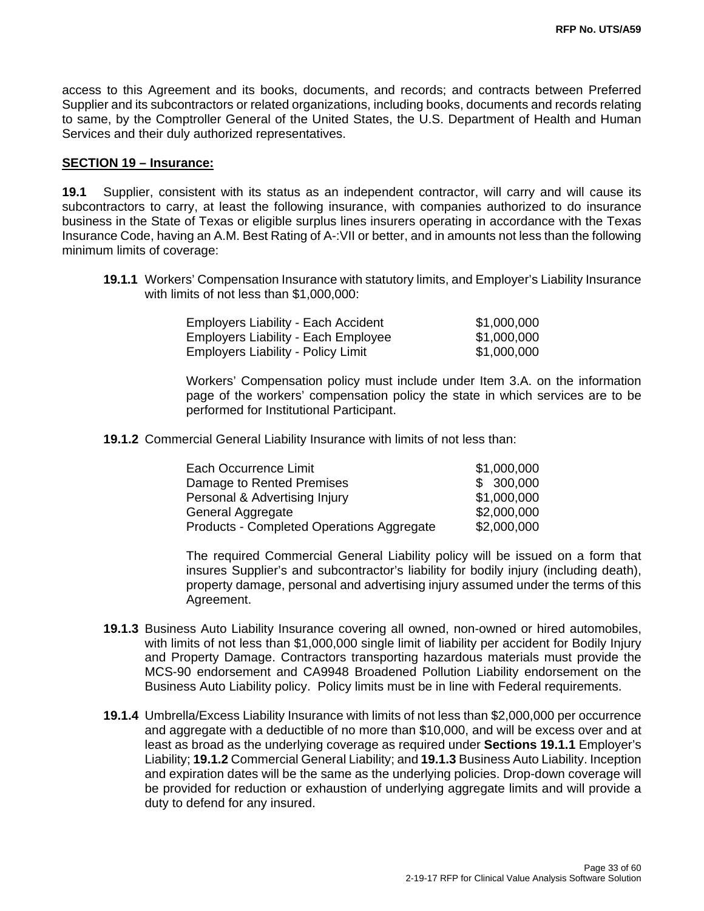access to this Agreement and its books, documents, and records; and contracts between Preferred Supplier and its subcontractors or related organizations, including books, documents and records relating to same, by the Comptroller General of the United States, the U.S. Department of Health and Human Services and their duly authorized representatives.

## SECTION 19 – Insurance:

**19.1** Supplier, consistent with its status as an independent contractor, will carry and will cause its subcontractors to carry, at least the following insurance, with companies authorized to do insurance business in the State of Texas or eligible surplus lines insurers operating in accordance with the Texas Insurance Code, having an A.M. Best Rating of A-:VII or better, and in amounts not less than the following minimum limits of coverage:

**19.1.1** Workers' Compensation Insurance with statutory limits, and Employer's Liability Insurance with limits of not less than $1,000,000:

| | |
|---|---|
| Employers Liability - Each Accident | $1,000,000 |
| Employers Liability - Each Employee | $1,000,000 |
| Employers Liability - Policy Limit | $1,000,000 |

Workers' Compensation policy must include under Item 3.A. on the information page of the workers' compensation policy the state in which services are to be performed for Institutional Participant.

**19.1.2** Commercial General Liability Insurance with limits of not less than:

| | |
|---|---|
| Each Occurrence Limit | $1,000,000 |
| Damage to Rented Premises | $ 300,000 |
| Personal & Advertising Injury | $1,000,000 |
| General Aggregate | $2,000,000 |
| Products - Completed Operations Aggregate | $2,000,000 |

The required Commercial General Liability policy will be issued on a form that insures Supplier's and subcontractor's liability for bodily injury (including death), property damage, personal and advertising injury assumed under the terms of this Agreement.

**19.1.3** Business Auto Liability Insurance covering all owned, non-owned or hired automobiles, with limits of not less than $1,000,000 single limit of liability per accident for Bodily Injury and Property Damage. Contractors transporting hazardous materials must provide the MCS-90 endorsement and CA9948 Broadened Pollution Liability endorsement on the Business Auto Liability policy. Policy limits must be in line with Federal requirements.

**19.1.4** Umbrella/Excess Liability Insurance with limits of not less than $2,000,000 per occurrence and aggregate with a deductible of no more than $10,000, and will be excess over and at least as broad as the underlying coverage as required under **Sections 19.1.1** Employer's Liability; **19.1.2** Commercial General Liability; and **19.1.3** Business Auto Liability. Inception and expiration dates will be the same as the underlying policies. Drop-down coverage will be provided for reduction or exhaustion of underlying aggregate limits and will provide a duty to defend for any insured.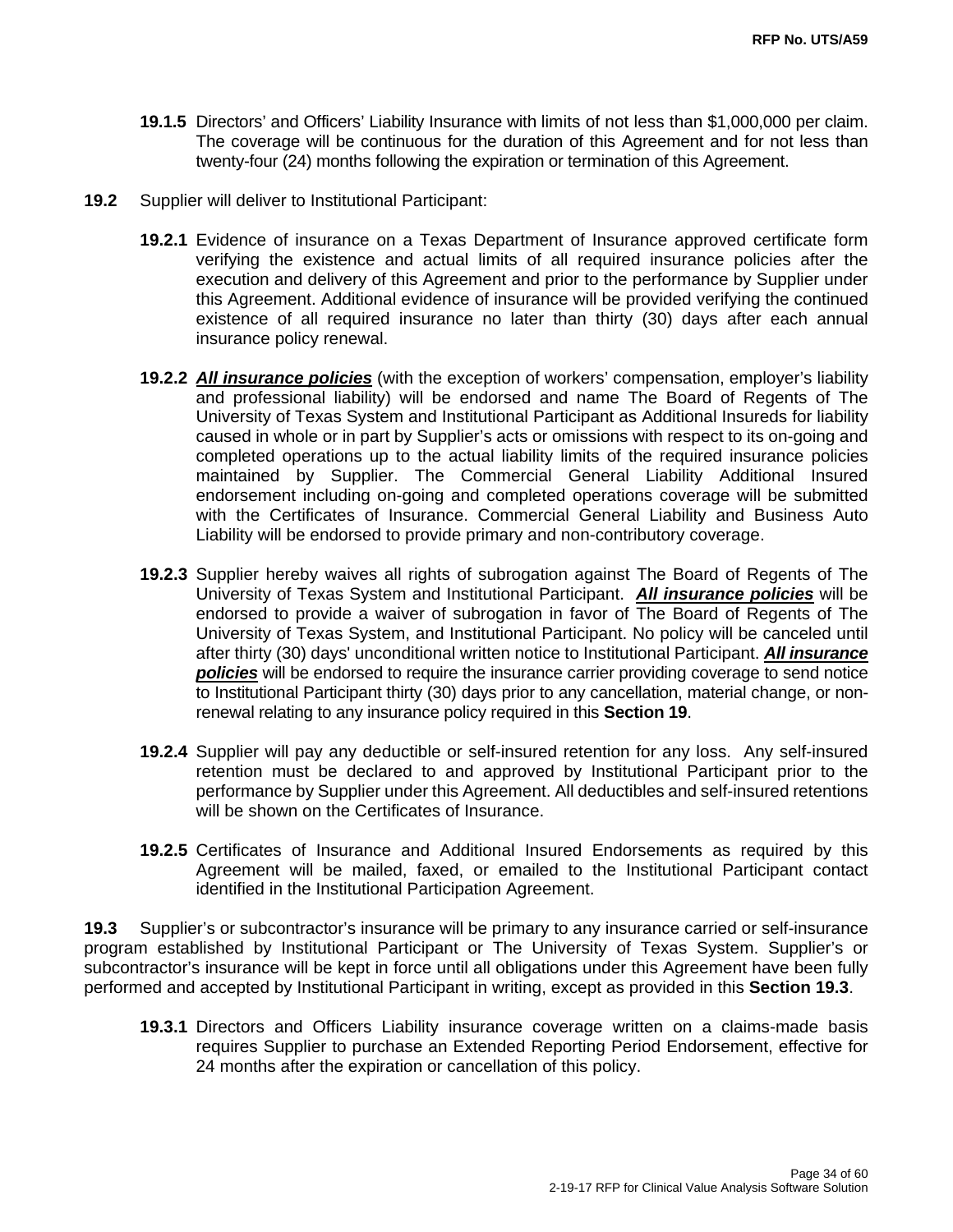**19.1.5** Directors' and Officers' Liability Insurance with limits of not less than $1,000,000 per claim. The coverage will be continuous for the duration of this Agreement and for not less than twenty-four (24) months following the expiration or termination of this Agreement.

**19.2** Supplier will deliver to Institutional Participant:

**19.2.1** Evidence of insurance on a Texas Department of Insurance approved certificate form verifying the existence and actual limits of all required insurance policies after the execution and delivery of this Agreement and prior to the performance by Supplier under this Agreement. Additional evidence of insurance will be provided verifying the continued existence of all required insurance no later than thirty (30) days after each annual insurance policy renewal.

**19.2.2** ***All insurance policies*** (with the exception of workers' compensation, employer's liability and professional liability) will be endorsed and name The Board of Regents of The University of Texas System and Institutional Participant as Additional Insureds for liability caused in whole or in part by Supplier's acts or omissions with respect to its on-going and completed operations up to the actual liability limits of the required insurance policies maintained by Supplier. The Commercial General Liability Additional Insured endorsement including on-going and completed operations coverage will be submitted with the Certificates of Insurance. Commercial General Liability and Business Auto Liability will be endorsed to provide primary and non-contributory coverage.

**19.2.3** Supplier hereby waives all rights of subrogation against The Board of Regents of The University of Texas System and Institutional Participant. ***All insurance policies*** will be endorsed to provide a waiver of subrogation in favor of The Board of Regents of The University of Texas System, and Institutional Participant. No policy will be canceled until after thirty (30) days' unconditional written notice to Institutional Participant. ***All insurance policies*** will be endorsed to require the insurance carrier providing coverage to send notice to Institutional Participant thirty (30) days prior to any cancellation, material change, or non-renewal relating to any insurance policy required in this **Section 19**.

**19.2.4** Supplier will pay any deductible or self-insured retention for any loss. Any self-insured retention must be declared to and approved by Institutional Participant prior to the performance by Supplier under this Agreement. All deductibles and self-insured retentions will be shown on the Certificates of Insurance.

**19.2.5** Certificates of Insurance and Additional Insured Endorsements as required by this Agreement will be mailed, faxed, or emailed to the Institutional Participant contact identified in the Institutional Participation Agreement.

**19.3** Supplier's or subcontractor's insurance will be primary to any insurance carried or self-insurance program established by Institutional Participant or The University of Texas System. Supplier's or subcontractor's insurance will be kept in force until all obligations under this Agreement have been fully performed and accepted by Institutional Participant in writing, except as provided in this **Section 19.3**.

**19.3.1** Directors and Officers Liability insurance coverage written on a claims-made basis requires Supplier to purchase an Extended Reporting Period Endorsement, effective for 24 months after the expiration or cancellation of this policy.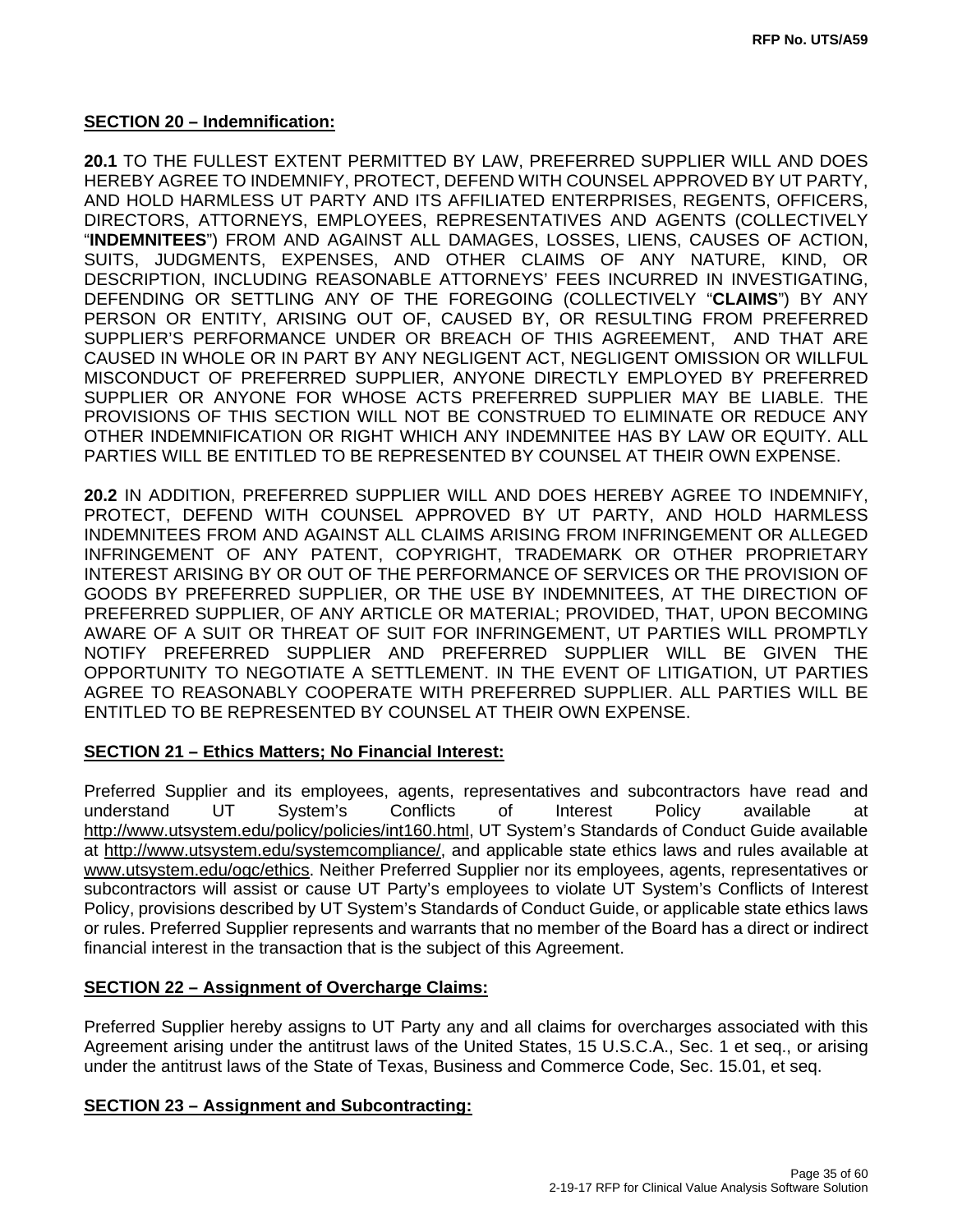**SECTION 20 – Indemnification:**

**20.1** TO THE FULLEST EXTENT PERMITTED BY LAW, PREFERRED SUPPLIER WILL AND DOES HEREBY AGREE TO INDEMNIFY, PROTECT, DEFEND WITH COUNSEL APPROVED BY UT PARTY, AND HOLD HARMLESS UT PARTY AND ITS AFFILIATED ENTERPRISES, REGENTS, OFFICERS, DIRECTORS, ATTORNEYS, EMPLOYEES, REPRESENTATIVES AND AGENTS (COLLECTIVELY "**INDEMNITEES**") FROM AND AGAINST ALL DAMAGES, LOSSES, LIENS, CAUSES OF ACTION, SUITS, JUDGMENTS, EXPENSES, AND OTHER CLAIMS OF ANY NATURE, KIND, OR DESCRIPTION, INCLUDING REASONABLE ATTORNEYS' FEES INCURRED IN INVESTIGATING, DEFENDING OR SETTLING ANY OF THE FOREGOING (COLLECTIVELY "**CLAIMS**") BY ANY PERSON OR ENTITY, ARISING OUT OF, CAUSED BY, OR RESULTING FROM PREFERRED SUPPLIER'S PERFORMANCE UNDER OR BREACH OF THIS AGREEMENT, AND THAT ARE CAUSED IN WHOLE OR IN PART BY ANY NEGLIGENT ACT, NEGLIGENT OMISSION OR WILLFUL MISCONDUCT OF PREFERRED SUPPLIER, ANYONE DIRECTLY EMPLOYED BY PREFERRED SUPPLIER OR ANYONE FOR WHOSE ACTS PREFERRED SUPPLIER MAY BE LIABLE. THE PROVISIONS OF THIS SECTION WILL NOT BE CONSTRUED TO ELIMINATE OR REDUCE ANY OTHER INDEMNIFICATION OR RIGHT WHICH ANY INDEMNITEE HAS BY LAW OR EQUITY. ALL PARTIES WILL BE ENTITLED TO BE REPRESENTED BY COUNSEL AT THEIR OWN EXPENSE.

**20.2** IN ADDITION, PREFERRED SUPPLIER WILL AND DOES HEREBY AGREE TO INDEMNIFY, PROTECT, DEFEND WITH COUNSEL APPROVED BY UT PARTY, AND HOLD HARMLESS INDEMNITEES FROM AND AGAINST ALL CLAIMS ARISING FROM INFRINGEMENT OR ALLEGED INFRINGEMENT OF ANY PATENT, COPYRIGHT, TRADEMARK OR OTHER PROPRIETARY INTEREST ARISING BY OR OUT OF THE PERFORMANCE OF SERVICES OR THE PROVISION OF GOODS BY PREFERRED SUPPLIER, OR THE USE BY INDEMNITEES, AT THE DIRECTION OF PREFERRED SUPPLIER, OF ANY ARTICLE OR MATERIAL; PROVIDED, THAT, UPON BECOMING AWARE OF A SUIT OR THREAT OF SUIT FOR INFRINGEMENT, UT PARTIES WILL PROMPTLY NOTIFY PREFERRED SUPPLIER AND PREFERRED SUPPLIER WILL BE GIVEN THE OPPORTUNITY TO NEGOTIATE A SETTLEMENT. IN THE EVENT OF LITIGATION, UT PARTIES AGREE TO REASONABLY COOPERATE WITH PREFERRED SUPPLIER. ALL PARTIES WILL BE ENTITLED TO BE REPRESENTED BY COUNSEL AT THEIR OWN EXPENSE.

**SECTION 21 – Ethics Matters; No Financial Interest:**

Preferred Supplier and its employees, agents, representatives and subcontractors have read and understand UT System's Conflicts of Interest Policy available at http://www.utsystem.edu/policy/policies/int160.html, UT System's Standards of Conduct Guide available at http://www.utsystem.edu/systemcompliance/, and applicable state ethics laws and rules available at www.utsystem.edu/ogc/ethics. Neither Preferred Supplier nor its employees, agents, representatives or subcontractors will assist or cause UT Party's employees to violate UT System's Conflicts of Interest Policy, provisions described by UT System's Standards of Conduct Guide, or applicable state ethics laws or rules. Preferred Supplier represents and warrants that no member of the Board has a direct or indirect financial interest in the transaction that is the subject of this Agreement.

**SECTION 22 – Assignment of Overcharge Claims:**

Preferred Supplier hereby assigns to UT Party any and all claims for overcharges associated with this Agreement arising under the antitrust laws of the United States, 15 U.S.C.A., Sec. 1 et seq., or arising under the antitrust laws of the State of Texas, Business and Commerce Code, Sec. 15.01, et seq.

**SECTION 23 – Assignment and Subcontracting:**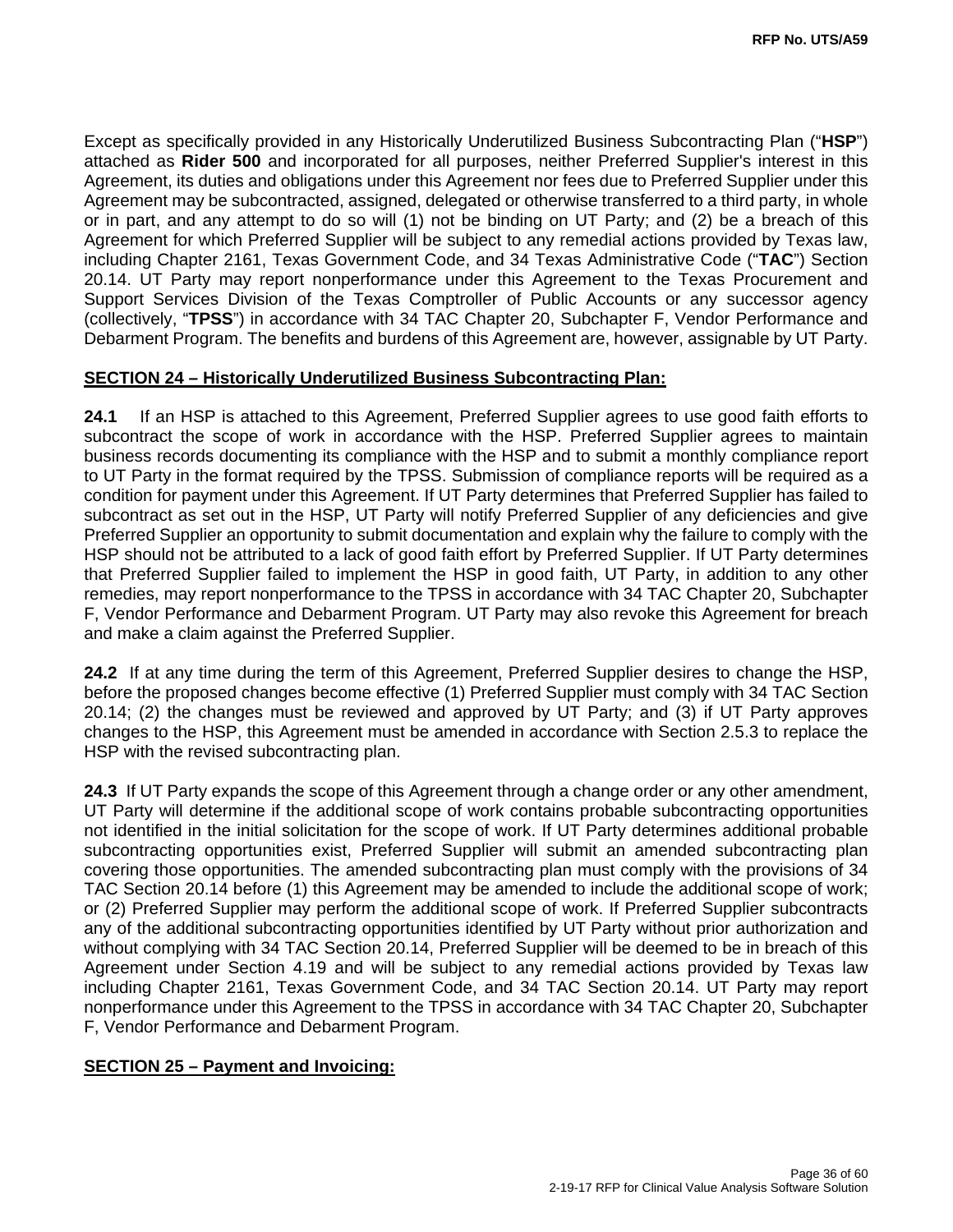Except as specifically provided in any Historically Underutilized Business Subcontracting Plan ("**HSP**") attached as **Rider 500** and incorporated for all purposes, neither Preferred Supplier's interest in this Agreement, its duties and obligations under this Agreement nor fees due to Preferred Supplier under this Agreement may be subcontracted, assigned, delegated or otherwise transferred to a third party, in whole or in part, and any attempt to do so will (1) not be binding on UT Party; and (2) be a breach of this Agreement for which Preferred Supplier will be subject to any remedial actions provided by Texas law, including Chapter 2161, Texas Government Code, and 34 Texas Administrative Code ("**TAC**") Section 20.14. UT Party may report nonperformance under this Agreement to the Texas Procurement and Support Services Division of the Texas Comptroller of Public Accounts or any successor agency (collectively, "**TPSS**") in accordance with 34 TAC Chapter 20, Subchapter F, Vendor Performance and Debarment Program. The benefits and burdens of this Agreement are, however, assignable by UT Party.

## SECTION 24 – Historically Underutilized Business Subcontracting Plan:

**24.1** If an HSP is attached to this Agreement, Preferred Supplier agrees to use good faith efforts to subcontract the scope of work in accordance with the HSP. Preferred Supplier agrees to maintain business records documenting its compliance with the HSP and to submit a monthly compliance report to UT Party in the format required by the TPSS. Submission of compliance reports will be required as a condition for payment under this Agreement. If UT Party determines that Preferred Supplier has failed to subcontract as set out in the HSP, UT Party will notify Preferred Supplier of any deficiencies and give Preferred Supplier an opportunity to submit documentation and explain why the failure to comply with the HSP should not be attributed to a lack of good faith effort by Preferred Supplier. If UT Party determines that Preferred Supplier failed to implement the HSP in good faith, UT Party, in addition to any other remedies, may report nonperformance to the TPSS in accordance with 34 TAC Chapter 20, Subchapter F, Vendor Performance and Debarment Program. UT Party may also revoke this Agreement for breach and make a claim against the Preferred Supplier.

**24.2** If at any time during the term of this Agreement, Preferred Supplier desires to change the HSP, before the proposed changes become effective (1) Preferred Supplier must comply with 34 TAC Section 20.14; (2) the changes must be reviewed and approved by UT Party; and (3) if UT Party approves changes to the HSP, this Agreement must be amended in accordance with Section 2.5.3 to replace the HSP with the revised subcontracting plan.

**24.3** If UT Party expands the scope of this Agreement through a change order or any other amendment, UT Party will determine if the additional scope of work contains probable subcontracting opportunities not identified in the initial solicitation for the scope of work. If UT Party determines additional probable subcontracting opportunities exist, Preferred Supplier will submit an amended subcontracting plan covering those opportunities. The amended subcontracting plan must comply with the provisions of 34 TAC Section 20.14 before (1) this Agreement may be amended to include the additional scope of work; or (2) Preferred Supplier may perform the additional scope of work. If Preferred Supplier subcontracts any of the additional subcontracting opportunities identified by UT Party without prior authorization and without complying with 34 TAC Section 20.14, Preferred Supplier will be deemed to be in breach of this Agreement under Section 4.19 and will be subject to any remedial actions provided by Texas law including Chapter 2161, Texas Government Code, and 34 TAC Section 20.14. UT Party may report nonperformance under this Agreement to the TPSS in accordance with 34 TAC Chapter 20, Subchapter F, Vendor Performance and Debarment Program.

## SECTION 25 – Payment and Invoicing: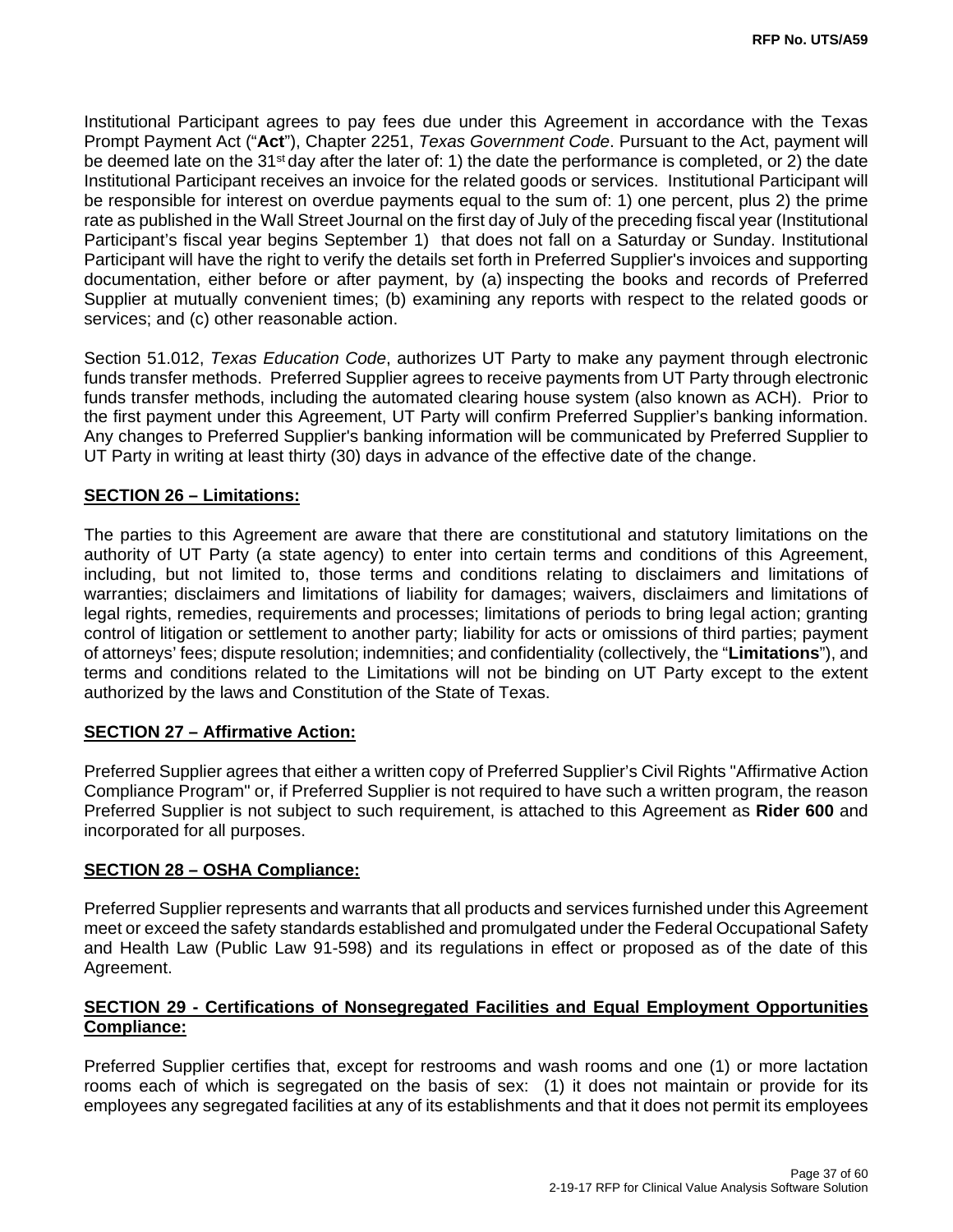Institutional Participant agrees to pay fees due under this Agreement in accordance with the Texas Prompt Payment Act ("**Act**"), Chapter 2251, *Texas Government Code*. Pursuant to the Act, payment will be deemed late on the 31st day after the later of: 1) the date the performance is completed, or 2) the date Institutional Participant receives an invoice for the related goods or services. Institutional Participant will be responsible for interest on overdue payments equal to the sum of: 1) one percent, plus 2) the prime rate as published in the Wall Street Journal on the first day of July of the preceding fiscal year (Institutional Participant's fiscal year begins September 1) that does not fall on a Saturday or Sunday. Institutional Participant will have the right to verify the details set forth in Preferred Supplier's invoices and supporting documentation, either before or after payment, by (a) inspecting the books and records of Preferred Supplier at mutually convenient times; (b) examining any reports with respect to the related goods or services; and (c) other reasonable action.

Section 51.012, *Texas Education Code*, authorizes UT Party to make any payment through electronic funds transfer methods. Preferred Supplier agrees to receive payments from UT Party through electronic funds transfer methods, including the automated clearing house system (also known as ACH). Prior to the first payment under this Agreement, UT Party will confirm Preferred Supplier's banking information. Any changes to Preferred Supplier's banking information will be communicated by Preferred Supplier to UT Party in writing at least thirty (30) days in advance of the effective date of the change.

## SECTION 26 – Limitations:

The parties to this Agreement are aware that there are constitutional and statutory limitations on the authority of UT Party (a state agency) to enter into certain terms and conditions of this Agreement, including, but not limited to, those terms and conditions relating to disclaimers and limitations of warranties; disclaimers and limitations of liability for damages; waivers, disclaimers and limitations of legal rights, remedies, requirements and processes; limitations of periods to bring legal action; granting control of litigation or settlement to another party; liability for acts or omissions of third parties; payment of attorneys' fees; dispute resolution; indemnities; and confidentiality (collectively, the "**Limitations**"), and terms and conditions related to the Limitations will not be binding on UT Party except to the extent authorized by the laws and Constitution of the State of Texas.

## SECTION 27 – Affirmative Action:

Preferred Supplier agrees that either a written copy of Preferred Supplier's Civil Rights "Affirmative Action Compliance Program" or, if Preferred Supplier is not required to have such a written program, the reason Preferred Supplier is not subject to such requirement, is attached to this Agreement as **Rider 600** and incorporated for all purposes.

## SECTION 28 – OSHA Compliance:

Preferred Supplier represents and warrants that all products and services furnished under this Agreement meet or exceed the safety standards established and promulgated under the Federal Occupational Safety and Health Law (Public Law 91-598) and its regulations in effect or proposed as of the date of this Agreement.

## SECTION 29 - Certifications of Nonsegregated Facilities and Equal Employment Opportunities Compliance:

Preferred Supplier certifies that, except for restrooms and wash rooms and one (1) or more lactation rooms each of which is segregated on the basis of sex: (1) it does not maintain or provide for its employees any segregated facilities at any of its establishments and that it does not permit its employees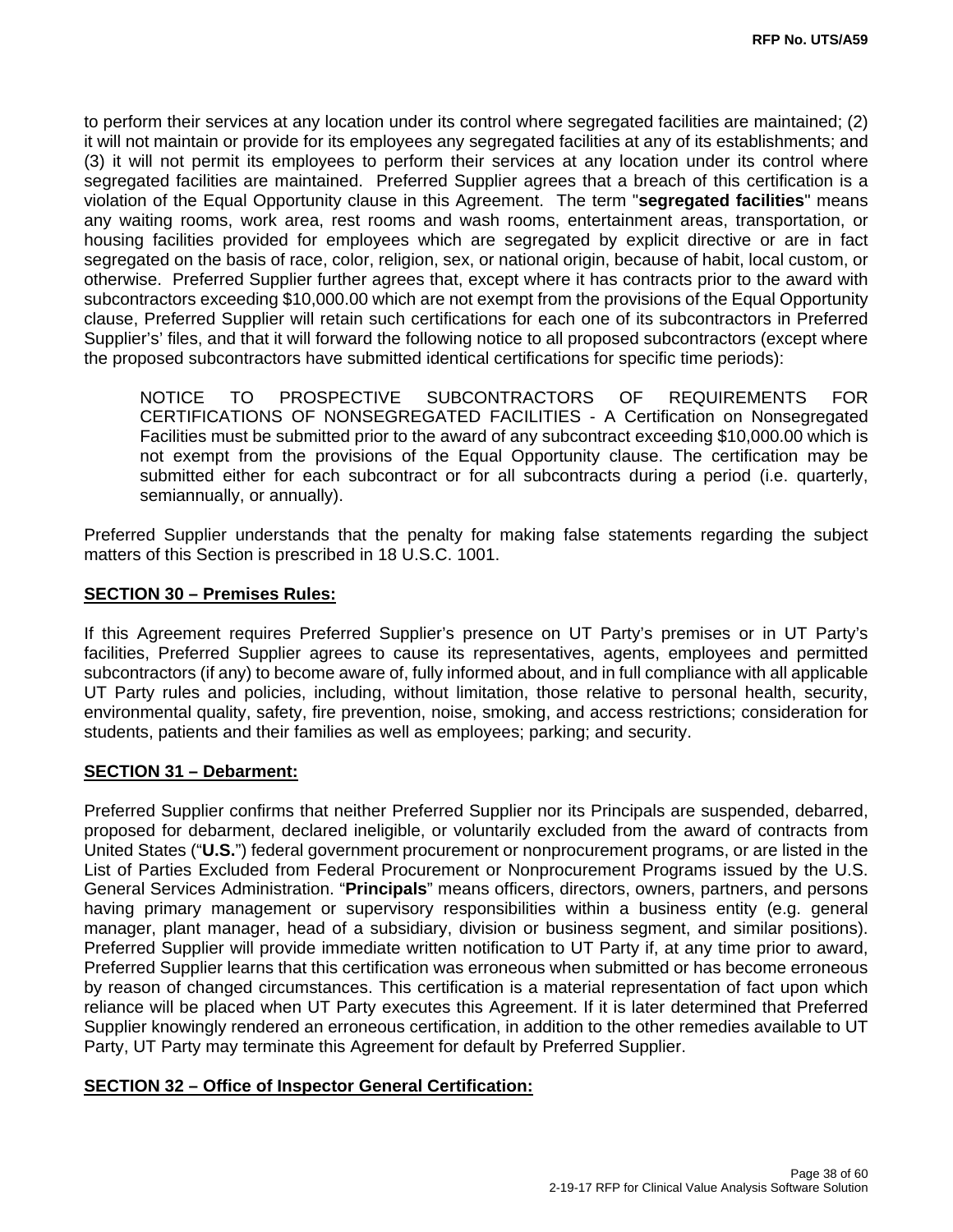to perform their services at any location under its control where segregated facilities are maintained; (2) it will not maintain or provide for its employees any segregated facilities at any of its establishments; and (3) it will not permit its employees to perform their services at any location under its control where segregated facilities are maintained. Preferred Supplier agrees that a breach of this certification is a violation of the Equal Opportunity clause in this Agreement. The term "**segregated facilities**" means any waiting rooms, work area, rest rooms and wash rooms, entertainment areas, transportation, or housing facilities provided for employees which are segregated by explicit directive or are in fact segregated on the basis of race, color, religion, sex, or national origin, because of habit, local custom, or otherwise. Preferred Supplier further agrees that, except where it has contracts prior to the award with subcontractors exceeding $10,000.00 which are not exempt from the provisions of the Equal Opportunity clause, Preferred Supplier will retain such certifications for each one of its subcontractors in Preferred Supplier's' files, and that it will forward the following notice to all proposed subcontractors (except where the proposed subcontractors have submitted identical certifications for specific time periods):

> NOTICE TO PROSPECTIVE SUBCONTRACTORS OF REQUIREMENTS FOR CERTIFICATIONS OF NONSEGREGATED FACILITIES - A Certification on Nonsegregated Facilities must be submitted prior to the award of any subcontract exceeding $10,000.00 which is not exempt from the provisions of the Equal Opportunity clause. The certification may be submitted either for each subcontract or for all subcontracts during a period (i.e. quarterly, semiannually, or annually).

Preferred Supplier understands that the penalty for making false statements regarding the subject matters of this Section is prescribed in 18 U.S.C. 1001.

## SECTION 30 – Premises Rules:

If this Agreement requires Preferred Supplier's presence on UT Party's premises or in UT Party's facilities, Preferred Supplier agrees to cause its representatives, agents, employees and permitted subcontractors (if any) to become aware of, fully informed about, and in full compliance with all applicable UT Party rules and policies, including, without limitation, those relative to personal health, security, environmental quality, safety, fire prevention, noise, smoking, and access restrictions; consideration for students, patients and their families as well as employees; parking; and security.

## SECTION 31 – Debarment:

Preferred Supplier confirms that neither Preferred Supplier nor its Principals are suspended, debarred, proposed for debarment, declared ineligible, or voluntarily excluded from the award of contracts from United States ("**U.S.**") federal government procurement or nonprocurement programs, or are listed in the List of Parties Excluded from Federal Procurement or Nonprocurement Programs issued by the U.S. General Services Administration. "**Principals**" means officers, directors, owners, partners, and persons having primary management or supervisory responsibilities within a business entity (e.g. general manager, plant manager, head of a subsidiary, division or business segment, and similar positions). Preferred Supplier will provide immediate written notification to UT Party if, at any time prior to award, Preferred Supplier learns that this certification was erroneous when submitted or has become erroneous by reason of changed circumstances. This certification is a material representation of fact upon which reliance will be placed when UT Party executes this Agreement. If it is later determined that Preferred Supplier knowingly rendered an erroneous certification, in addition to the other remedies available to UT Party, UT Party may terminate this Agreement for default by Preferred Supplier.

## SECTION 32 – Office of Inspector General Certification: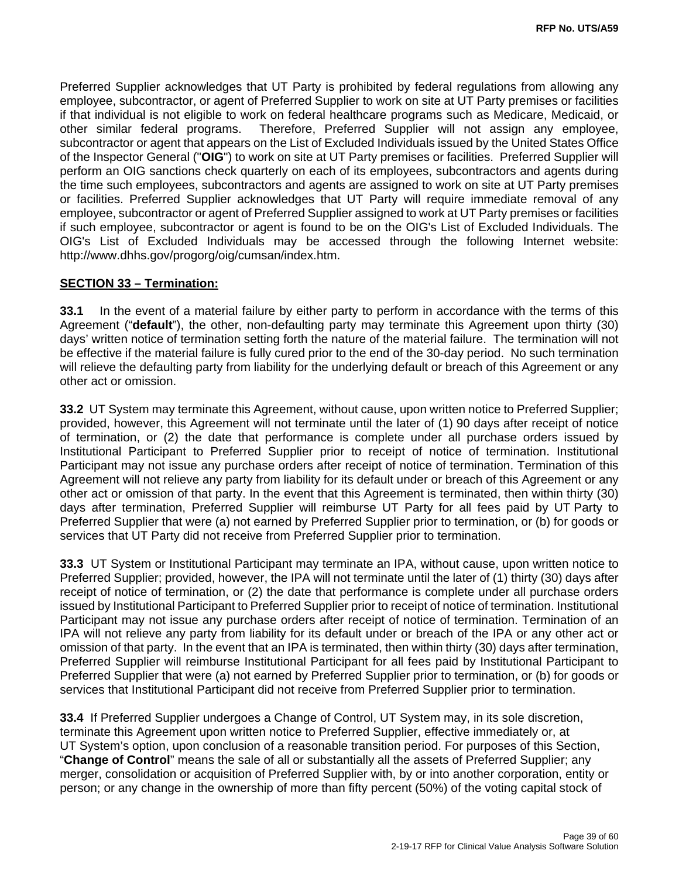Preferred Supplier acknowledges that UT Party is prohibited by federal regulations from allowing any employee, subcontractor, or agent of Preferred Supplier to work on site at UT Party premises or facilities if that individual is not eligible to work on federal healthcare programs such as Medicare, Medicaid, or other similar federal programs. Therefore, Preferred Supplier will not assign any employee, subcontractor or agent that appears on the List of Excluded Individuals issued by the United States Office of the Inspector General ("**OIG**") to work on site at UT Party premises or facilities. Preferred Supplier will perform an OIG sanctions check quarterly on each of its employees, subcontractors and agents during the time such employees, subcontractors and agents are assigned to work on site at UT Party premises or facilities. Preferred Supplier acknowledges that UT Party will require immediate removal of any employee, subcontractor or agent of Preferred Supplier assigned to work at UT Party premises or facilities if such employee, subcontractor or agent is found to be on the OIG's List of Excluded Individuals. The OIG's List of Excluded Individuals may be accessed through the following Internet website: http://www.dhhs.gov/progorg/oig/cumsan/index.htm.

## SECTION 33 – Termination:

**33.1** In the event of a material failure by either party to perform in accordance with the terms of this Agreement ("**default**"), the other, non-defaulting party may terminate this Agreement upon thirty (30) days' written notice of termination setting forth the nature of the material failure. The termination will not be effective if the material failure is fully cured prior to the end of the 30-day period. No such termination will relieve the defaulting party from liability for the underlying default or breach of this Agreement or any other act or omission.

**33.2** UT System may terminate this Agreement, without cause, upon written notice to Preferred Supplier; provided, however, this Agreement will not terminate until the later of (1) 90 days after receipt of notice of termination, or (2) the date that performance is complete under all purchase orders issued by Institutional Participant to Preferred Supplier prior to receipt of notice of termination. Institutional Participant may not issue any purchase orders after receipt of notice of termination. Termination of this Agreement will not relieve any party from liability for its default under or breach of this Agreement or any other act or omission of that party. In the event that this Agreement is terminated, then within thirty (30) days after termination, Preferred Supplier will reimburse UT Party for all fees paid by UT Party to Preferred Supplier that were (a) not earned by Preferred Supplier prior to termination, or (b) for goods or services that UT Party did not receive from Preferred Supplier prior to termination.

**33.3** UT System or Institutional Participant may terminate an IPA, without cause, upon written notice to Preferred Supplier; provided, however, the IPA will not terminate until the later of (1) thirty (30) days after receipt of notice of termination, or (2) the date that performance is complete under all purchase orders issued by Institutional Participant to Preferred Supplier prior to receipt of notice of termination. Institutional Participant may not issue any purchase orders after receipt of notice of termination. Termination of an IPA will not relieve any party from liability for its default under or breach of the IPA or any other act or omission of that party. In the event that an IPA is terminated, then within thirty (30) days after termination, Preferred Supplier will reimburse Institutional Participant for all fees paid by Institutional Participant to Preferred Supplier that were (a) not earned by Preferred Supplier prior to termination, or (b) for goods or services that Institutional Participant did not receive from Preferred Supplier prior to termination.

**33.4** If Preferred Supplier undergoes a Change of Control, UT System may, in its sole discretion, terminate this Agreement upon written notice to Preferred Supplier, effective immediately or, at UT System's option, upon conclusion of a reasonable transition period. For purposes of this Section, "**Change of Control**" means the sale of all or substantially all the assets of Preferred Supplier; any merger, consolidation or acquisition of Preferred Supplier with, by or into another corporation, entity or person; or any change in the ownership of more than fifty percent (50%) of the voting capital stock of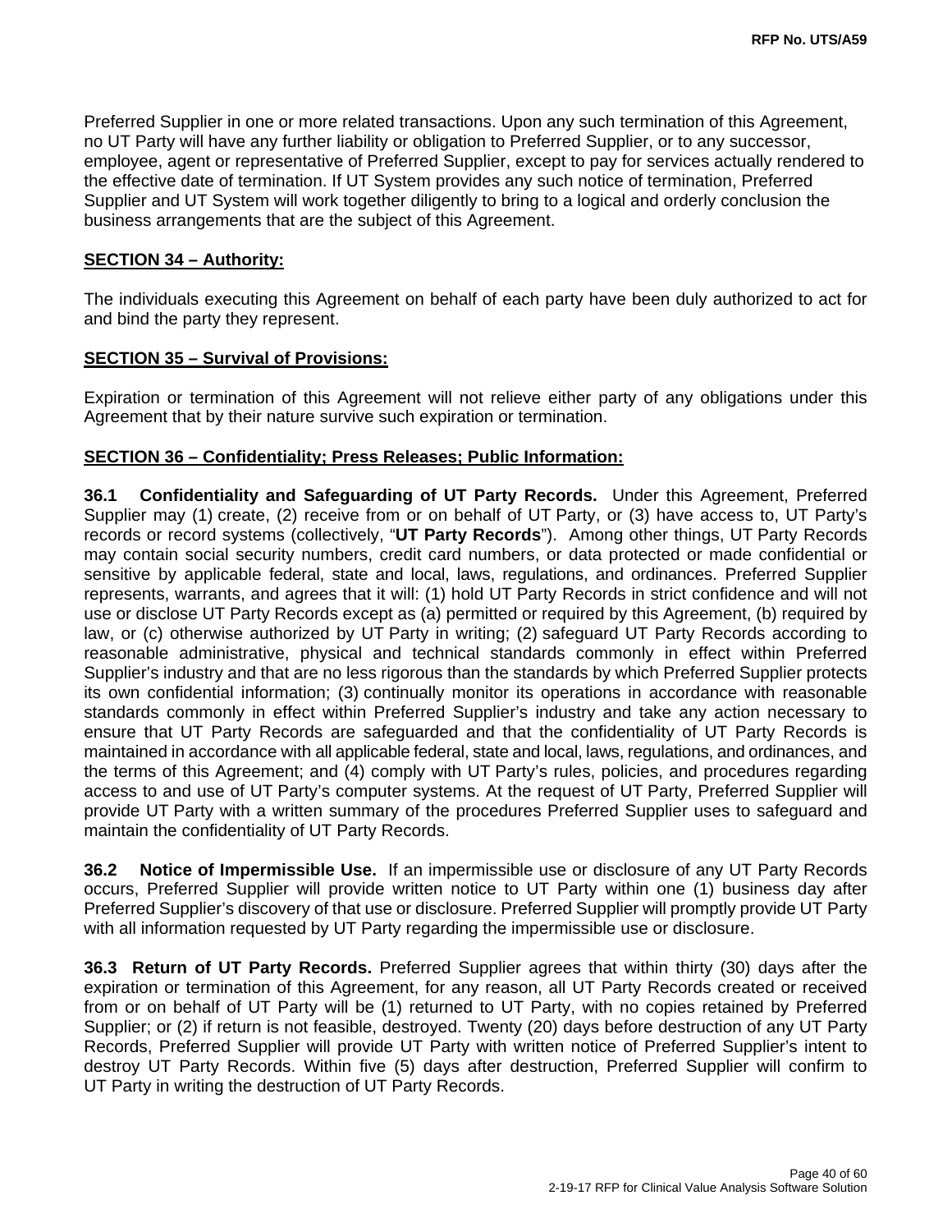Preferred Supplier in one or more related transactions. Upon any such termination of this Agreement, no UT Party will have any further liability or obligation to Preferred Supplier, or to any successor, employee, agent or representative of Preferred Supplier, except to pay for services actually rendered to the effective date of termination. If UT System provides any such notice of termination, Preferred Supplier and UT System will work together diligently to bring to a logical and orderly conclusion the business arrangements that are the subject of this Agreement.

**SECTION 34 – Authority:**

The individuals executing this Agreement on behalf of each party have been duly authorized to act for and bind the party they represent.

**SECTION 35 – Survival of Provisions:**

Expiration or termination of this Agreement will not relieve either party of any obligations under this Agreement that by their nature survive such expiration or termination.

**SECTION 36 – Confidentiality; Press Releases; Public Information:**

**36.1 Confidentiality and Safeguarding of UT Party Records.** Under this Agreement, Preferred Supplier may (1) create, (2) receive from or on behalf of UT Party, or (3) have access to, UT Party's records or record systems (collectively, "**UT Party Records**"). Among other things, UT Party Records may contain social security numbers, credit card numbers, or data protected or made confidential or sensitive by applicable federal, state and local, laws, regulations, and ordinances. Preferred Supplier represents, warrants, and agrees that it will: (1) hold UT Party Records in strict confidence and will not use or disclose UT Party Records except as (a) permitted or required by this Agreement, (b) required by law, or (c) otherwise authorized by UT Party in writing; (2) safeguard UT Party Records according to reasonable administrative, physical and technical standards commonly in effect within Preferred Supplier's industry and that are no less rigorous than the standards by which Preferred Supplier protects its own confidential information; (3) continually monitor its operations in accordance with reasonable standards commonly in effect within Preferred Supplier's industry and take any action necessary to ensure that UT Party Records are safeguarded and that the confidentiality of UT Party Records is maintained in accordance with all applicable federal, state and local, laws, regulations, and ordinances, and the terms of this Agreement; and (4) comply with UT Party's rules, policies, and procedures regarding access to and use of UT Party's computer systems. At the request of UT Party, Preferred Supplier will provide UT Party with a written summary of the procedures Preferred Supplier uses to safeguard and maintain the confidentiality of UT Party Records.

**36.2 Notice of Impermissible Use.** If an impermissible use or disclosure of any UT Party Records occurs, Preferred Supplier will provide written notice to UT Party within one (1) business day after Preferred Supplier's discovery of that use or disclosure. Preferred Supplier will promptly provide UT Party with all information requested by UT Party regarding the impermissible use or disclosure.

**36.3 Return of UT Party Records.** Preferred Supplier agrees that within thirty (30) days after the expiration or termination of this Agreement, for any reason, all UT Party Records created or received from or on behalf of UT Party will be (1) returned to UT Party, with no copies retained by Preferred Supplier; or (2) if return is not feasible, destroyed. Twenty (20) days before destruction of any UT Party Records, Preferred Supplier will provide UT Party with written notice of Preferred Supplier's intent to destroy UT Party Records. Within five (5) days after destruction, Preferred Supplier will confirm to UT Party in writing the destruction of UT Party Records.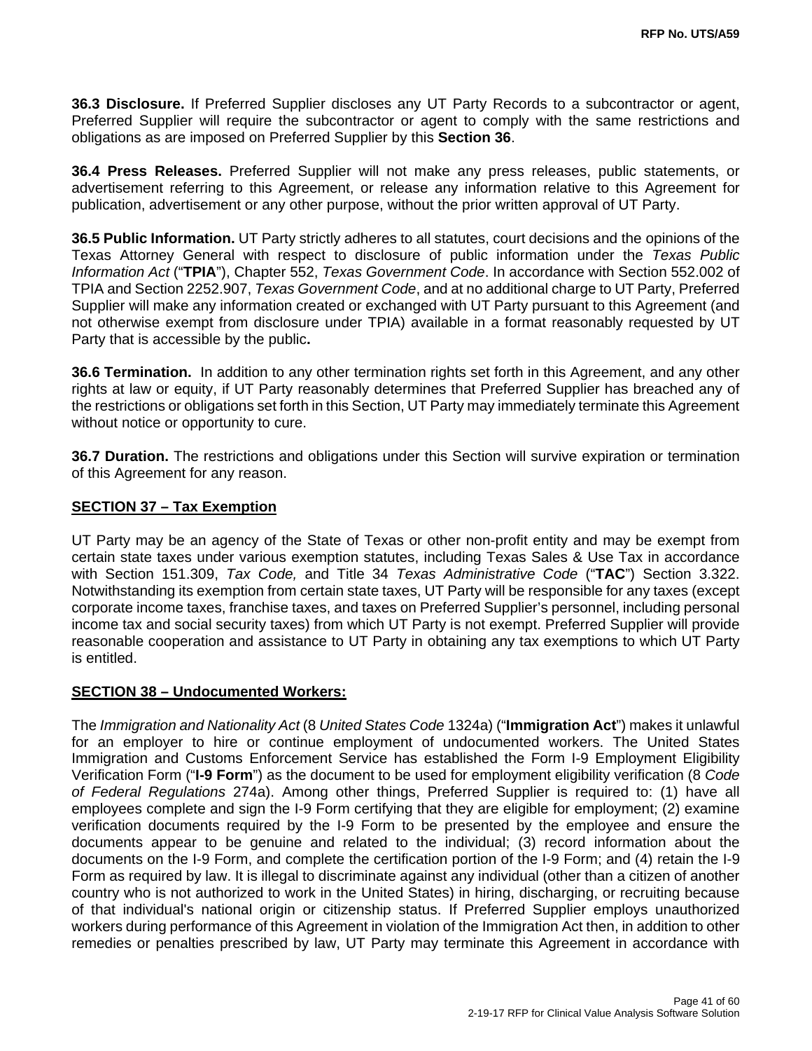**36.3 Disclosure.** If Preferred Supplier discloses any UT Party Records to a subcontractor or agent, Preferred Supplier will require the subcontractor or agent to comply with the same restrictions and obligations as are imposed on Preferred Supplier by this **Section 36**.

**36.4 Press Releases.** Preferred Supplier will not make any press releases, public statements, or advertisement referring to this Agreement, or release any information relative to this Agreement for publication, advertisement or any other purpose, without the prior written approval of UT Party.

**36.5 Public Information.** UT Party strictly adheres to all statutes, court decisions and the opinions of the Texas Attorney General with respect to disclosure of public information under the *Texas Public Information Act* ("**TPIA**"), Chapter 552, *Texas Government Code*. In accordance with Section 552.002 of TPIA and Section 2252.907, *Texas Government Code*, and at no additional charge to UT Party, Preferred Supplier will make any information created or exchanged with UT Party pursuant to this Agreement (and not otherwise exempt from disclosure under TPIA) available in a format reasonably requested by UT Party that is accessible by the public**.**

**36.6 Termination.** In addition to any other termination rights set forth in this Agreement, and any other rights at law or equity, if UT Party reasonably determines that Preferred Supplier has breached any of the restrictions or obligations set forth in this Section, UT Party may immediately terminate this Agreement without notice or opportunity to cure.

**36.7 Duration.** The restrictions and obligations under this Section will survive expiration or termination of this Agreement for any reason.

## SECTION 37 – Tax Exemption

UT Party may be an agency of the State of Texas or other non-profit entity and may be exempt from certain state taxes under various exemption statutes, including Texas Sales & Use Tax in accordance with Section 151.309, *Tax Code,* and Title 34 *Texas Administrative Code* ("**TAC**") Section 3.322. Notwithstanding its exemption from certain state taxes, UT Party will be responsible for any taxes (except corporate income taxes, franchise taxes, and taxes on Preferred Supplier's personnel, including personal income tax and social security taxes) from which UT Party is not exempt. Preferred Supplier will provide reasonable cooperation and assistance to UT Party in obtaining any tax exemptions to which UT Party is entitled.

## SECTION 38 – Undocumented Workers:

The *Immigration and Nationality Act* (8 *United States Code* 1324a) ("**Immigration Act**") makes it unlawful for an employer to hire or continue employment of undocumented workers. The United States Immigration and Customs Enforcement Service has established the Form I-9 Employment Eligibility Verification Form ("**I-9 Form**") as the document to be used for employment eligibility verification (8 *Code of Federal Regulations* 274a). Among other things, Preferred Supplier is required to: (1) have all employees complete and sign the I-9 Form certifying that they are eligible for employment; (2) examine verification documents required by the I-9 Form to be presented by the employee and ensure the documents appear to be genuine and related to the individual; (3) record information about the documents on the I-9 Form, and complete the certification portion of the I-9 Form; and (4) retain the I-9 Form as required by law. It is illegal to discriminate against any individual (other than a citizen of another country who is not authorized to work in the United States) in hiring, discharging, or recruiting because of that individual's national origin or citizenship status. If Preferred Supplier employs unauthorized workers during performance of this Agreement in violation of the Immigration Act then, in addition to other remedies or penalties prescribed by law, UT Party may terminate this Agreement in accordance with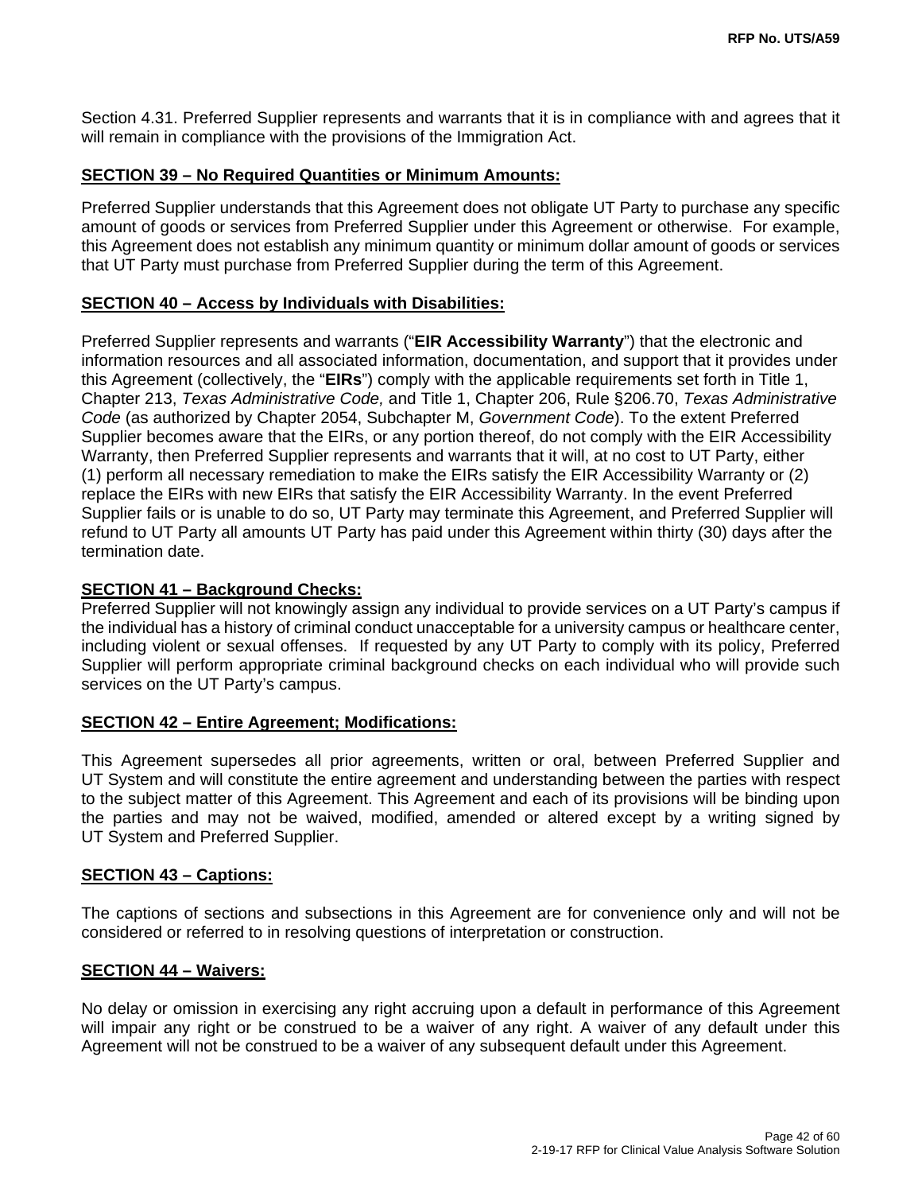Section 4.31. Preferred Supplier represents and warrants that it is in compliance with and agrees that it will remain in compliance with the provisions of the Immigration Act.

**SECTION 39 – No Required Quantities or Minimum Amounts:**

Preferred Supplier understands that this Agreement does not obligate UT Party to purchase any specific amount of goods or services from Preferred Supplier under this Agreement or otherwise. For example, this Agreement does not establish any minimum quantity or minimum dollar amount of goods or services that UT Party must purchase from Preferred Supplier during the term of this Agreement.

**SECTION 40 – Access by Individuals with Disabilities:**

Preferred Supplier represents and warrants ("**EIR Accessibility Warranty**") that the electronic and information resources and all associated information, documentation, and support that it provides under this Agreement (collectively, the "**EIRs**") comply with the applicable requirements set forth in Title 1, Chapter 213, *Texas Administrative Code,* and Title 1, Chapter 206, Rule §206.70, *Texas Administrative Code* (as authorized by Chapter 2054, Subchapter M, *Government Code*). To the extent Preferred Supplier becomes aware that the EIRs, or any portion thereof, do not comply with the EIR Accessibility Warranty, then Preferred Supplier represents and warrants that it will, at no cost to UT Party, either (1) perform all necessary remediation to make the EIRs satisfy the EIR Accessibility Warranty or (2) replace the EIRs with new EIRs that satisfy the EIR Accessibility Warranty. In the event Preferred Supplier fails or is unable to do so, UT Party may terminate this Agreement, and Preferred Supplier will refund to UT Party all amounts UT Party has paid under this Agreement within thirty (30) days after the termination date.

**SECTION 41 – Background Checks:**

Preferred Supplier will not knowingly assign any individual to provide services on a UT Party's campus if the individual has a history of criminal conduct unacceptable for a university campus or healthcare center, including violent or sexual offenses. If requested by any UT Party to comply with its policy, Preferred Supplier will perform appropriate criminal background checks on each individual who will provide such services on the UT Party's campus.

**SECTION 42 – Entire Agreement; Modifications:**

This Agreement supersedes all prior agreements, written or oral, between Preferred Supplier and UT System and will constitute the entire agreement and understanding between the parties with respect to the subject matter of this Agreement. This Agreement and each of its provisions will be binding upon the parties and may not be waived, modified, amended or altered except by a writing signed by UT System and Preferred Supplier.

**SECTION 43 – Captions:**

The captions of sections and subsections in this Agreement are for convenience only and will not be considered or referred to in resolving questions of interpretation or construction.

**SECTION 44 – Waivers:**

No delay or omission in exercising any right accruing upon a default in performance of this Agreement will impair any right or be construed to be a waiver of any right. A waiver of any default under this Agreement will not be construed to be a waiver of any subsequent default under this Agreement.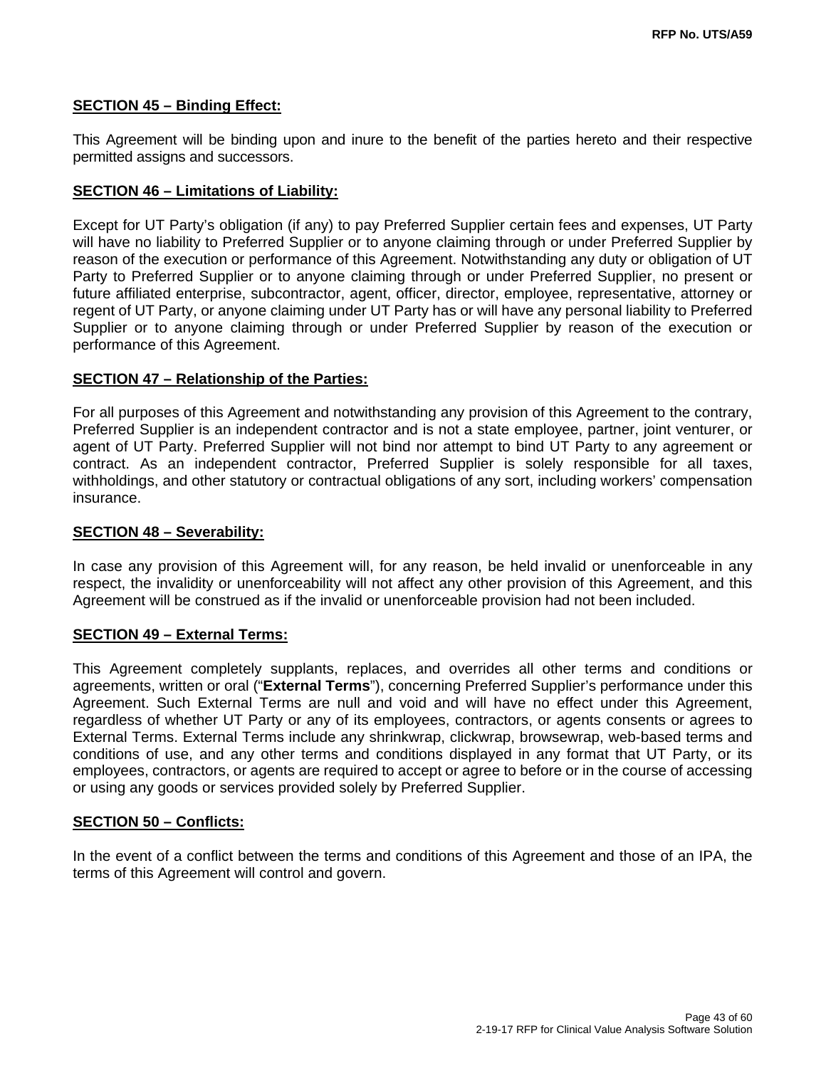**SECTION 45 – Binding Effect:**

This Agreement will be binding upon and inure to the benefit of the parties hereto and their respective permitted assigns and successors.

**SECTION 46 – Limitations of Liability:**

Except for UT Party's obligation (if any) to pay Preferred Supplier certain fees and expenses, UT Party will have no liability to Preferred Supplier or to anyone claiming through or under Preferred Supplier by reason of the execution or performance of this Agreement. Notwithstanding any duty or obligation of UT Party to Preferred Supplier or to anyone claiming through or under Preferred Supplier, no present or future affiliated enterprise, subcontractor, agent, officer, director, employee, representative, attorney or regent of UT Party, or anyone claiming under UT Party has or will have any personal liability to Preferred Supplier or to anyone claiming through or under Preferred Supplier by reason of the execution or performance of this Agreement.

**SECTION 47 – Relationship of the Parties:**

For all purposes of this Agreement and notwithstanding any provision of this Agreement to the contrary, Preferred Supplier is an independent contractor and is not a state employee, partner, joint venturer, or agent of UT Party. Preferred Supplier will not bind nor attempt to bind UT Party to any agreement or contract. As an independent contractor, Preferred Supplier is solely responsible for all taxes, withholdings, and other statutory or contractual obligations of any sort, including workers' compensation insurance.

**SECTION 48 – Severability:**

In case any provision of this Agreement will, for any reason, be held invalid or unenforceable in any respect, the invalidity or unenforceability will not affect any other provision of this Agreement, and this Agreement will be construed as if the invalid or unenforceable provision had not been included.

**SECTION 49 – External Terms:**

This Agreement completely supplants, replaces, and overrides all other terms and conditions or agreements, written or oral ("**External Terms**"), concerning Preferred Supplier's performance under this Agreement. Such External Terms are null and void and will have no effect under this Agreement, regardless of whether UT Party or any of its employees, contractors, or agents consents or agrees to External Terms. External Terms include any shrinkwrap, clickwrap, browsewrap, web-based terms and conditions of use, and any other terms and conditions displayed in any format that UT Party, or its employees, contractors, or agents are required to accept or agree to before or in the course of accessing or using any goods or services provided solely by Preferred Supplier.

**SECTION 50 – Conflicts:**

In the event of a conflict between the terms and conditions of this Agreement and those of an IPA, the terms of this Agreement will control and govern.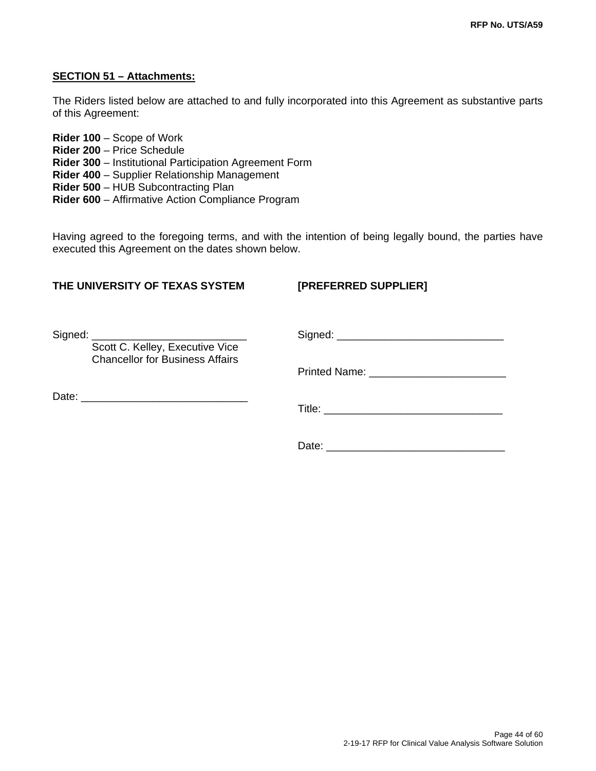**SECTION 51 – Attachments:**

The Riders listed below are attached to and fully incorporated into this Agreement as substantive parts of this Agreement:

**Rider 100** – Scope of Work
**Rider 200** – Price Schedule
**Rider 300** – Institutional Participation Agreement Form
**Rider 400** – Supplier Relationship Management
**Rider 500** – HUB Subcontracting Plan
**Rider 600** – Affirmative Action Compliance Program

Having agreed to the foregoing terms, and with the intention of being legally bound, the parties have executed this Agreement on the dates shown below.

**THE UNIVERSITY OF TEXAS SYSTEM**

Signed: ___________________________
Scott C. Kelley, Executive Vice Chancellor for Business Affairs

Date: ___________________________

**[PREFERRED SUPPLIER]**

Signed: ___________________________

Printed Name: ___________________________

Title: ___________________________

Date: ___________________________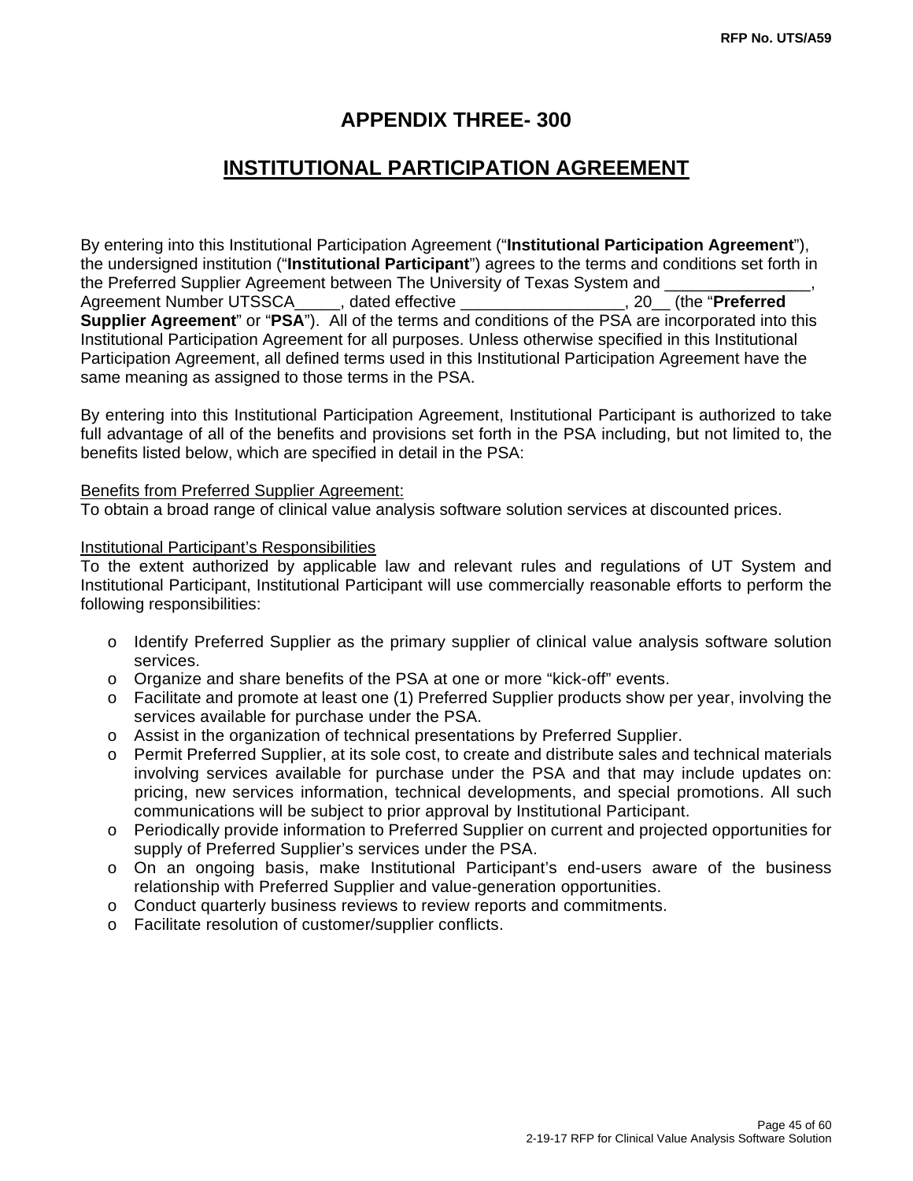# APPENDIX THREE- 300

## INSTITUTIONAL PARTICIPATION AGREEMENT

By entering into this Institutional Participation Agreement ("**Institutional Participation Agreement**"), the undersigned institution ("**Institutional Participant**") agrees to the terms and conditions set forth in the Preferred Supplier Agreement between The University of Texas System and ________________, Agreement Number UTSSCA_____, dated effective __________________, 20__ (the "**Preferred Supplier Agreement**" or "**PSA**"). All of the terms and conditions of the PSA are incorporated into this Institutional Participation Agreement for all purposes. Unless otherwise specified in this Institutional Participation Agreement, all defined terms used in this Institutional Participation Agreement have the same meaning as assigned to those terms in the PSA.

By entering into this Institutional Participation Agreement, Institutional Participant is authorized to take full advantage of all of the benefits and provisions set forth in the PSA including, but not limited to, the benefits listed below, which are specified in detail in the PSA:

<u>Benefits from Preferred Supplier Agreement:</u>
To obtain a broad range of clinical value analysis software solution services at discounted prices.

<u>Institutional Participant's Responsibilities</u>
To the extent authorized by applicable law and relevant rules and regulations of UT System and Institutional Participant, Institutional Participant will use commercially reasonable efforts to perform the following responsibilities:

- Identify Preferred Supplier as the primary supplier of clinical value analysis software solution services.
- Organize and share benefits of the PSA at one or more "kick-off" events.
- Facilitate and promote at least one (1) Preferred Supplier products show per year, involving the services available for purchase under the PSA.
- Assist in the organization of technical presentations by Preferred Supplier.
- Permit Preferred Supplier, at its sole cost, to create and distribute sales and technical materials involving services available for purchase under the PSA and that may include updates on: pricing, new services information, technical developments, and special promotions. All such communications will be subject to prior approval by Institutional Participant.
- Periodically provide information to Preferred Supplier on current and projected opportunities for supply of Preferred Supplier's services under the PSA.
- On an ongoing basis, make Institutional Participant's end-users aware of the business relationship with Preferred Supplier and value-generation opportunities.
- Conduct quarterly business reviews to review reports and commitments.
- Facilitate resolution of customer/supplier conflicts.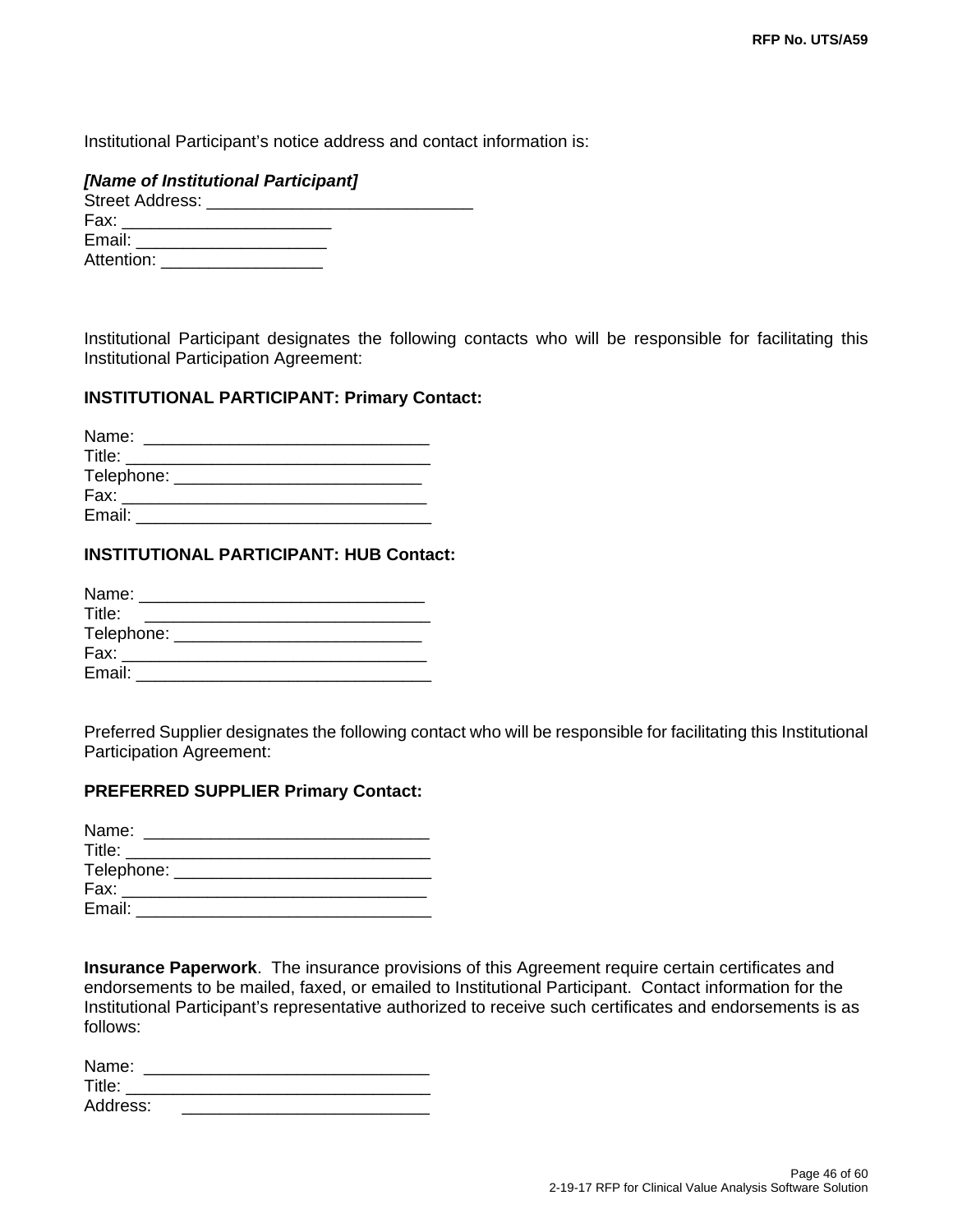Institutional Participant's notice address and contact information is:

***[Name of Institutional Participant]***
Street Address: ____________________________
Fax: ______________________
Email: ____________________
Attention: _________________

Institutional Participant designates the following contacts who will be responsible for facilitating this Institutional Participation Agreement:

**INSTITUTIONAL PARTICIPANT: Primary Contact:**

Name: ______________________________
Title: ________________________________
Telephone: ___________________________
Fax: ________________________________
Email: _______________________________

**INSTITUTIONAL PARTICIPANT: HUB Contact:**

Name: ______________________________
Title: ______________________________
Telephone: __________________________
Fax: ________________________________
Email: _______________________________

Preferred Supplier designates the following contact who will be responsible for facilitating this Institutional Participation Agreement:

**PREFERRED SUPPLIER Primary Contact:**

Name: ______________________________
Title: ________________________________
Telephone: ____________________________
Fax: ________________________________
Email: _______________________________

**Insurance Paperwork**. The insurance provisions of this Agreement require certain certificates and endorsements to be mailed, faxed, or emailed to Institutional Participant. Contact information for the Institutional Participant's representative authorized to receive such certificates and endorsements is as follows:

Name: ______________________________
Title: ________________________________
Address: __________________________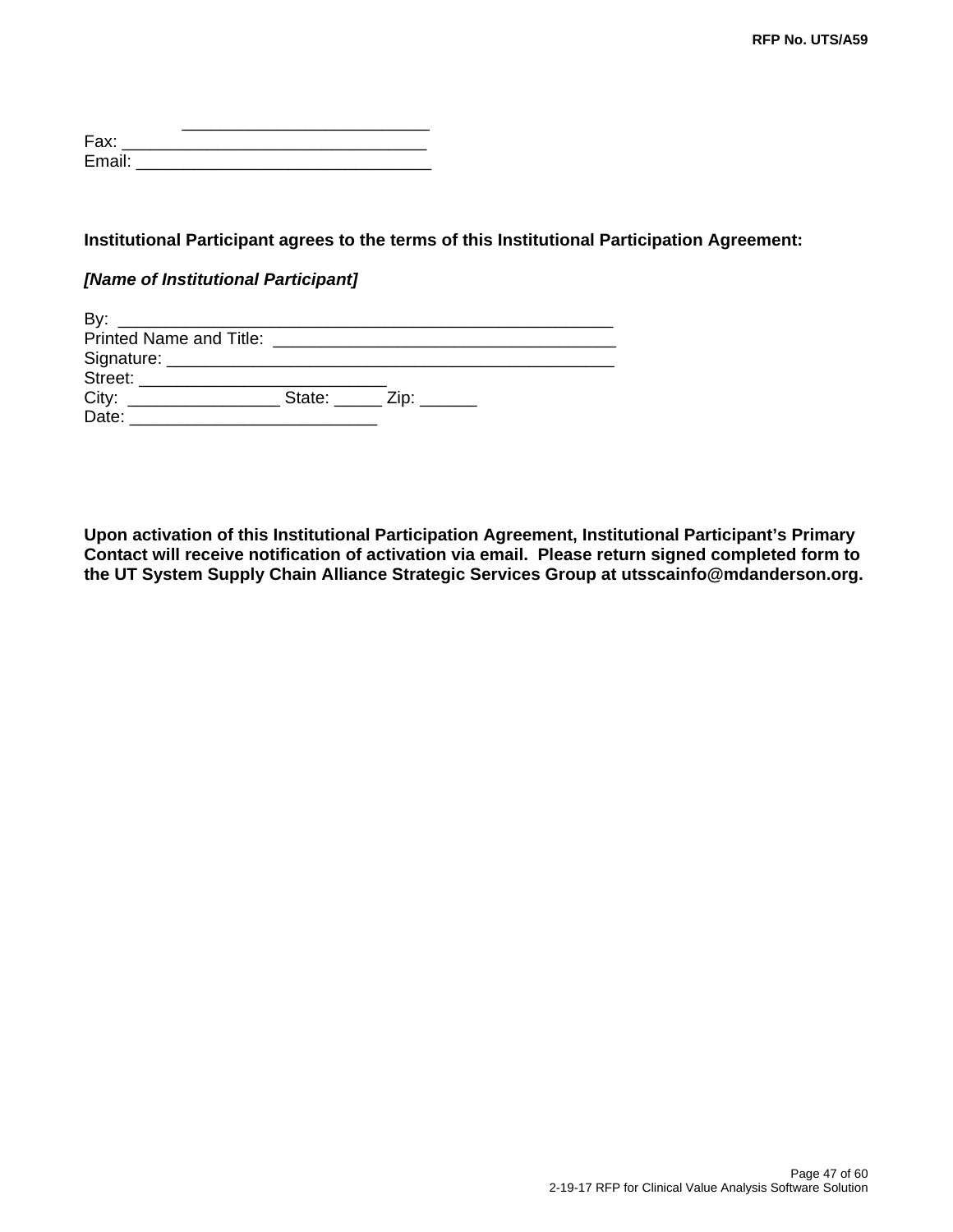\_\_\_\_\_\_\_\_\_\_\_\_\_\_\_\_\_\_\_\_\_\_\_\_\_\_

Fax: \_\_\_\_\_\_\_\_\_\_\_\_\_\_\_\_\_\_\_\_\_\_\_\_\_\_\_\_\_\_\_\_

Email: \_\_\_\_\_\_\_\_\_\_\_\_\_\_\_\_\_\_\_\_\_\_\_\_\_\_\_\_\_\_\_

**Institutional Participant agrees to the terms of this Institutional Participation Agreement:**

***[Name of Institutional Participant]***

By: \_\_\_\_\_\_\_\_\_\_\_\_\_\_\_\_\_\_\_\_\_\_\_\_\_\_\_\_\_\_\_\_\_\_\_\_\_\_\_\_\_\_\_\_\_\_\_\_\_\_\_\_

Printed Name and Title: \_\_\_\_\_\_\_\_\_\_\_\_\_\_\_\_\_\_\_\_\_\_\_\_\_\_\_\_\_\_\_\_\_\_\_\_\_\_

Signature: \_\_\_\_\_\_\_\_\_\_\_\_\_\_\_\_\_\_\_\_\_\_\_\_\_\_\_\_\_\_\_\_\_\_\_\_\_\_\_\_\_\_\_\_\_\_\_\_

Street: \_\_\_\_\_\_\_\_\_\_\_\_\_\_\_\_\_\_\_\_\_\_\_\_\_\_

City: \_\_\_\_\_\_\_\_\_\_\_\_\_\_\_\_ State: \_\_\_\_\_ Zip: \_\_\_\_\_\_

Date: \_\_\_\_\_\_\_\_\_\_\_\_\_\_\_\_\_\_\_\_\_\_\_\_\_\_

**Upon activation of this Institutional Participation Agreement, Institutional Participant's Primary Contact will receive notification of activation via email. Please return signed completed form to the UT System Supply Chain Alliance Strategic Services Group at utsscainfo@mdanderson.org.**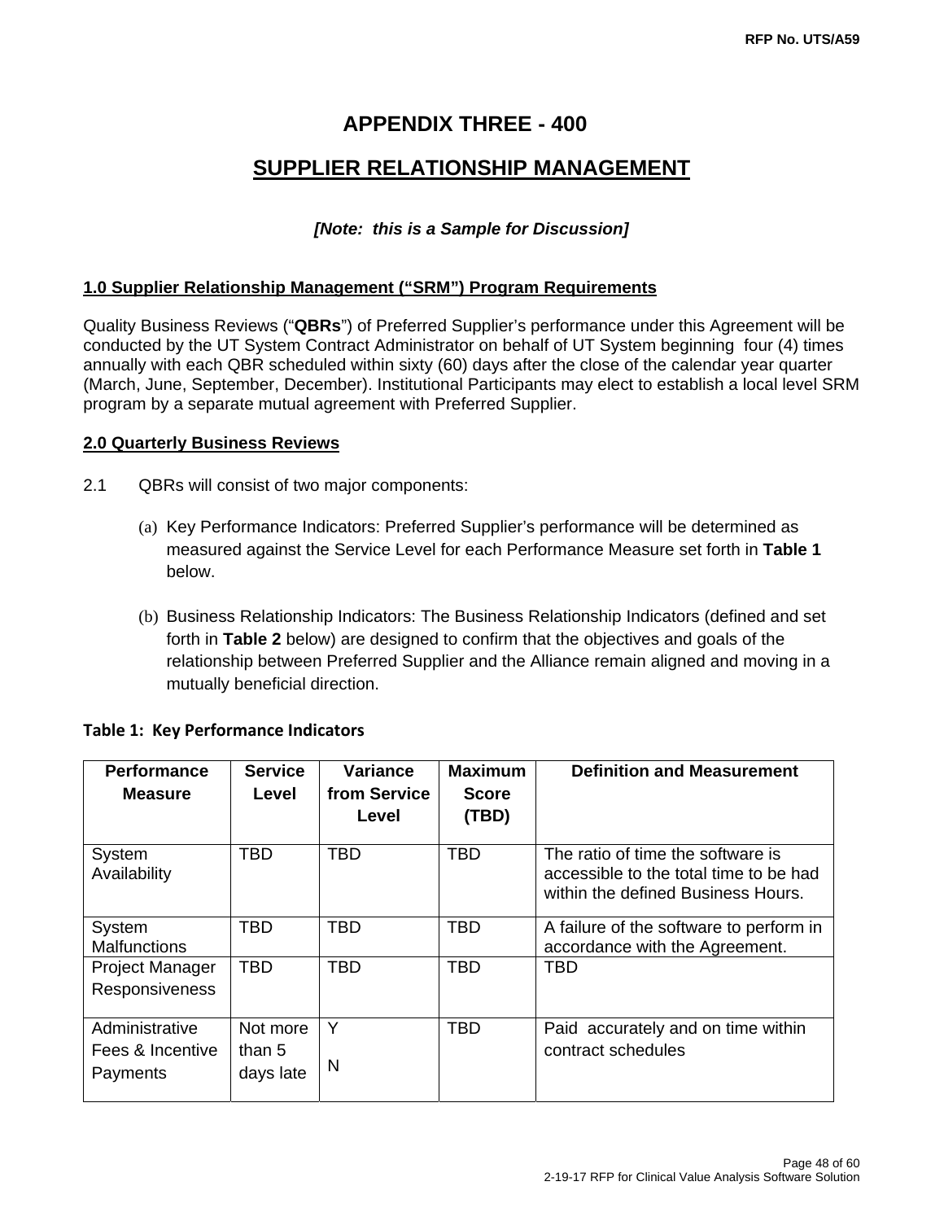# APPENDIX THREE - 400

## SUPPLIER RELATIONSHIP MANAGEMENT

***[Note: this is a Sample for Discussion]***

**1.0 Supplier Relationship Management ("SRM") Program Requirements**

Quality Business Reviews ("**QBRs**") of Preferred Supplier's performance under this Agreement will be conducted by the UT System Contract Administrator on behalf of UT System beginning four (4) times annually with each QBR scheduled within sixty (60) days after the close of the calendar year quarter (March, June, September, December). Institutional Participants may elect to establish a local level SRM program by a separate mutual agreement with Preferred Supplier.

**2.0 Quarterly Business Reviews**

2.1 QBRs will consist of two major components:

(a) Key Performance Indicators: Preferred Supplier's performance will be determined as measured against the Service Level for each Performance Measure set forth in **Table 1** below.

(b) Business Relationship Indicators: The Business Relationship Indicators (defined and set forth in **Table 2** below) are designed to confirm that the objectives and goals of the relationship between Preferred Supplier and the Alliance remain aligned and moving in a mutually beneficial direction.

**Table 1: Key Performance Indicators**

| Performance Measure | Service Level | Variance from Service Level | Maximum Score (TBD) | Definition and Measurement |
|---|---|---|---|---|
| System Availability | TBD | TBD | TBD | The ratio of time the software is accessible to the total time to be had within the defined Business Hours. |
| System Malfunctions | TBD | TBD | TBD | A failure of the software to perform in accordance with the Agreement. |
| Project Manager Responsiveness | TBD | TBD | TBD | TBD |
| Administrative Fees & Incentive Payments | Not more than 5 days late | Y<br><br>N | TBD | Paid accurately and on time within contract schedules |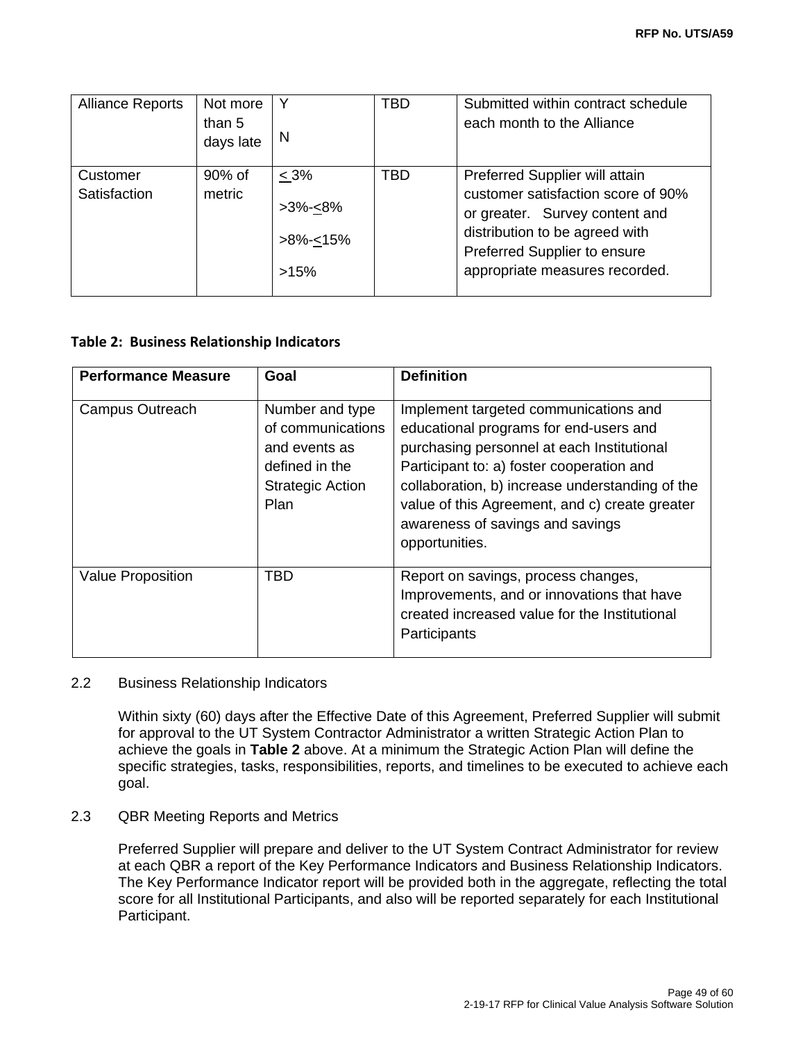| Alliance Reports | Not more than 5 days late | Y<br><br>N | TBD | Submitted within contract schedule each month to the Alliance |
|---|---|---|---|---|
| Customer Satisfaction | 90% of metric | ≤ 3%<br><br>>3%-≤8%<br><br>>8%-≤15%<br><br>>15% | TBD | Preferred Supplier will attain customer satisfaction score of 90% or greater. Survey content and distribution to be agreed with Preferred Supplier to ensure appropriate measures recorded. |

**Table 2: Business Relationship Indicators**

| Performance Measure | Goal | Definition |
|---|---|---|
| Campus Outreach | Number and type of communications and events as defined in the Strategic Action Plan | Implement targeted communications and educational programs for end-users and purchasing personnel at each Institutional Participant to: a) foster cooperation and collaboration, b) increase understanding of the value of this Agreement, and c) create greater awareness of savings and savings opportunities. |
| Value Proposition | TBD | Report on savings, process changes, Improvements, and or innovations that have created increased value for the Institutional Participants |

2.2 Business Relationship Indicators

Within sixty (60) days after the Effective Date of this Agreement, Preferred Supplier will submit for approval to the UT System Contractor Administrator a written Strategic Action Plan to achieve the goals in **Table 2** above. At a minimum the Strategic Action Plan will define the specific strategies, tasks, responsibilities, reports, and timelines to be executed to achieve each goal.

2.3 QBR Meeting Reports and Metrics

Preferred Supplier will prepare and deliver to the UT System Contract Administrator for review at each QBR a report of the Key Performance Indicators and Business Relationship Indicators. The Key Performance Indicator report will be provided both in the aggregate, reflecting the total score for all Institutional Participants, and also will be reported separately for each Institutional Participant.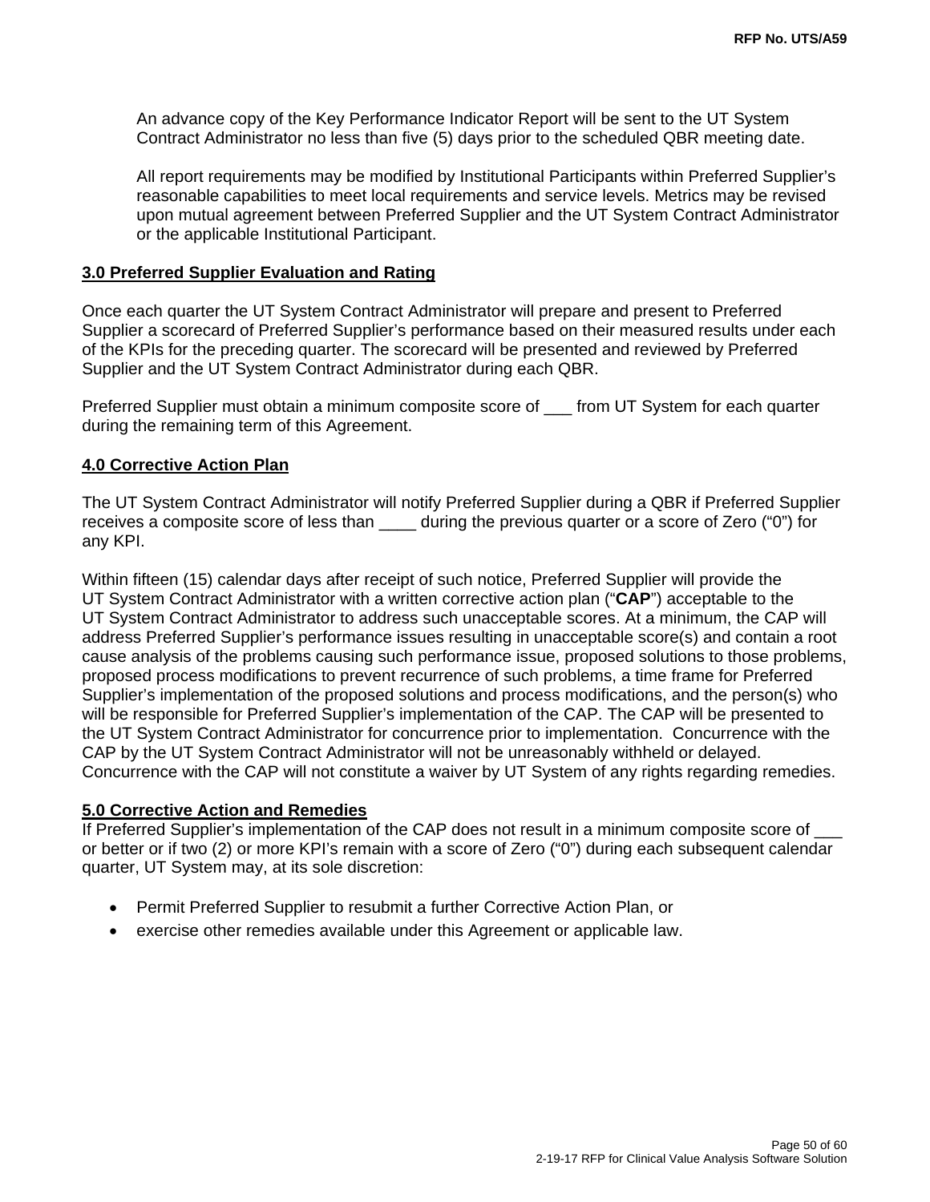An advance copy of the Key Performance Indicator Report will be sent to the UT System Contract Administrator no less than five (5) days prior to the scheduled QBR meeting date.

All report requirements may be modified by Institutional Participants within Preferred Supplier's reasonable capabilities to meet local requirements and service levels. Metrics may be revised upon mutual agreement between Preferred Supplier and the UT System Contract Administrator or the applicable Institutional Participant.

## 3.0 Preferred Supplier Evaluation and Rating

Once each quarter the UT System Contract Administrator will prepare and present to Preferred Supplier a scorecard of Preferred Supplier's performance based on their measured results under each of the KPIs for the preceding quarter. The scorecard will be presented and reviewed by Preferred Supplier and the UT System Contract Administrator during each QBR.

Preferred Supplier must obtain a minimum composite score of ___ from UT System for each quarter during the remaining term of this Agreement.

## 4.0 Corrective Action Plan

The UT System Contract Administrator will notify Preferred Supplier during a QBR if Preferred Supplier receives a composite score of less than ____ during the previous quarter or a score of Zero ("0") for any KPI.

Within fifteen (15) calendar days after receipt of such notice, Preferred Supplier will provide the UT System Contract Administrator with a written corrective action plan ("**CAP**") acceptable to the UT System Contract Administrator to address such unacceptable scores. At a minimum, the CAP will address Preferred Supplier's performance issues resulting in unacceptable score(s) and contain a root cause analysis of the problems causing such performance issue, proposed solutions to those problems, proposed process modifications to prevent recurrence of such problems, a time frame for Preferred Supplier's implementation of the proposed solutions and process modifications, and the person(s) who will be responsible for Preferred Supplier's implementation of the CAP. The CAP will be presented to the UT System Contract Administrator for concurrence prior to implementation. Concurrence with the CAP by the UT System Contract Administrator will not be unreasonably withheld or delayed. Concurrence with the CAP will not constitute a waiver by UT System of any rights regarding remedies.

## 5.0 Corrective Action and Remedies

If Preferred Supplier's implementation of the CAP does not result in a minimum composite score of ___ or better or if two (2) or more KPI's remain with a score of Zero ("0") during each subsequent calendar quarter, UT System may, at its sole discretion:

- Permit Preferred Supplier to resubmit a further Corrective Action Plan, or
- exercise other remedies available under this Agreement or applicable law.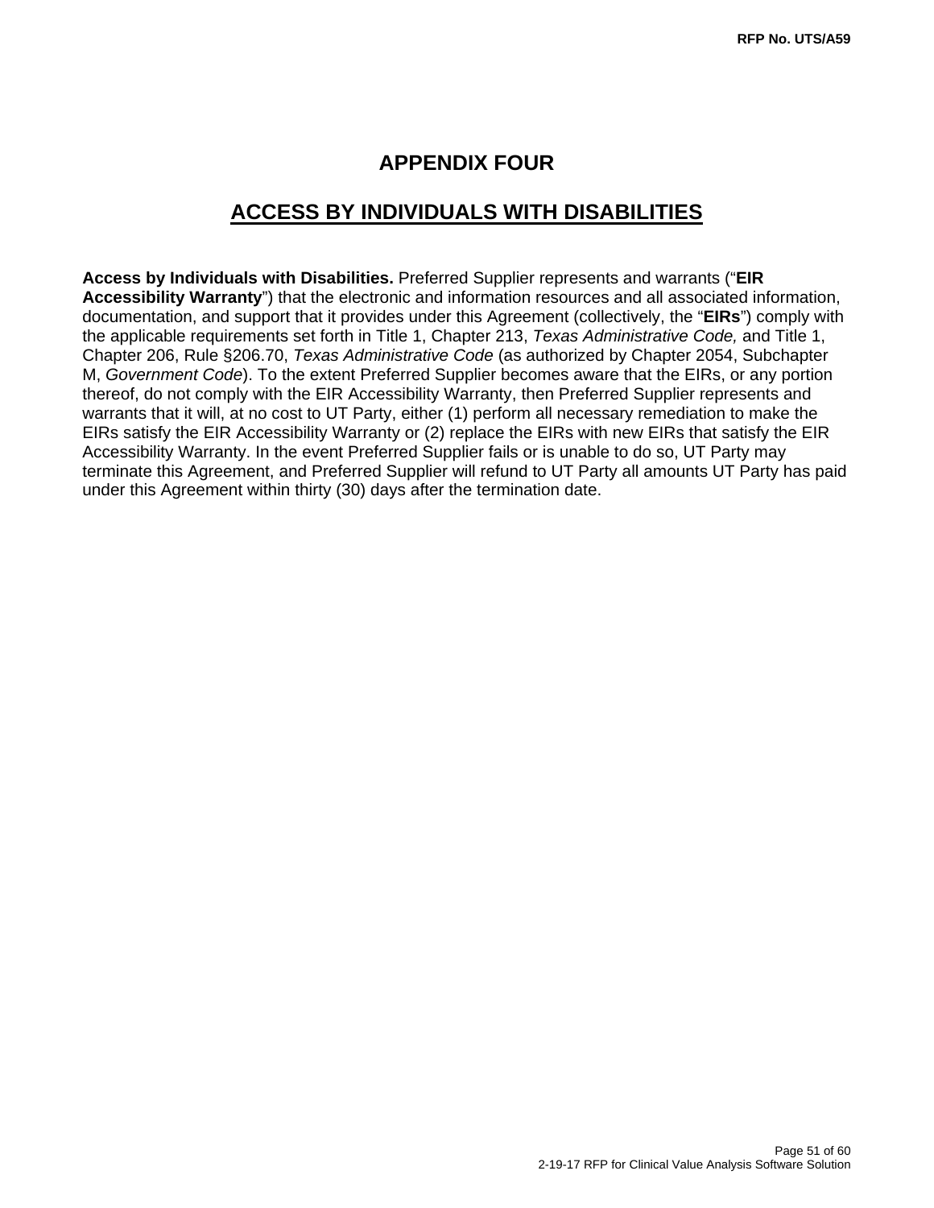# APPENDIX FOUR

## ACCESS BY INDIVIDUALS WITH DISABILITIES

**Access by Individuals with Disabilities.** Preferred Supplier represents and warrants ("**EIR Accessibility Warranty**") that the electronic and information resources and all associated information, documentation, and support that it provides under this Agreement (collectively, the "**EIRs**") comply with the applicable requirements set forth in Title 1, Chapter 213, *Texas Administrative Code,* and Title 1, Chapter 206, Rule §206.70, *Texas Administrative Code* (as authorized by Chapter 2054, Subchapter M, *Government Code*). To the extent Preferred Supplier becomes aware that the EIRs, or any portion thereof, do not comply with the EIR Accessibility Warranty, then Preferred Supplier represents and warrants that it will, at no cost to UT Party, either (1) perform all necessary remediation to make the EIRs satisfy the EIR Accessibility Warranty or (2) replace the EIRs with new EIRs that satisfy the EIR Accessibility Warranty. In the event Preferred Supplier fails or is unable to do so, UT Party may terminate this Agreement, and Preferred Supplier will refund to UT Party all amounts UT Party has paid under this Agreement within thirty (30) days after the termination date.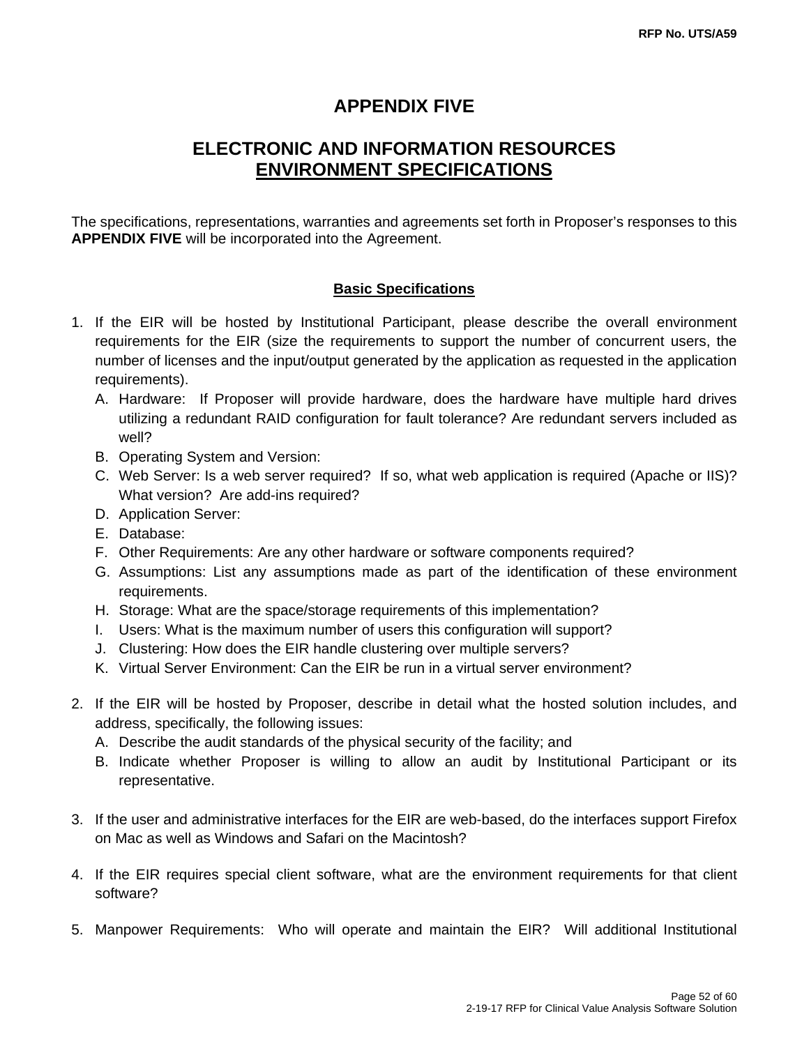# APPENDIX FIVE

## ELECTRONIC AND INFORMATION RESOURCES ENVIRONMENT SPECIFICATIONS

The specifications, representations, warranties and agreements set forth in Proposer's responses to this **APPENDIX FIVE** will be incorporated into the Agreement.

### Basic Specifications

1. If the EIR will be hosted by Institutional Participant, please describe the overall environment requirements for the EIR (size the requirements to support the number of concurrent users, the number of licenses and the input/output generated by the application as requested in the application requirements).
   A. Hardware: If Proposer will provide hardware, does the hardware have multiple hard drives utilizing a redundant RAID configuration for fault tolerance? Are redundant servers included as well?
   B. Operating System and Version:
   C. Web Server: Is a web server required? If so, what web application is required (Apache or IIS)? What version? Are add-ins required?
   D. Application Server:
   E. Database:
   F. Other Requirements: Are any other hardware or software components required?
   G. Assumptions: List any assumptions made as part of the identification of these environment requirements.
   H. Storage: What are the space/storage requirements of this implementation?
   I. Users: What is the maximum number of users this configuration will support?
   J. Clustering: How does the EIR handle clustering over multiple servers?
   K. Virtual Server Environment: Can the EIR be run in a virtual server environment?

2. If the EIR will be hosted by Proposer, describe in detail what the hosted solution includes, and address, specifically, the following issues:
   A. Describe the audit standards of the physical security of the facility; and
   B. Indicate whether Proposer is willing to allow an audit by Institutional Participant or its representative.

3. If the user and administrative interfaces for the EIR are web-based, do the interfaces support Firefox on Mac as well as Windows and Safari on the Macintosh?

4. If the EIR requires special client software, what are the environment requirements for that client software?

5. Manpower Requirements: Who will operate and maintain the EIR? Will additional Institutional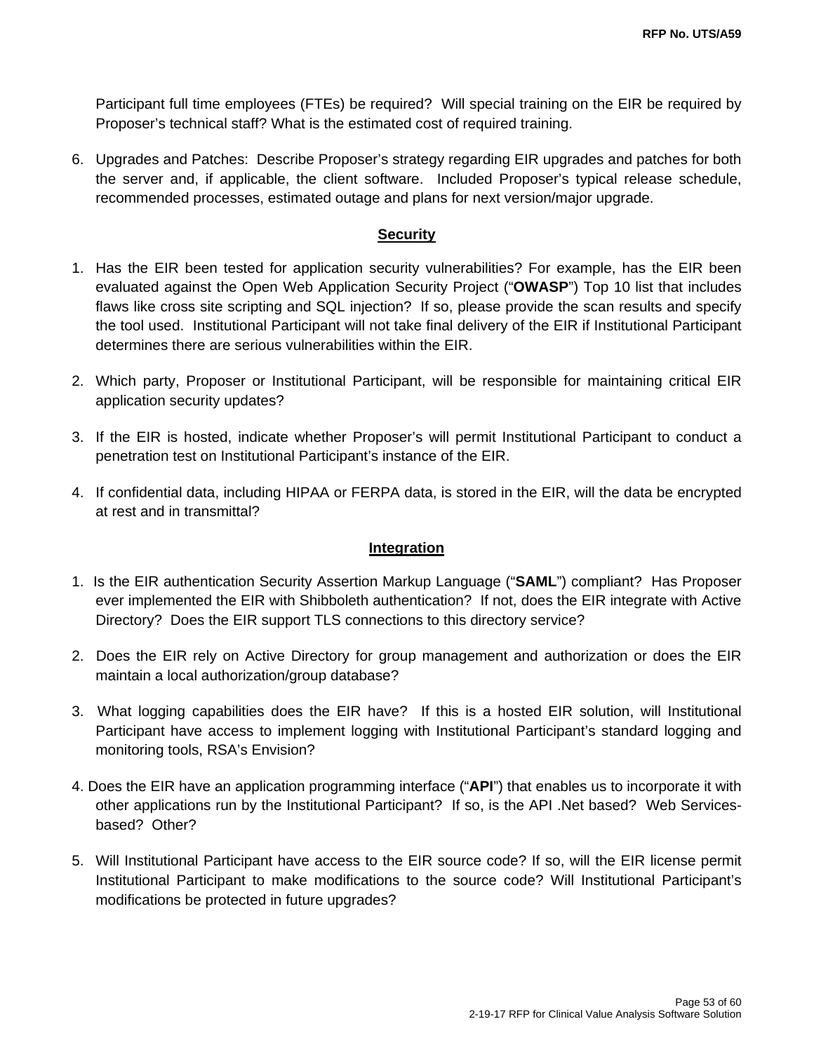Participant full time employees (FTEs) be required? Will special training on the EIR be required by Proposer's technical staff? What is the estimated cost of required training.

6. Upgrades and Patches: Describe Proposer's strategy regarding EIR upgrades and patches for both the server and, if applicable, the client software. Included Proposer's typical release schedule, recommended processes, estimated outage and plans for next version/major upgrade.

## Security

1. Has the EIR been tested for application security vulnerabilities? For example, has the EIR been evaluated against the Open Web Application Security Project ("**OWASP**") Top 10 list that includes flaws like cross site scripting and SQL injection? If so, please provide the scan results and specify the tool used. Institutional Participant will not take final delivery of the EIR if Institutional Participant determines there are serious vulnerabilities within the EIR.

2. Which party, Proposer or Institutional Participant, will be responsible for maintaining critical EIR application security updates?

3. If the EIR is hosted, indicate whether Proposer's will permit Institutional Participant to conduct a penetration test on Institutional Participant's instance of the EIR.

4. If confidential data, including HIPAA or FERPA data, is stored in the EIR, will the data be encrypted at rest and in transmittal?

## Integration

1. Is the EIR authentication Security Assertion Markup Language ("**SAML**") compliant? Has Proposer ever implemented the EIR with Shibboleth authentication? If not, does the EIR integrate with Active Directory? Does the EIR support TLS connections to this directory service?

2. Does the EIR rely on Active Directory for group management and authorization or does the EIR maintain a local authorization/group database?

3. What logging capabilities does the EIR have? If this is a hosted EIR solution, will Institutional Participant have access to implement logging with Institutional Participant's standard logging and monitoring tools, RSA's Envision?

4. Does the EIR have an application programming interface ("**API**") that enables us to incorporate it with other applications run by the Institutional Participant? If so, is the API .Net based? Web Services-based? Other?

5. Will Institutional Participant have access to the EIR source code? If so, will the EIR license permit Institutional Participant to make modifications to the source code? Will Institutional Participant's modifications be protected in future upgrades?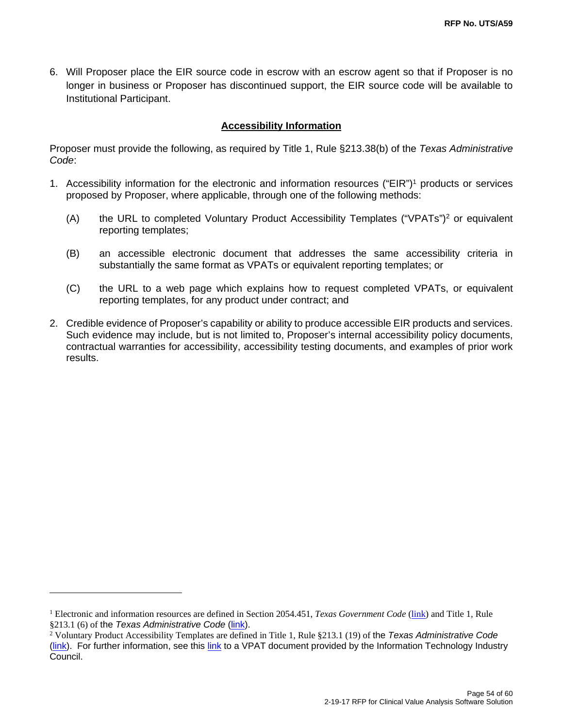6. Will Proposer place the EIR source code in escrow with an escrow agent so that if Proposer is no longer in business or Proposer has discontinued support, the EIR source code will be available to Institutional Participant.

## Accessibility Information

Proposer must provide the following, as required by Title 1, Rule §213.38(b) of the *Texas Administrative Code*:

1. Accessibility information for the electronic and information resources ("EIR")[1] products or services proposed by Proposer, where applicable, through one of the following methods:

   (A) the URL to completed Voluntary Product Accessibility Templates ("VPATs")[2] or equivalent reporting templates;

   (B) an accessible electronic document that addresses the same accessibility criteria in substantially the same format as VPATs or equivalent reporting templates; or

   (C) the URL to a web page which explains how to request completed VPATs, or equivalent reporting templates, for any product under contract; and

2. Credible evidence of Proposer's capability or ability to produce accessible EIR products and services. Such evidence may include, but is not limited to, Proposer's internal accessibility policy documents, contractual warranties for accessibility, accessibility testing documents, and examples of prior work results.

---

[1] Electronic and information resources are defined in Section 2054.451, *Texas Government Code* (link) and Title 1, Rule §213.1 (6) of the *Texas Administrative Code* (link).

[2] Voluntary Product Accessibility Templates are defined in Title 1, Rule §213.1 (19) of the *Texas Administrative Code* (link). For further information, see this link to a VPAT document provided by the Information Technology Industry Council.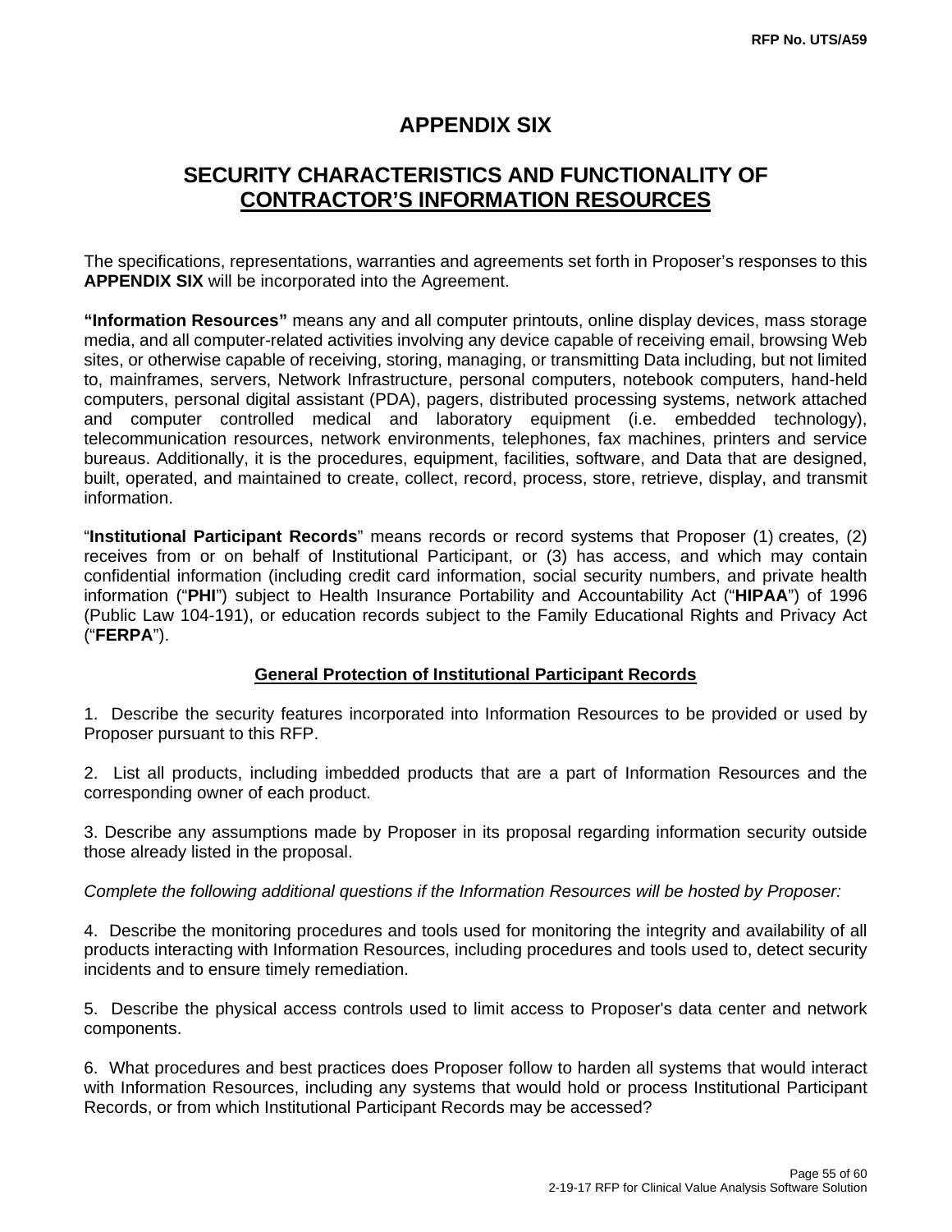# APPENDIX SIX

## SECURITY CHARACTERISTICS AND FUNCTIONALITY OF CONTRACTOR'S INFORMATION RESOURCES

The specifications, representations, warranties and agreements set forth in Proposer's responses to this **APPENDIX SIX** will be incorporated into the Agreement.

**"Information Resources"** means any and all computer printouts, online display devices, mass storage media, and all computer-related activities involving any device capable of receiving email, browsing Web sites, or otherwise capable of receiving, storing, managing, or transmitting Data including, but not limited to, mainframes, servers, Network Infrastructure, personal computers, notebook computers, hand-held computers, personal digital assistant (PDA), pagers, distributed processing systems, network attached and computer controlled medical and laboratory equipment (i.e. embedded technology), telecommunication resources, network environments, telephones, fax machines, printers and service bureaus. Additionally, it is the procedures, equipment, facilities, software, and Data that are designed, built, operated, and maintained to create, collect, record, process, store, retrieve, display, and transmit information.

"**Institutional Participant Records**" means records or record systems that Proposer (1) creates, (2) receives from or on behalf of Institutional Participant, or (3) has access, and which may contain confidential information (including credit card information, social security numbers, and private health information ("**PHI**") subject to Health Insurance Portability and Accountability Act ("**HIPAA**") of 1996 (Public Law 104-191), or education records subject to the Family Educational Rights and Privacy Act ("**FERPA**").

### General Protection of Institutional Participant Records

1. Describe the security features incorporated into Information Resources to be provided or used by Proposer pursuant to this RFP.

2. List all products, including imbedded products that are a part of Information Resources and the corresponding owner of each product.

3. Describe any assumptions made by Proposer in its proposal regarding information security outside those already listed in the proposal.

*Complete the following additional questions if the Information Resources will be hosted by Proposer:*

4. Describe the monitoring procedures and tools used for monitoring the integrity and availability of all products interacting with Information Resources, including procedures and tools used to, detect security incidents and to ensure timely remediation.

5. Describe the physical access controls used to limit access to Proposer's data center and network components.

6. What procedures and best practices does Proposer follow to harden all systems that would interact with Information Resources, including any systems that would hold or process Institutional Participant Records, or from which Institutional Participant Records may be accessed?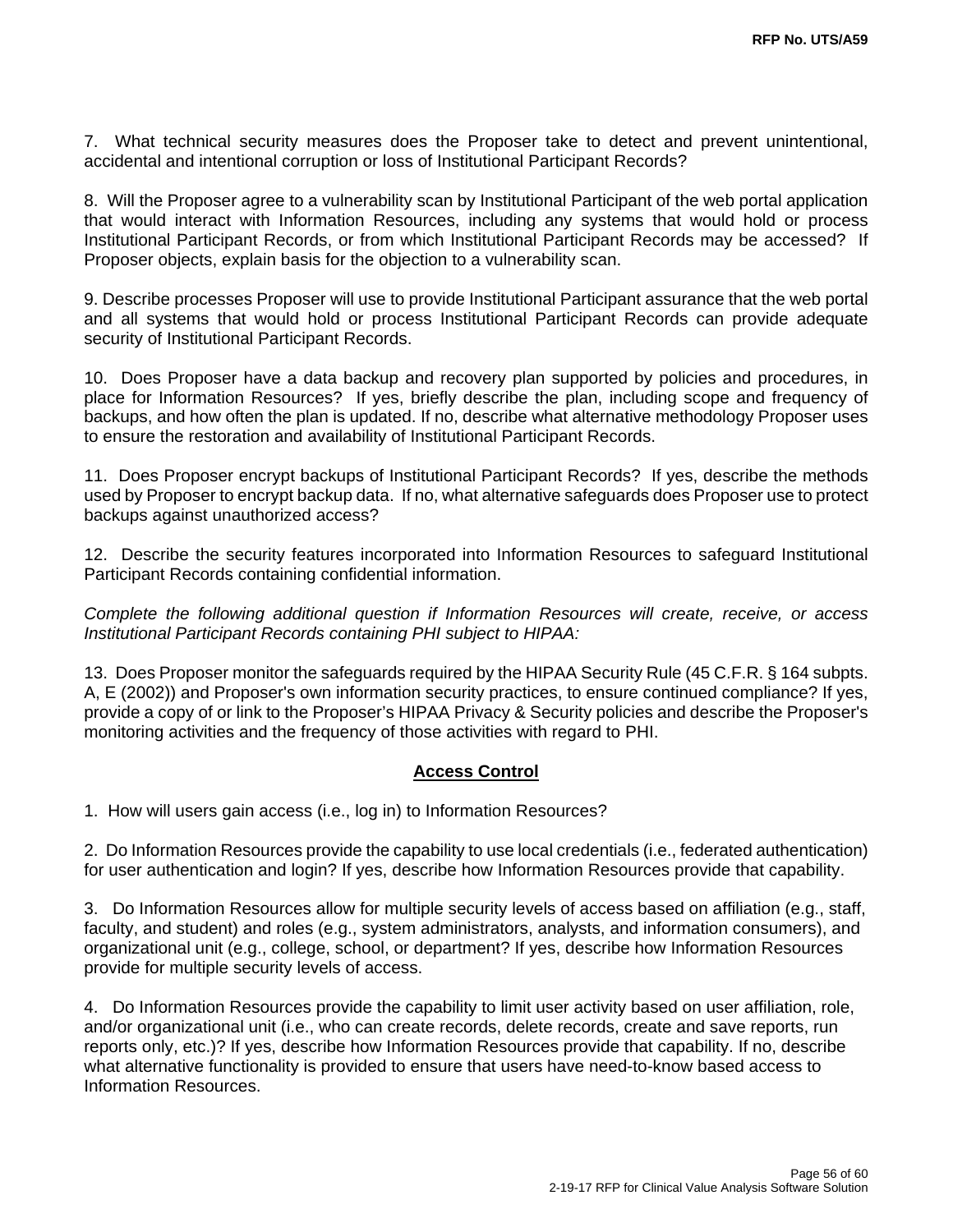7. What technical security measures does the Proposer take to detect and prevent unintentional, accidental and intentional corruption or loss of Institutional Participant Records?

8. Will the Proposer agree to a vulnerability scan by Institutional Participant of the web portal application that would interact with Information Resources, including any systems that would hold or process Institutional Participant Records, or from which Institutional Participant Records may be accessed? If Proposer objects, explain basis for the objection to a vulnerability scan.

9. Describe processes Proposer will use to provide Institutional Participant assurance that the web portal and all systems that would hold or process Institutional Participant Records can provide adequate security of Institutional Participant Records.

10. Does Proposer have a data backup and recovery plan supported by policies and procedures, in place for Information Resources? If yes, briefly describe the plan, including scope and frequency of backups, and how often the plan is updated. If no, describe what alternative methodology Proposer uses to ensure the restoration and availability of Institutional Participant Records.

11. Does Proposer encrypt backups of Institutional Participant Records? If yes, describe the methods used by Proposer to encrypt backup data. If no, what alternative safeguards does Proposer use to protect backups against unauthorized access?

12. Describe the security features incorporated into Information Resources to safeguard Institutional Participant Records containing confidential information.

*Complete the following additional question if Information Resources will create, receive, or access Institutional Participant Records containing PHI subject to HIPAA:*

13. Does Proposer monitor the safeguards required by the HIPAA Security Rule (45 C.F.R. § 164 subpts. A, E (2002)) and Proposer's own information security practices, to ensure continued compliance? If yes, provide a copy of or link to the Proposer's HIPAA Privacy & Security policies and describe the Proposer's monitoring activities and the frequency of those activities with regard to PHI.

## Access Control

1. How will users gain access (i.e., log in) to Information Resources?

2. Do Information Resources provide the capability to use local credentials (i.e., federated authentication) for user authentication and login? If yes, describe how Information Resources provide that capability.

3. Do Information Resources allow for multiple security levels of access based on affiliation (e.g., staff, faculty, and student) and roles (e.g., system administrators, analysts, and information consumers), and organizational unit (e.g., college, school, or department? If yes, describe how Information Resources provide for multiple security levels of access.

4. Do Information Resources provide the capability to limit user activity based on user affiliation, role, and/or organizational unit (i.e., who can create records, delete records, create and save reports, run reports only, etc.)? If yes, describe how Information Resources provide that capability. If no, describe what alternative functionality is provided to ensure that users have need-to-know based access to Information Resources.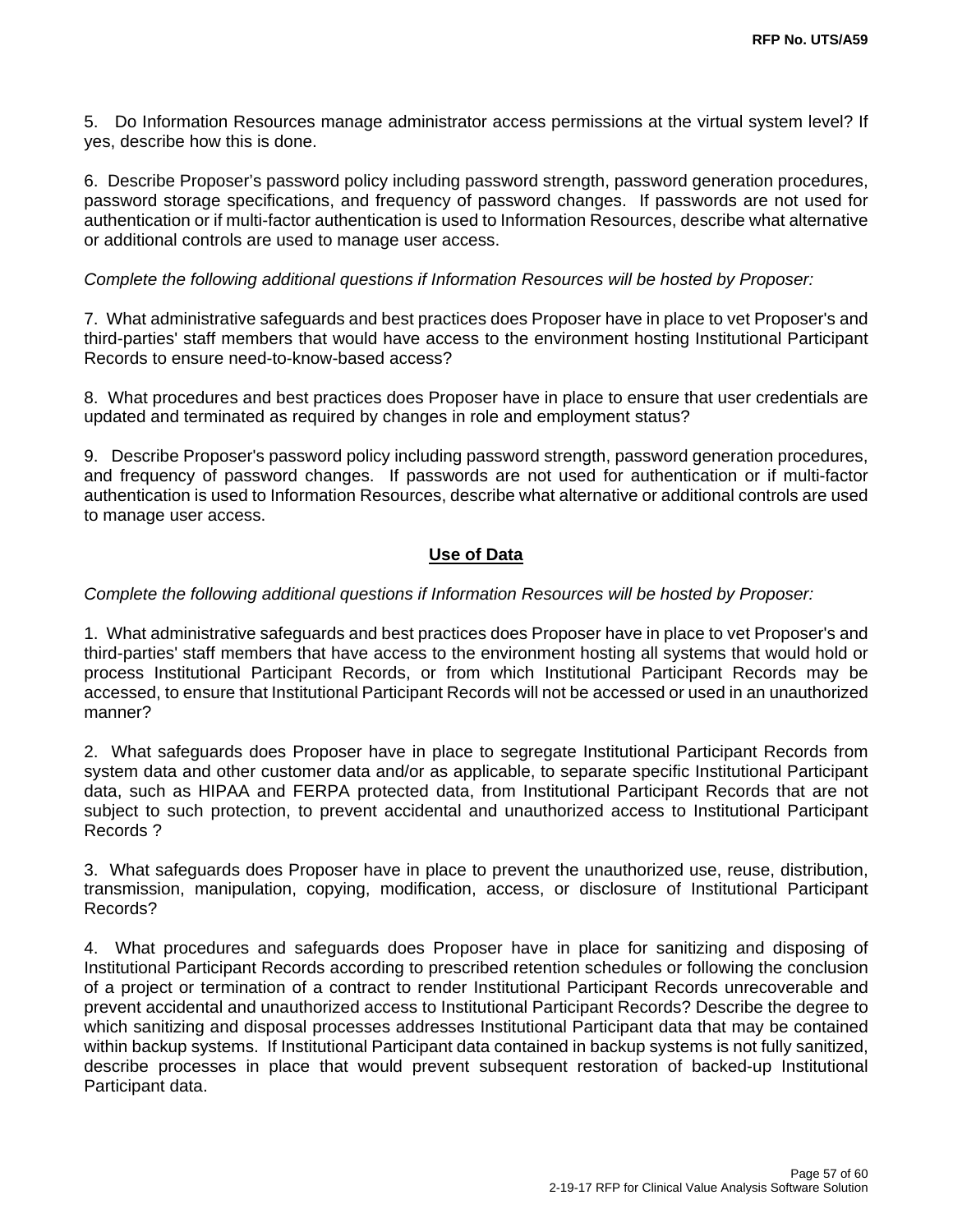5. Do Information Resources manage administrator access permissions at the virtual system level? If yes, describe how this is done.

6. Describe Proposer's password policy including password strength, password generation procedures, password storage specifications, and frequency of password changes. If passwords are not used for authentication or if multi-factor authentication is used to Information Resources, describe what alternative or additional controls are used to manage user access.

*Complete the following additional questions if Information Resources will be hosted by Proposer:*

7. What administrative safeguards and best practices does Proposer have in place to vet Proposer's and third-parties' staff members that would have access to the environment hosting Institutional Participant Records to ensure need-to-know-based access?

8. What procedures and best practices does Proposer have in place to ensure that user credentials are updated and terminated as required by changes in role and employment status?

9. Describe Proposer's password policy including password strength, password generation procedures, and frequency of password changes. If passwords are not used for authentication or if multi-factor authentication is used to Information Resources, describe what alternative or additional controls are used to manage user access.

## Use of Data

*Complete the following additional questions if Information Resources will be hosted by Proposer:*

1. What administrative safeguards and best practices does Proposer have in place to vet Proposer's and third-parties' staff members that have access to the environment hosting all systems that would hold or process Institutional Participant Records, or from which Institutional Participant Records may be accessed, to ensure that Institutional Participant Records will not be accessed or used in an unauthorized manner?

2. What safeguards does Proposer have in place to segregate Institutional Participant Records from system data and other customer data and/or as applicable, to separate specific Institutional Participant data, such as HIPAA and FERPA protected data, from Institutional Participant Records that are not subject to such protection, to prevent accidental and unauthorized access to Institutional Participant Records ?

3. What safeguards does Proposer have in place to prevent the unauthorized use, reuse, distribution, transmission, manipulation, copying, modification, access, or disclosure of Institutional Participant Records?

4. What procedures and safeguards does Proposer have in place for sanitizing and disposing of Institutional Participant Records according to prescribed retention schedules or following the conclusion of a project or termination of a contract to render Institutional Participant Records unrecoverable and prevent accidental and unauthorized access to Institutional Participant Records? Describe the degree to which sanitizing and disposal processes addresses Institutional Participant data that may be contained within backup systems. If Institutional Participant data contained in backup systems is not fully sanitized, describe processes in place that would prevent subsequent restoration of backed-up Institutional Participant data.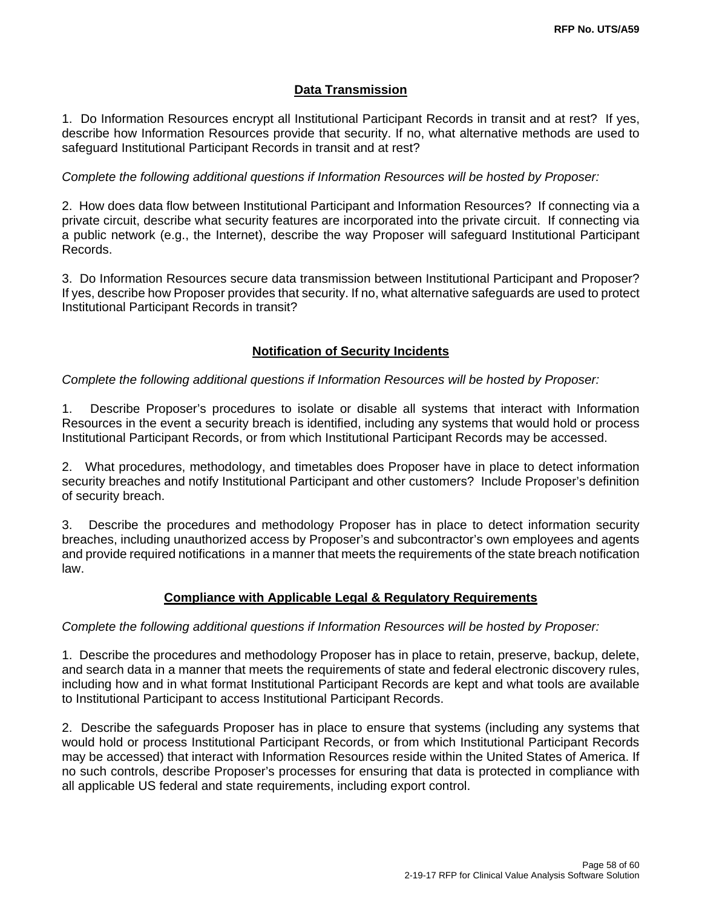## Data Transmission

1. Do Information Resources encrypt all Institutional Participant Records in transit and at rest? If yes, describe how Information Resources provide that security. If no, what alternative methods are used to safeguard Institutional Participant Records in transit and at rest?

*Complete the following additional questions if Information Resources will be hosted by Proposer:*

2. How does data flow between Institutional Participant and Information Resources? If connecting via a private circuit, describe what security features are incorporated into the private circuit. If connecting via a public network (e.g., the Internet), describe the way Proposer will safeguard Institutional Participant Records.

3. Do Information Resources secure data transmission between Institutional Participant and Proposer? If yes, describe how Proposer provides that security. If no, what alternative safeguards are used to protect Institutional Participant Records in transit?

## Notification of Security Incidents

*Complete the following additional questions if Information Resources will be hosted by Proposer:*

1. Describe Proposer's procedures to isolate or disable all systems that interact with Information Resources in the event a security breach is identified, including any systems that would hold or process Institutional Participant Records, or from which Institutional Participant Records may be accessed.

2. What procedures, methodology, and timetables does Proposer have in place to detect information security breaches and notify Institutional Participant and other customers? Include Proposer's definition of security breach.

3. Describe the procedures and methodology Proposer has in place to detect information security breaches, including unauthorized access by Proposer's and subcontractor's own employees and agents and provide required notifications in a manner that meets the requirements of the state breach notification law.

## Compliance with Applicable Legal & Regulatory Requirements

*Complete the following additional questions if Information Resources will be hosted by Proposer:*

1. Describe the procedures and methodology Proposer has in place to retain, preserve, backup, delete, and search data in a manner that meets the requirements of state and federal electronic discovery rules, including how and in what format Institutional Participant Records are kept and what tools are available to Institutional Participant to access Institutional Participant Records.

2. Describe the safeguards Proposer has in place to ensure that systems (including any systems that would hold or process Institutional Participant Records, or from which Institutional Participant Records may be accessed) that interact with Information Resources reside within the United States of America. If no such controls, describe Proposer's processes for ensuring that data is protected in compliance with all applicable US federal and state requirements, including export control.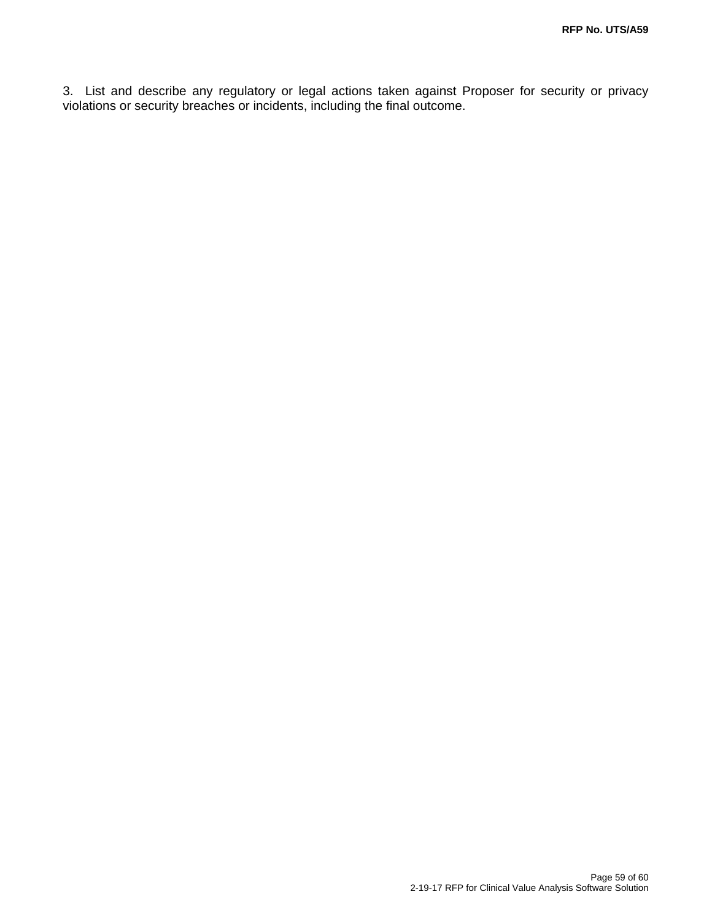3. List and describe any regulatory or legal actions taken against Proposer for security or privacy violations or security breaches or incidents, including the final outcome.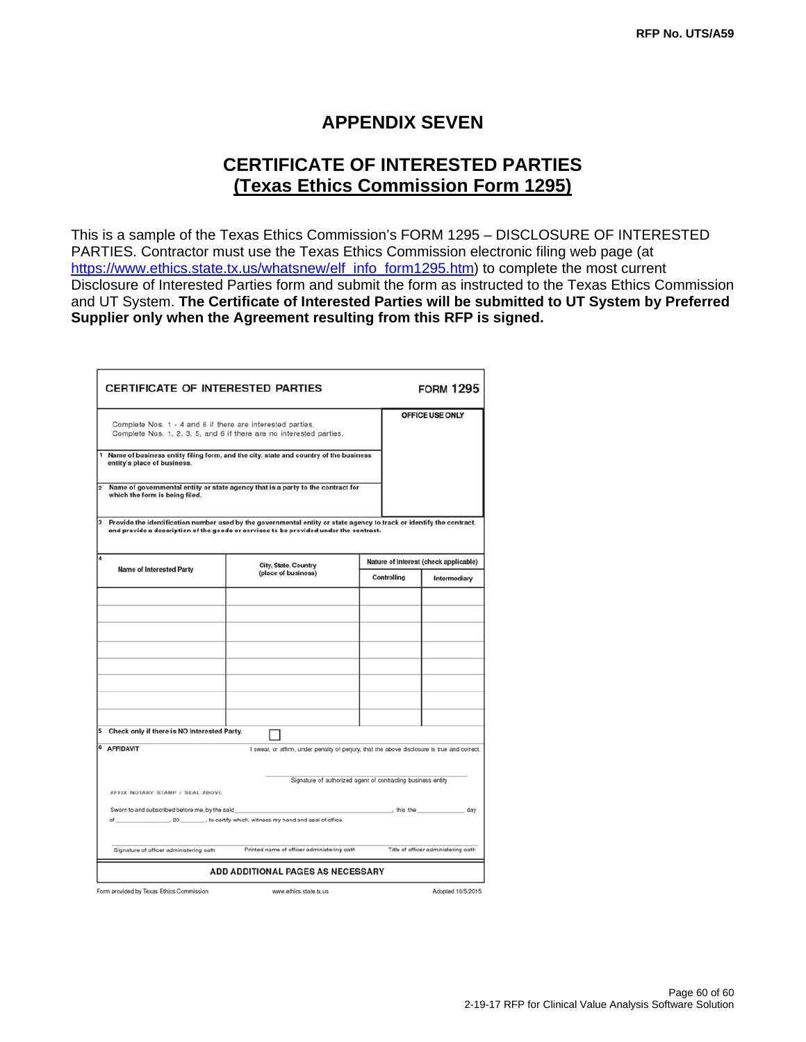# APPENDIX SEVEN

## CERTIFICATE OF INTERESTED PARTIES
## (Texas Ethics Commission Form 1295)

This is a sample of the Texas Ethics Commission's FORM 1295 – DISCLOSURE OF INTERESTED PARTIES. Contractor must use the Texas Ethics Commission electronic filing web page (at https://www.ethics.state.tx.us/whatsnew/elf_info_form1295.htm) to complete the most current Disclosure of Interested Parties form and submit the form as instructed to the Texas Ethics Commission and UT System. **The Certificate of Interested Parties will be submitted to UT System by Preferred Supplier only when the Agreement resulting from this RFP is signed.**

**CERTIFICATE OF INTERESTED PARTIES** — **FORM 1295**

Complete Nos. 1 - 4 and 6 if there are interested parties.
Complete Nos. 1, 2, 3, 5, and 6 if there are no interested parties.

**OFFICE USE ONLY**

1 **Name of business entity filing form, and the city, state and country of the business entity's place of business.**

2 **Name of governmental entity or state agency that is a party to the contract for which the form is being filed.**

3 **Provide the identification number used by the governmental entity or state agency to track or identify the contract, and provide a description of the goods or services to be provided under the contract.**

4

| Name of Interested Party | City, State, Country (place of business) | Nature of Interest (check applicable) | |
|---|---|---|---|
| | | Controlling | Intermediary |
| | | | |
| | | | |
| | | | |
| | | | |
| | | | |
| | | | |
| | | | |
| | | | |

5 **Check only if there is NO Interested Party.** ☐

6 **AFFIDAVIT** — I swear, or affirm, under penalty of perjury, that the above disclosure is true and correct.

______________________________
Signature of authorized agent of contracting business entity

AFFIX NOTARY STAMP / SEAL ABOVE

Sworn to and subscribed before me, by the said ______________________, this the ________ day of ____________, 20 ______, to certify which, witness my hand and seal of office.

______________________________ ______________________________ ______________________________
Signature of officer administering oath — Printed name of officer administering oath — Title of officer administering oath

**ADD ADDITIONAL PAGES AS NECESSARY**

Form provided by Texas Ethics Commission — www.ethics.state.tx.us — Adopted 10/5/2015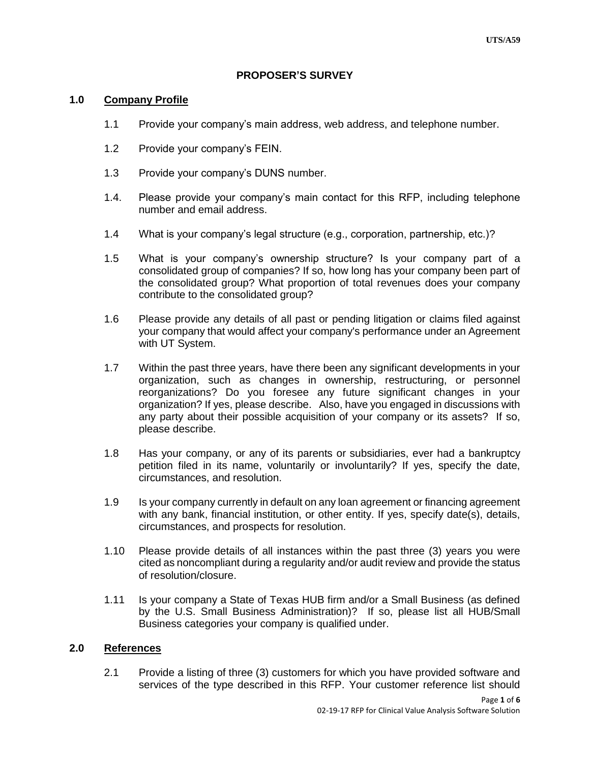# PROPOSER'S SURVEY

## 1.0 Company Profile

1.1 Provide your company's main address, web address, and telephone number.

1.2 Provide your company's FEIN.

1.3 Provide your company's DUNS number.

1.4. Please provide your company's main contact for this RFP, including telephone number and email address.

1.4 What is your company's legal structure (e.g., corporation, partnership, etc.)?

1.5 What is your company's ownership structure? Is your company part of a consolidated group of companies? If so, how long has your company been part of the consolidated group? What proportion of total revenues does your company contribute to the consolidated group?

1.6 Please provide any details of all past or pending litigation or claims filed against your company that would affect your company's performance under an Agreement with UT System.

1.7 Within the past three years, have there been any significant developments in your organization, such as changes in ownership, restructuring, or personnel reorganizations? Do you foresee any future significant changes in your organization? If yes, please describe. Also, have you engaged in discussions with any party about their possible acquisition of your company or its assets? If so, please describe.

1.8 Has your company, or any of its parents or subsidiaries, ever had a bankruptcy petition filed in its name, voluntarily or involuntarily? If yes, specify the date, circumstances, and resolution.

1.9 Is your company currently in default on any loan agreement or financing agreement with any bank, financial institution, or other entity. If yes, specify date(s), details, circumstances, and prospects for resolution.

1.10 Please provide details of all instances within the past three (3) years you were cited as noncompliant during a regularity and/or audit review and provide the status of resolution/closure.

1.11 Is your company a State of Texas HUB firm and/or a Small Business (as defined by the U.S. Small Business Administration)? If so, please list all HUB/Small Business categories your company is qualified under.

## 2.0 References

2.1 Provide a listing of three (3) customers for which you have provided software and services of the type described in this RFP. Your customer reference list should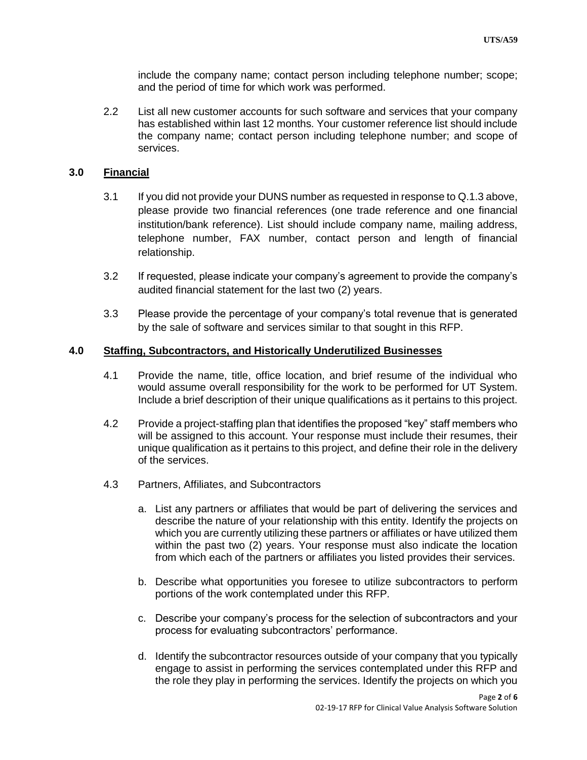include the company name; contact person including telephone number; scope; and the period of time for which work was performed.

2.2 List all new customer accounts for such software and services that your company has established within last 12 months. Your customer reference list should include the company name; contact person including telephone number; and scope of services.

## 3.0 Financial

3.1 If you did not provide your DUNS number as requested in response to Q.1.3 above, please provide two financial references (one trade reference and one financial institution/bank reference). List should include company name, mailing address, telephone number, FAX number, contact person and length of financial relationship.

3.2 If requested, please indicate your company's agreement to provide the company's audited financial statement for the last two (2) years.

3.3 Please provide the percentage of your company's total revenue that is generated by the sale of software and services similar to that sought in this RFP.

## 4.0 Staffing, Subcontractors, and Historically Underutilized Businesses

4.1 Provide the name, title, office location, and brief resume of the individual who would assume overall responsibility for the work to be performed for UT System. Include a brief description of their unique qualifications as it pertains to this project.

4.2 Provide a project-staffing plan that identifies the proposed "key" staff members who will be assigned to this account. Your response must include their resumes, their unique qualification as it pertains to this project, and define their role in the delivery of the services.

4.3 Partners, Affiliates, and Subcontractors

a. List any partners or affiliates that would be part of delivering the services and describe the nature of your relationship with this entity. Identify the projects on which you are currently utilizing these partners or affiliates or have utilized them within the past two (2) years. Your response must also indicate the location from which each of the partners or affiliates you listed provides their services.

b. Describe what opportunities you foresee to utilize subcontractors to perform portions of the work contemplated under this RFP.

c. Describe your company's process for the selection of subcontractors and your process for evaluating subcontractors' performance.

d. Identify the subcontractor resources outside of your company that you typically engage to assist in performing the services contemplated under this RFP and the role they play in performing the services. Identify the projects on which you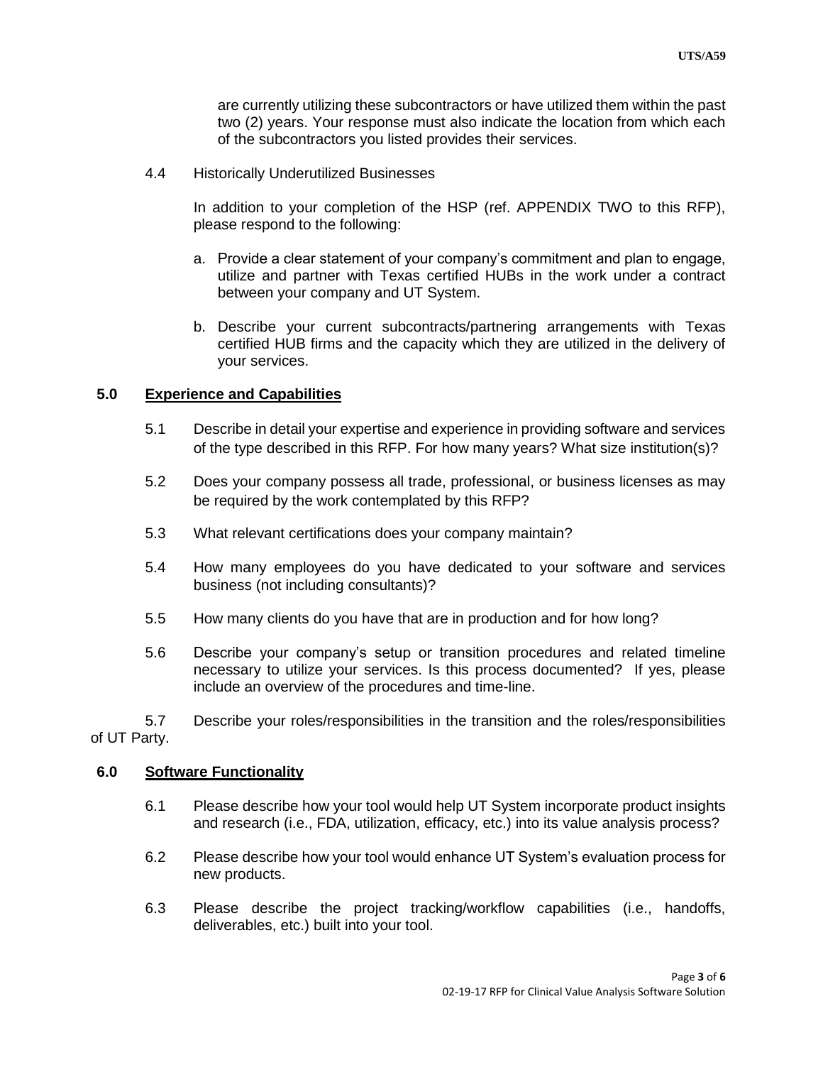are currently utilizing these subcontractors or have utilized them within the past two (2) years. Your response must also indicate the location from which each of the subcontractors you listed provides their services.

4.4 Historically Underutilized Businesses

In addition to your completion of the HSP (ref. APPENDIX TWO to this RFP), please respond to the following:

a. Provide a clear statement of your company's commitment and plan to engage, utilize and partner with Texas certified HUBs in the work under a contract between your company and UT System.

b. Describe your current subcontracts/partnering arrangements with Texas certified HUB firms and the capacity which they are utilized in the delivery of your services.

## 5.0 Experience and Capabilities

5.1 Describe in detail your expertise and experience in providing software and services of the type described in this RFP. For how many years? What size institution(s)?

5.2 Does your company possess all trade, professional, or business licenses as may be required by the work contemplated by this RFP?

5.3 What relevant certifications does your company maintain?

5.4 How many employees do you have dedicated to your software and services business (not including consultants)?

5.5 How many clients do you have that are in production and for how long?

5.6 Describe your company's setup or transition procedures and related timeline necessary to utilize your services. Is this process documented? If yes, please include an overview of the procedures and time-line.

5.7 Describe your roles/responsibilities in the transition and the roles/responsibilities of UT Party.

## 6.0 Software Functionality

6.1 Please describe how your tool would help UT System incorporate product insights and research (i.e., FDA, utilization, efficacy, etc.) into its value analysis process?

6.2 Please describe how your tool would enhance UT System's evaluation process for new products.

6.3 Please describe the project tracking/workflow capabilities (i.e., handoffs, deliverables, etc.) built into your tool.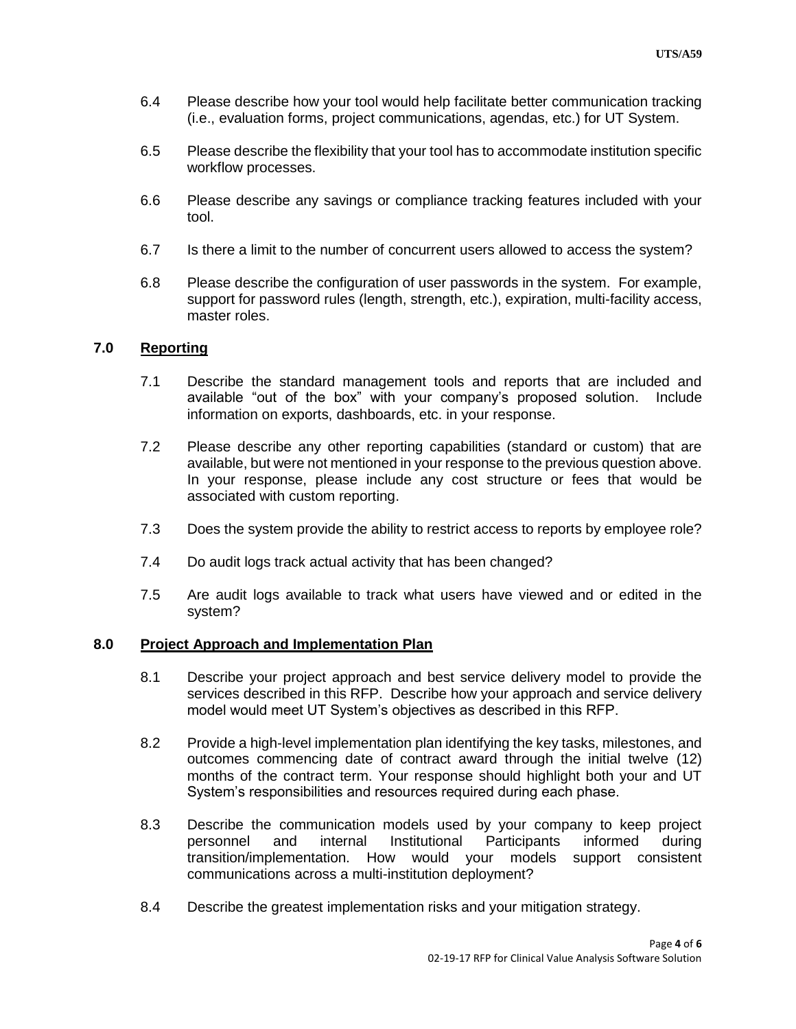6.4 Please describe how your tool would help facilitate better communication tracking (i.e., evaluation forms, project communications, agendas, etc.) for UT System.

6.5 Please describe the flexibility that your tool has to accommodate institution specific workflow processes.

6.6 Please describe any savings or compliance tracking features included with your tool.

6.7 Is there a limit to the number of concurrent users allowed to access the system?

6.8 Please describe the configuration of user passwords in the system. For example, support for password rules (length, strength, etc.), expiration, multi-facility access, master roles.

## 7.0 Reporting

7.1 Describe the standard management tools and reports that are included and available "out of the box" with your company's proposed solution. Include information on exports, dashboards, etc. in your response.

7.2 Please describe any other reporting capabilities (standard or custom) that are available, but were not mentioned in your response to the previous question above. In your response, please include any cost structure or fees that would be associated with custom reporting.

7.3 Does the system provide the ability to restrict access to reports by employee role?

7.4 Do audit logs track actual activity that has been changed?

7.5 Are audit logs available to track what users have viewed and or edited in the system?

## 8.0 Project Approach and Implementation Plan

8.1 Describe your project approach and best service delivery model to provide the services described in this RFP. Describe how your approach and service delivery model would meet UT System's objectives as described in this RFP.

8.2 Provide a high-level implementation plan identifying the key tasks, milestones, and outcomes commencing date of contract award through the initial twelve (12) months of the contract term. Your response should highlight both your and UT System's responsibilities and resources required during each phase.

8.3 Describe the communication models used by your company to keep project personnel and internal Institutional Participants informed during transition/implementation. How would your models support consistent communications across a multi-institution deployment?

8.4 Describe the greatest implementation risks and your mitigation strategy.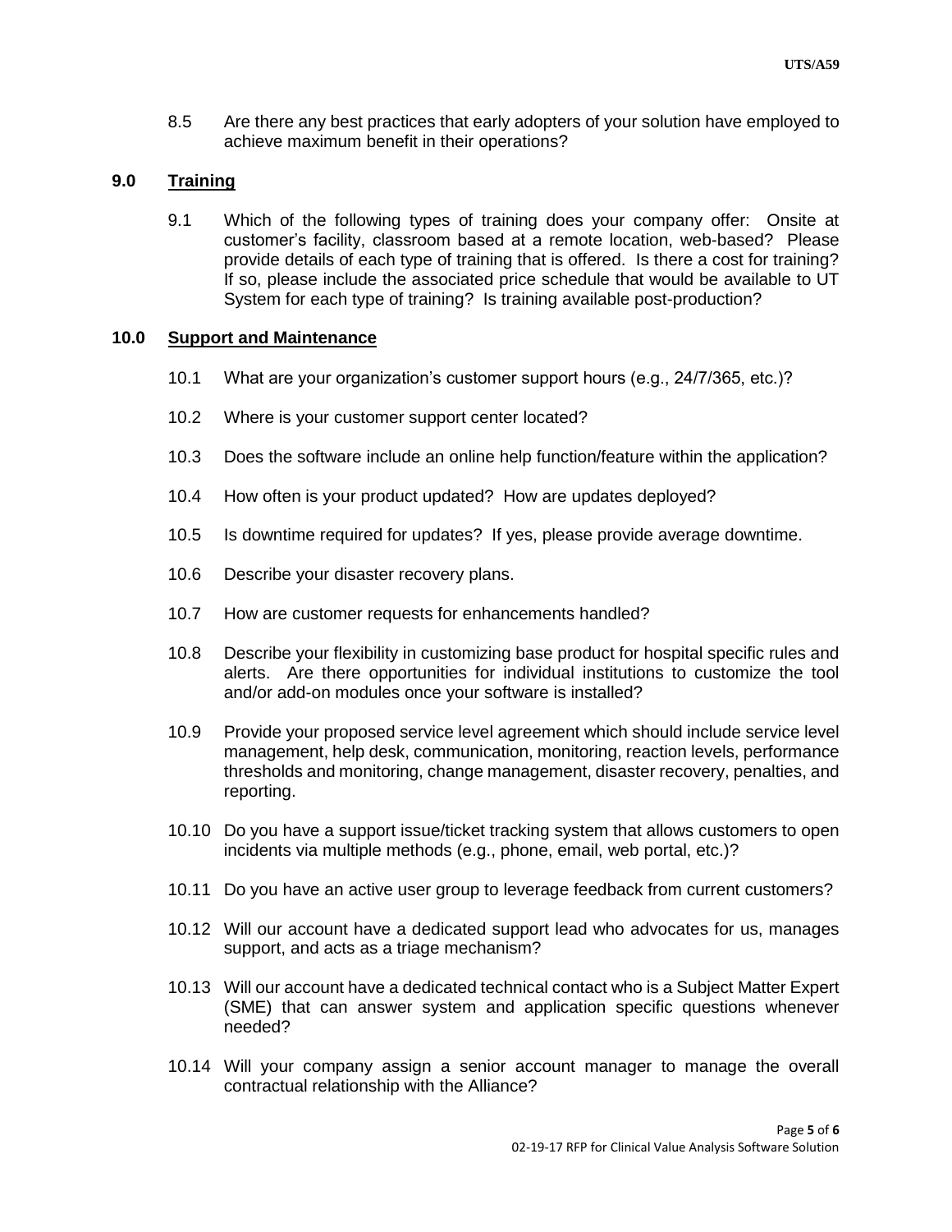8.5 Are there any best practices that early adopters of your solution have employed to achieve maximum benefit in their operations?

## 9.0 Training

9.1 Which of the following types of training does your company offer: Onsite at customer's facility, classroom based at a remote location, web-based? Please provide details of each type of training that is offered. Is there a cost for training? If so, please include the associated price schedule that would be available to UT System for each type of training? Is training available post-production?

## 10.0 Support and Maintenance

10.1 What are your organization's customer support hours (e.g., 24/7/365, etc.)?

10.2 Where is your customer support center located?

10.3 Does the software include an online help function/feature within the application?

10.4 How often is your product updated? How are updates deployed?

10.5 Is downtime required for updates? If yes, please provide average downtime.

10.6 Describe your disaster recovery plans.

10.7 How are customer requests for enhancements handled?

10.8 Describe your flexibility in customizing base product for hospital specific rules and alerts. Are there opportunities for individual institutions to customize the tool and/or add-on modules once your software is installed?

10.9 Provide your proposed service level agreement which should include service level management, help desk, communication, monitoring, reaction levels, performance thresholds and monitoring, change management, disaster recovery, penalties, and reporting.

10.10 Do you have a support issue/ticket tracking system that allows customers to open incidents via multiple methods (e.g., phone, email, web portal, etc.)?

10.11 Do you have an active user group to leverage feedback from current customers?

10.12 Will our account have a dedicated support lead who advocates for us, manages support, and acts as a triage mechanism?

10.13 Will our account have a dedicated technical contact who is a Subject Matter Expert (SME) that can answer system and application specific questions whenever needed?

10.14 Will your company assign a senior account manager to manage the overall contractual relationship with the Alliance?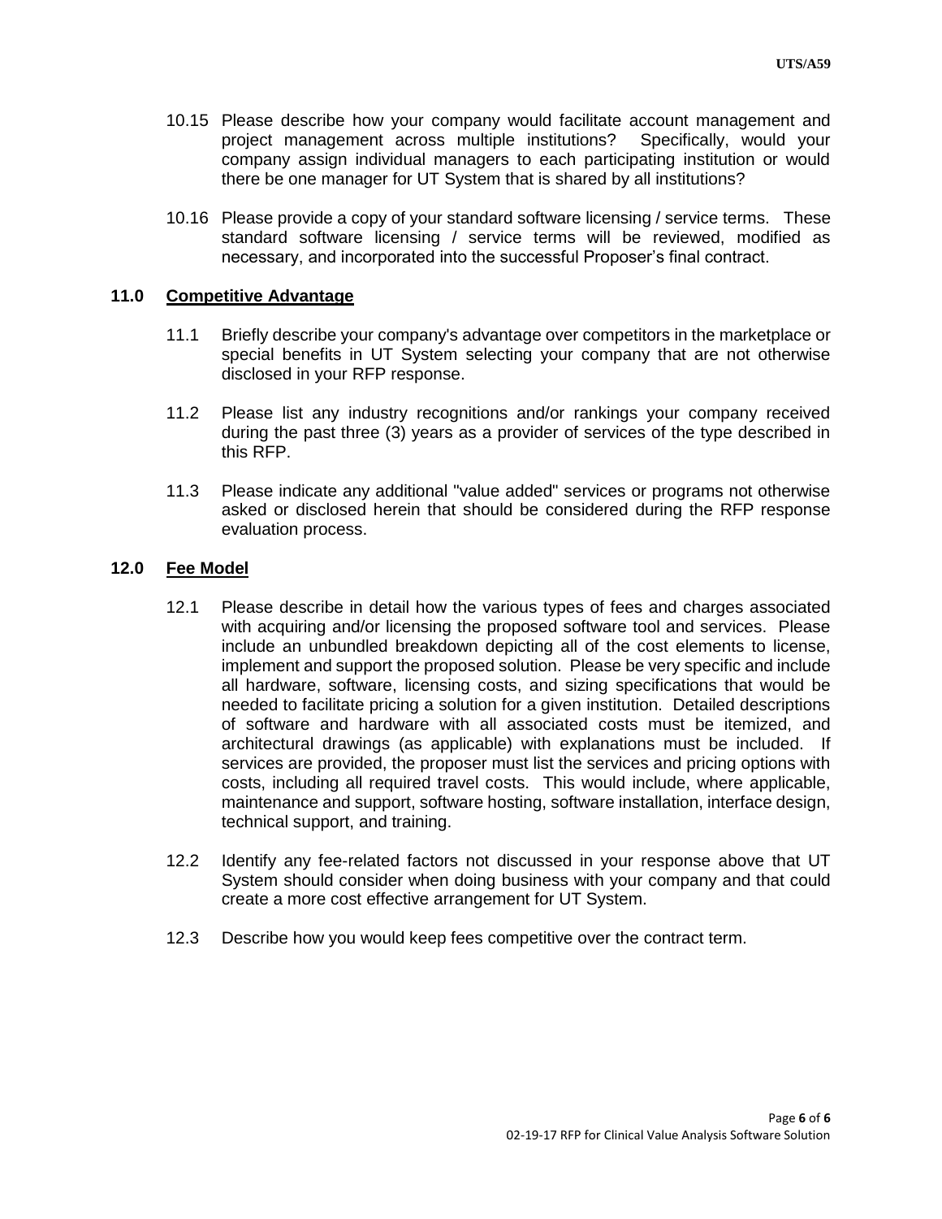10.15 Please describe how your company would facilitate account management and project management across multiple institutions? Specifically, would your company assign individual managers to each participating institution or would there be one manager for UT System that is shared by all institutions?

10.16 Please provide a copy of your standard software licensing / service terms. These standard software licensing / service terms will be reviewed, modified as necessary, and incorporated into the successful Proposer's final contract.

## 11.0 Competitive Advantage

11.1 Briefly describe your company's advantage over competitors in the marketplace or special benefits in UT System selecting your company that are not otherwise disclosed in your RFP response.

11.2 Please list any industry recognitions and/or rankings your company received during the past three (3) years as a provider of services of the type described in this RFP.

11.3 Please indicate any additional "value added" services or programs not otherwise asked or disclosed herein that should be considered during the RFP response evaluation process.

## 12.0 Fee Model

12.1 Please describe in detail how the various types of fees and charges associated with acquiring and/or licensing the proposed software tool and services. Please include an unbundled breakdown depicting all of the cost elements to license, implement and support the proposed solution. Please be very specific and include all hardware, software, licensing costs, and sizing specifications that would be needed to facilitate pricing a solution for a given institution. Detailed descriptions of software and hardware with all associated costs must be itemized, and architectural drawings (as applicable) with explanations must be included. If services are provided, the proposer must list the services and pricing options with costs, including all required travel costs. This would include, where applicable, maintenance and support, software hosting, software installation, interface design, technical support, and training.

12.2 Identify any fee-related factors not discussed in your response above that UT System should consider when doing business with your company and that could create a more cost effective arrangement for UT System.

12.3 Describe how you would keep fees competitive over the contract term.